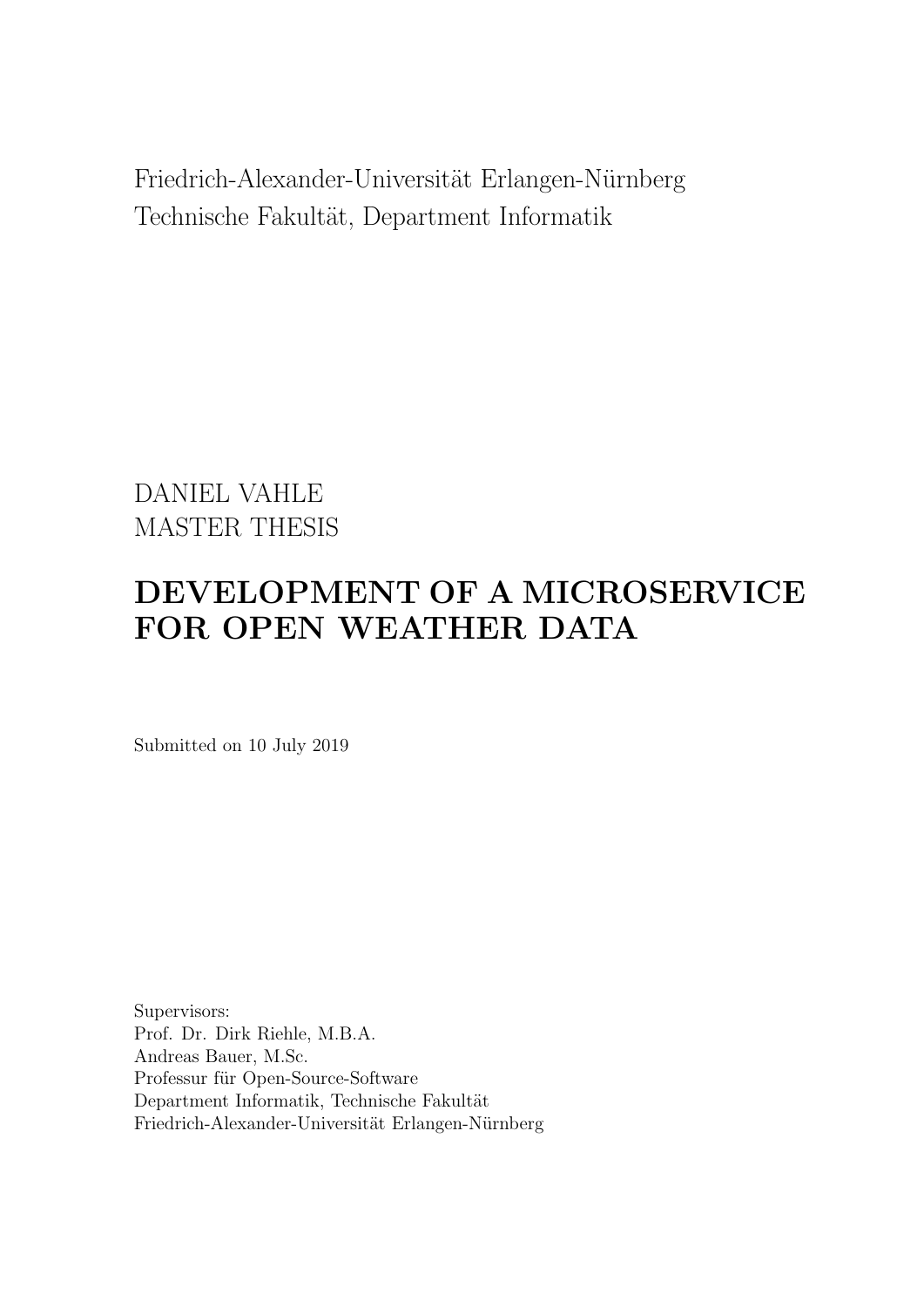Friedrich-Alexander-Universität Erlangen-Nürnberg
Technische Fakultät, Department Informatik

DANIEL VAHLE
MASTER THESIS

# DEVELOPMENT OF A MICROSERVICE FOR OPEN WEATHER DATA

Submitted on 10 July 2019

Supervisors:
Prof. Dr. Dirk Riehle, M.B.A.
Andreas Bauer, M.Sc.
Professur für Open-Source-Software
Department Informatik, Technische Fakultät
Friedrich-Alexander-Universität Erlangen-Nürnberg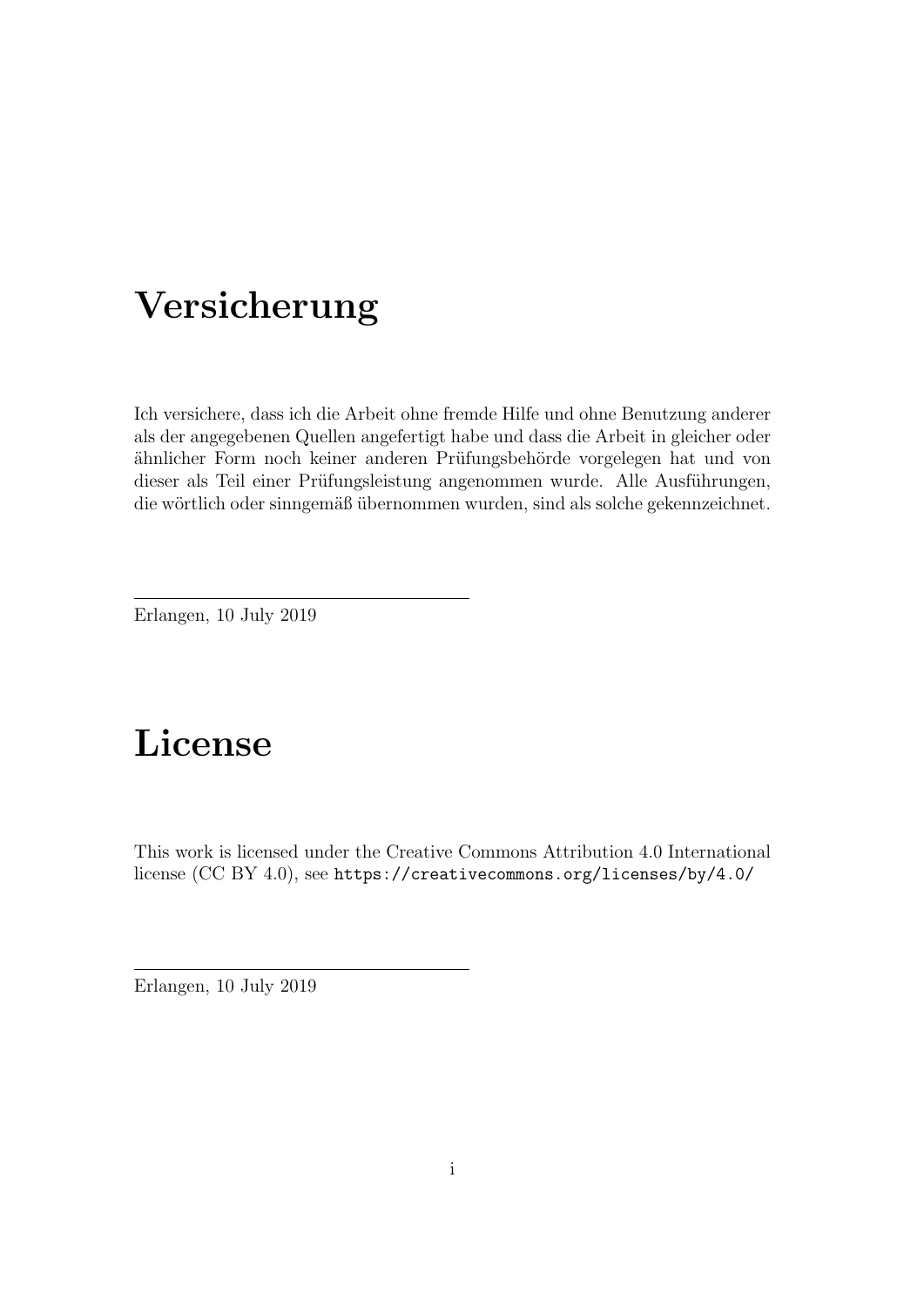# Versicherung

Ich versichere, dass ich die Arbeit ohne fremde Hilfe und ohne Benutzung anderer als der angegebenen Quellen angefertigt habe und dass die Arbeit in gleicher oder ähnlicher Form noch keiner anderen Prüfungsbehörde vorgelegen hat und von dieser als Teil einer Prüfungsleistung angenommen wurde. Alle Ausführungen, die wörtlich oder sinngemäß übernommen wurden, sind als solche gekennzeichnet.

---

Erlangen, 10 July 2019

# License

This work is licensed under the Creative Commons Attribution 4.0 International license (CC BY 4.0), see `https://creativecommons.org/licenses/by/4.0/`

---

Erlangen, 10 July 2019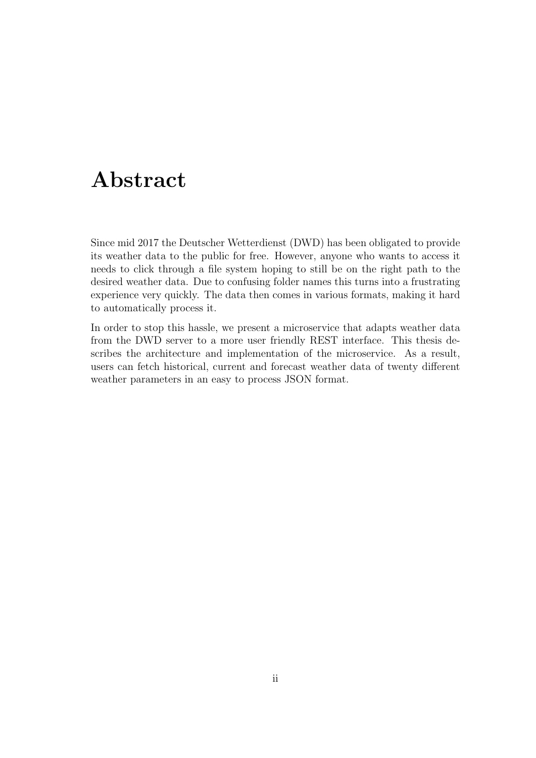# Abstract

Since mid 2017 the Deutscher Wetterdienst (DWD) has been obligated to provide its weather data to the public for free. However, anyone who wants to access it needs to click through a file system hoping to still be on the right path to the desired weather data. Due to confusing folder names this turns into a frustrating experience very quickly. The data then comes in various formats, making it hard to automatically process it.

In order to stop this hassle, we present a microservice that adapts weather data from the DWD server to a more user friendly REST interface. This thesis describes the architecture and implementation of the microservice. As a result, users can fetch historical, current and forecast weather data of twenty different weather parameters in an easy to process JSON format.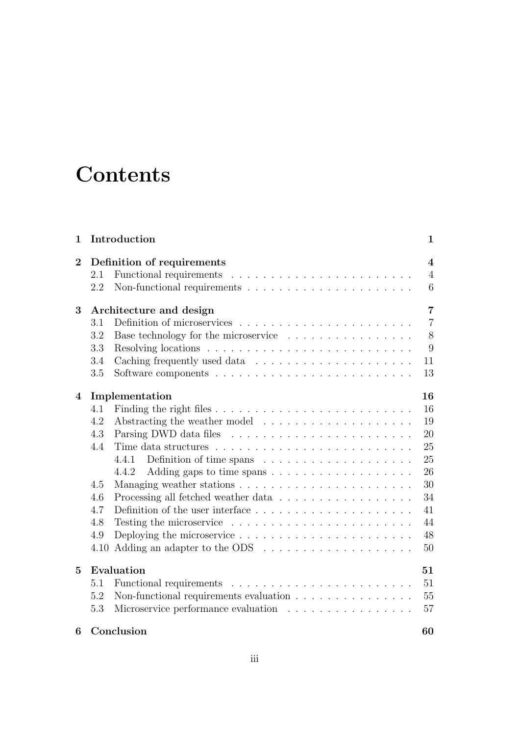# Contents

**1 Introduction** **1**

**2 Definition of requirements** **4**
- 2.1 Functional requirements . . . . . . . . . . . . . . . . . . . . . . . 4
- 2.2 Non-functional requirements . . . . . . . . . . . . . . . . . . . . . 6

**3 Architecture and design** **7**
- 3.1 Definition of microservices . . . . . . . . . . . . . . . . . . . . . . 7
- 3.2 Base technology for the microservice . . . . . . . . . . . . . . . . 8
- 3.3 Resolving locations . . . . . . . . . . . . . . . . . . . . . . . . . . 9
- 3.4 Caching frequently used data . . . . . . . . . . . . . . . . . . . . 11
- 3.5 Software components . . . . . . . . . . . . . . . . . . . . . . . . . 13

**4 Implementation** **16**
- 4.1 Finding the right files . . . . . . . . . . . . . . . . . . . . . . . . . 16
- 4.2 Abstracting the weather model . . . . . . . . . . . . . . . . . . . 19
- 4.3 Parsing DWD data files . . . . . . . . . . . . . . . . . . . . . . . 20
- 4.4 Time data structures . . . . . . . . . . . . . . . . . . . . . . . . . 25
  - 4.4.1 Definition of time spans . . . . . . . . . . . . . . . . . . . 25
  - 4.4.2 Adding gaps to time spans . . . . . . . . . . . . . . . . . . 26
- 4.5 Managing weather stations . . . . . . . . . . . . . . . . . . . . . . 30
- 4.6 Processing all fetched weather data . . . . . . . . . . . . . . . . . 34
- 4.7 Definition of the user interface . . . . . . . . . . . . . . . . . . . . 41
- 4.8 Testing the microservice . . . . . . . . . . . . . . . . . . . . . . . 44
- 4.9 Deploying the microservice . . . . . . . . . . . . . . . . . . . . . . 48
- 4.10 Adding an adapter to the ODS . . . . . . . . . . . . . . . . . . . 50

**5 Evaluation** **51**
- 5.1 Functional requirements . . . . . . . . . . . . . . . . . . . . . . . 51
- 5.2 Non-functional requirements evaluation . . . . . . . . . . . . . . . 55
- 5.3 Microservice performance evaluation . . . . . . . . . . . . . . . . 57

**6 Conclusion** **60**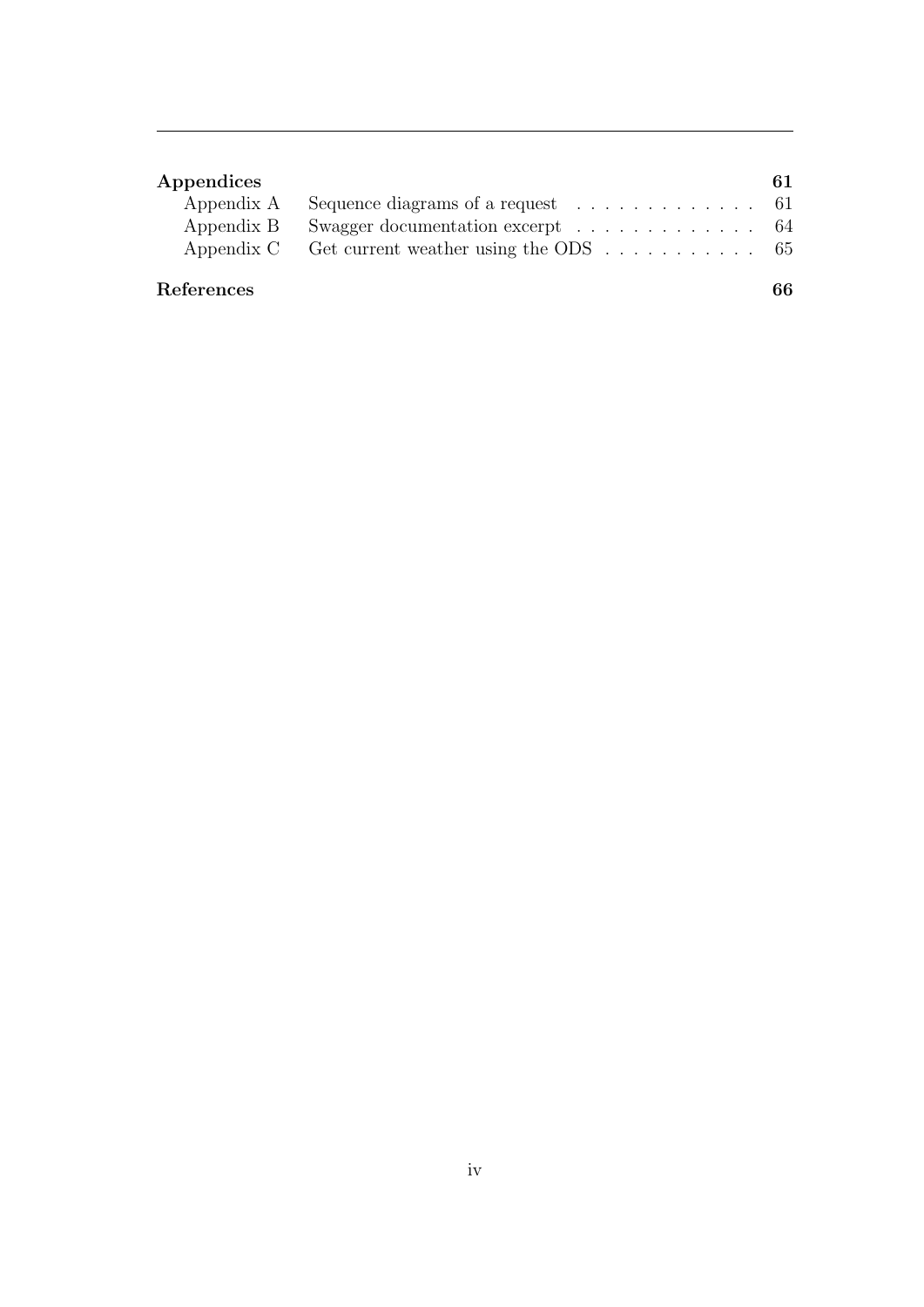**Appendices** **61**

- Appendix A Sequence diagrams of a request . . . . . . . . . . . . . 61
- Appendix B Swagger documentation excerpt . . . . . . . . . . . . . 64
- Appendix C Get current weather using the ODS . . . . . . . . . . . 65

**References** **66**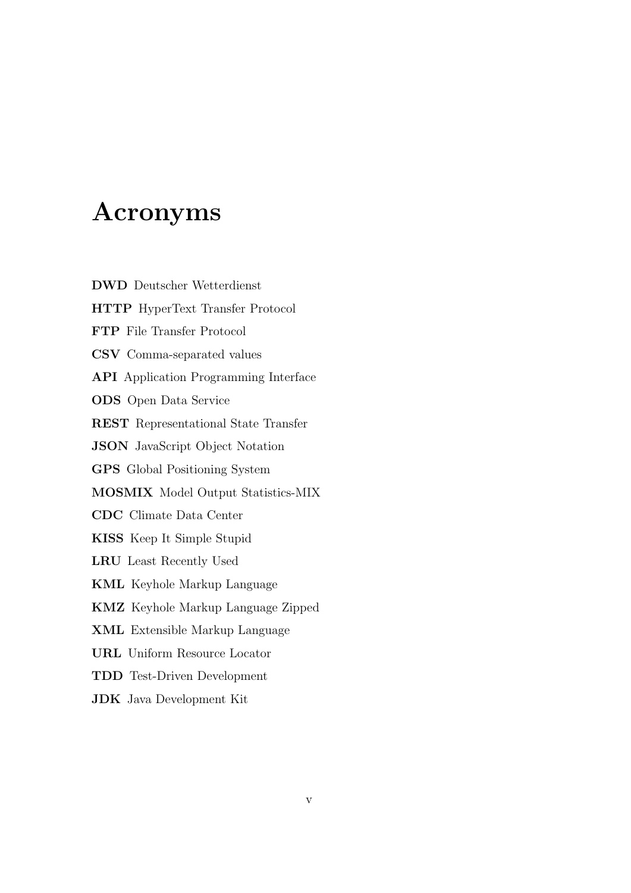# Acronyms

**DWD** Deutscher Wetterdienst

**HTTP** HyperText Transfer Protocol

**FTP** File Transfer Protocol

**CSV** Comma-separated values

**API** Application Programming Interface

**ODS** Open Data Service

**REST** Representational State Transfer

**JSON** JavaScript Object Notation

**GPS** Global Positioning System

**MOSMIX** Model Output Statistics-MIX

**CDC** Climate Data Center

**KISS** Keep It Simple Stupid

**LRU** Least Recently Used

**KML** Keyhole Markup Language

**KMZ** Keyhole Markup Language Zipped

**XML** Extensible Markup Language

**URL** Uniform Resource Locator

**TDD** Test-Driven Development

**JDK** Java Development Kit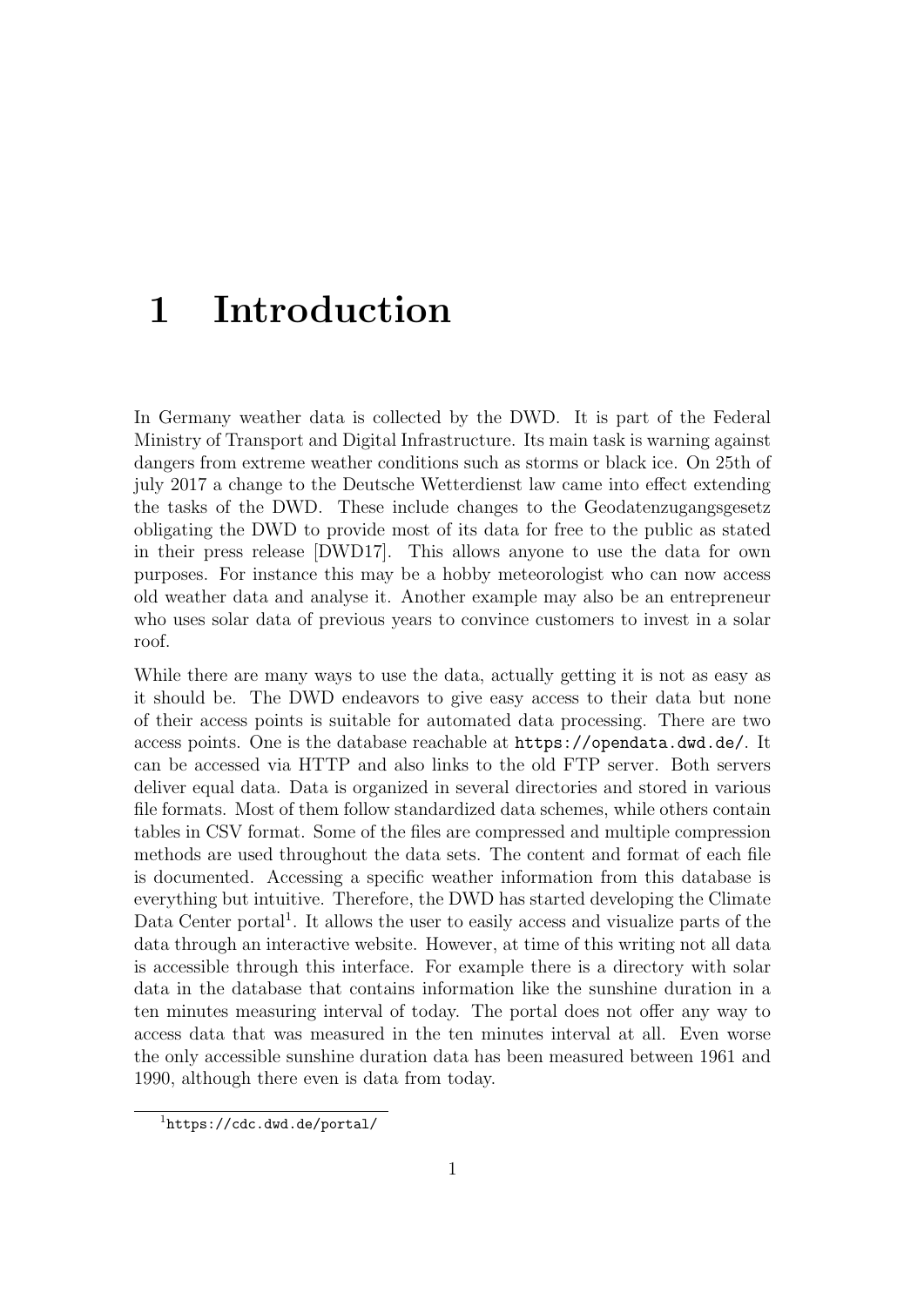# 1 Introduction

In Germany weather data is collected by the DWD. It is part of the Federal Ministry of Transport and Digital Infrastructure. Its main task is warning against dangers from extreme weather conditions such as storms or black ice. On 25th of july 2017 a change to the Deutsche Wetterdienst law came into effect extending the tasks of the DWD. These include changes to the Geodatenzugangsgesetz obligating the DWD to provide most of its data for free to the public as stated in their press release [DWD17]. This allows anyone to use the data for own purposes. For instance this may be a hobby meteorologist who can now access old weather data and analyse it. Another example may also be an entrepreneur who uses solar data of previous years to convince customers to invest in a solar roof.

While there are many ways to use the data, actually getting it is not as easy as it should be. The DWD endeavors to give easy access to their data but none of their access points is suitable for automated data processing. There are two access points. One is the database reachable at `https://opendata.dwd.de/`. It can be accessed via HTTP and also links to the old FTP server. Both servers deliver equal data. Data is organized in several directories and stored in various file formats. Most of them follow standardized data schemes, while others contain tables in CSV format. Some of the files are compressed and multiple compression methods are used throughout the data sets. The content and format of each file is documented. Accessing a specific weather information from this database is everything but intuitive. Therefore, the DWD has started developing the Climate Data Center portal[1]. It allows the user to easily access and visualize parts of the data through an interactive website. However, at time of this writing not all data is accessible through this interface. For example there is a directory with solar data in the database that contains information like the sunshine duration in a ten minutes measuring interval of today. The portal does not offer any way to access data that was measured in the ten minutes interval at all. Even worse the only accessible sunshine duration data has been measured between 1961 and 1990, although there even is data from today.

[1] `https://cdc.dwd.de/portal/`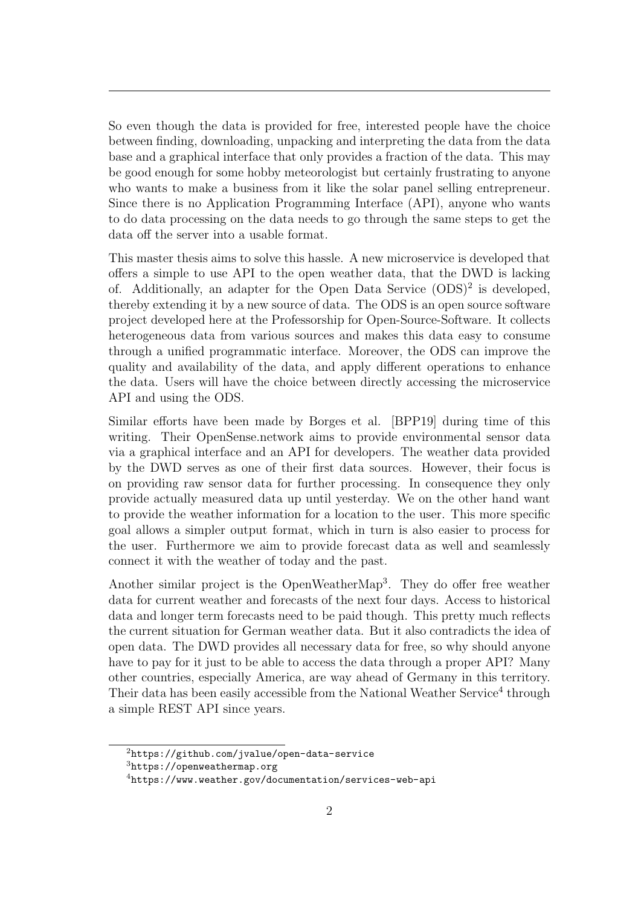So even though the data is provided for free, interested people have the choice between finding, downloading, unpacking and interpreting the data from the data base and a graphical interface that only provides a fraction of the data. This may be good enough for some hobby meteorologist but certainly frustrating to anyone who wants to make a business from it like the solar panel selling entrepreneur. Since there is no Application Programming Interface (API), anyone who wants to do data processing on the data needs to go through the same steps to get the data off the server into a usable format.

This master thesis aims to solve this hassle. A new microservice is developed that offers a simple to use API to the open weather data, that the DWD is lacking of. Additionally, an adapter for the Open Data Service (ODS)[2] is developed, thereby extending it by a new source of data. The ODS is an open source software project developed here at the Professorship for Open-Source-Software. It collects heterogeneous data from various sources and makes this data easy to consume through a unified programmatic interface. Moreover, the ODS can improve the quality and availability of the data, and apply different operations to enhance the data. Users will have the choice between directly accessing the microservice API and using the ODS.

Similar efforts have been made by Borges et al. [BPP19] during time of this writing. Their OpenSense.network aims to provide environmental sensor data via a graphical interface and an API for developers. The weather data provided by the DWD serves as one of their first data sources. However, their focus is on providing raw sensor data for further processing. In consequence they only provide actually measured data up until yesterday. We on the other hand want to provide the weather information for a location to the user. This more specific goal allows a simpler output format, which in turn is also easier to process for the user. Furthermore we aim to provide forecast data as well and seamlessly connect it with the weather of today and the past.

Another similar project is the OpenWeatherMap[3]. They do offer free weather data for current weather and forecasts of the next four days. Access to historical data and longer term forecasts need to be paid though. This pretty much reflects the current situation for German weather data. But it also contradicts the idea of open data. The DWD provides all necessary data for free, so why should anyone have to pay for it just to be able to access the data through a proper API? Many other countries, especially America, are way ahead of Germany in this territory. Their data has been easily accessible from the National Weather Service[4] through a simple REST API since years.

[2] https://github.com/jvalue/open-data-service

[3] https://openweathermap.org

[4] https://www.weather.gov/documentation/services-web-api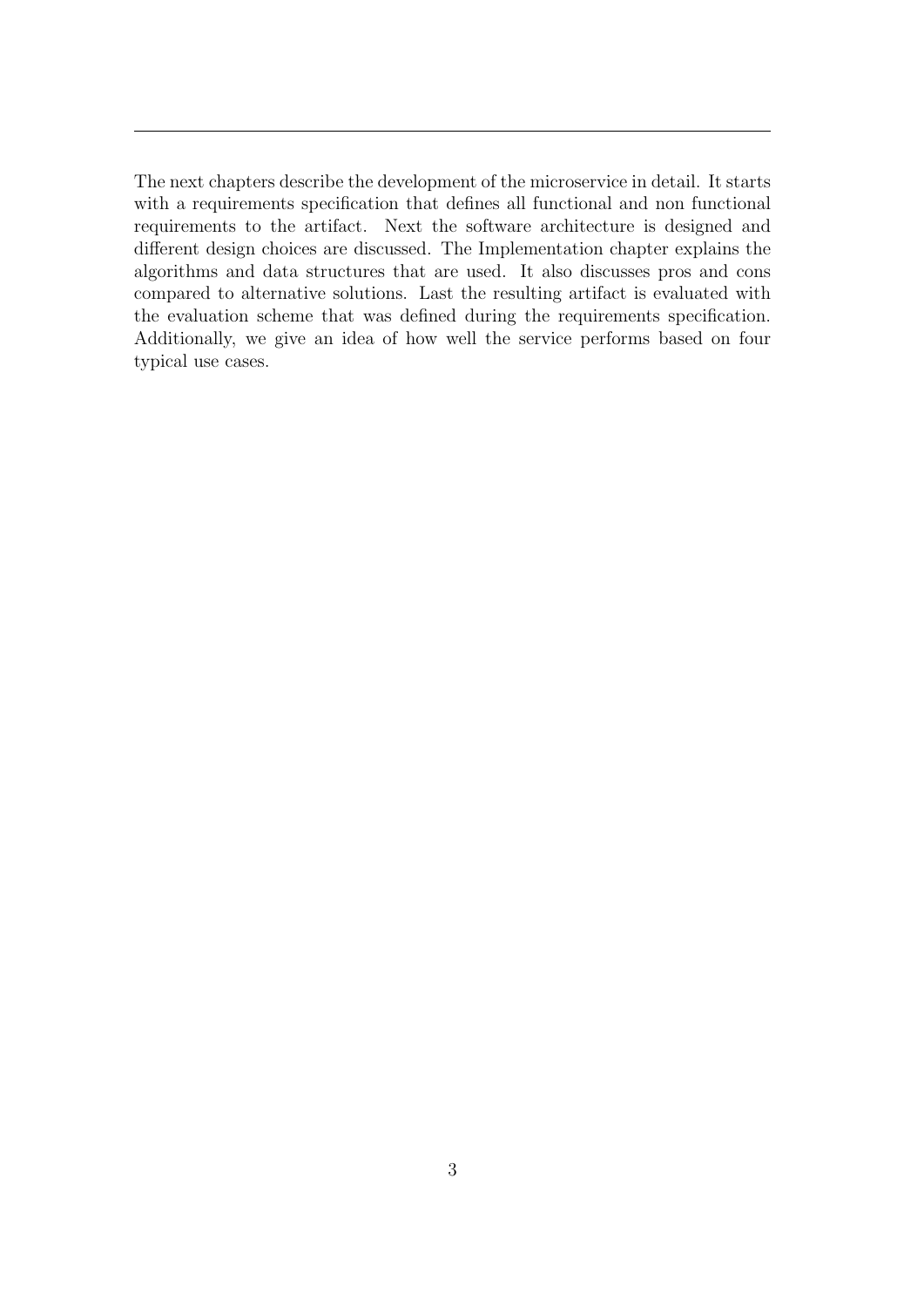The next chapters describe the development of the microservice in detail. It starts with a requirements specification that defines all functional and non functional requirements to the artifact. Next the software architecture is designed and different design choices are discussed. The Implementation chapter explains the algorithms and data structures that are used. It also discusses pros and cons compared to alternative solutions. Last the resulting artifact is evaluated with the evaluation scheme that was defined during the requirements specification. Additionally, we give an idea of how well the service performs based on four typical use cases.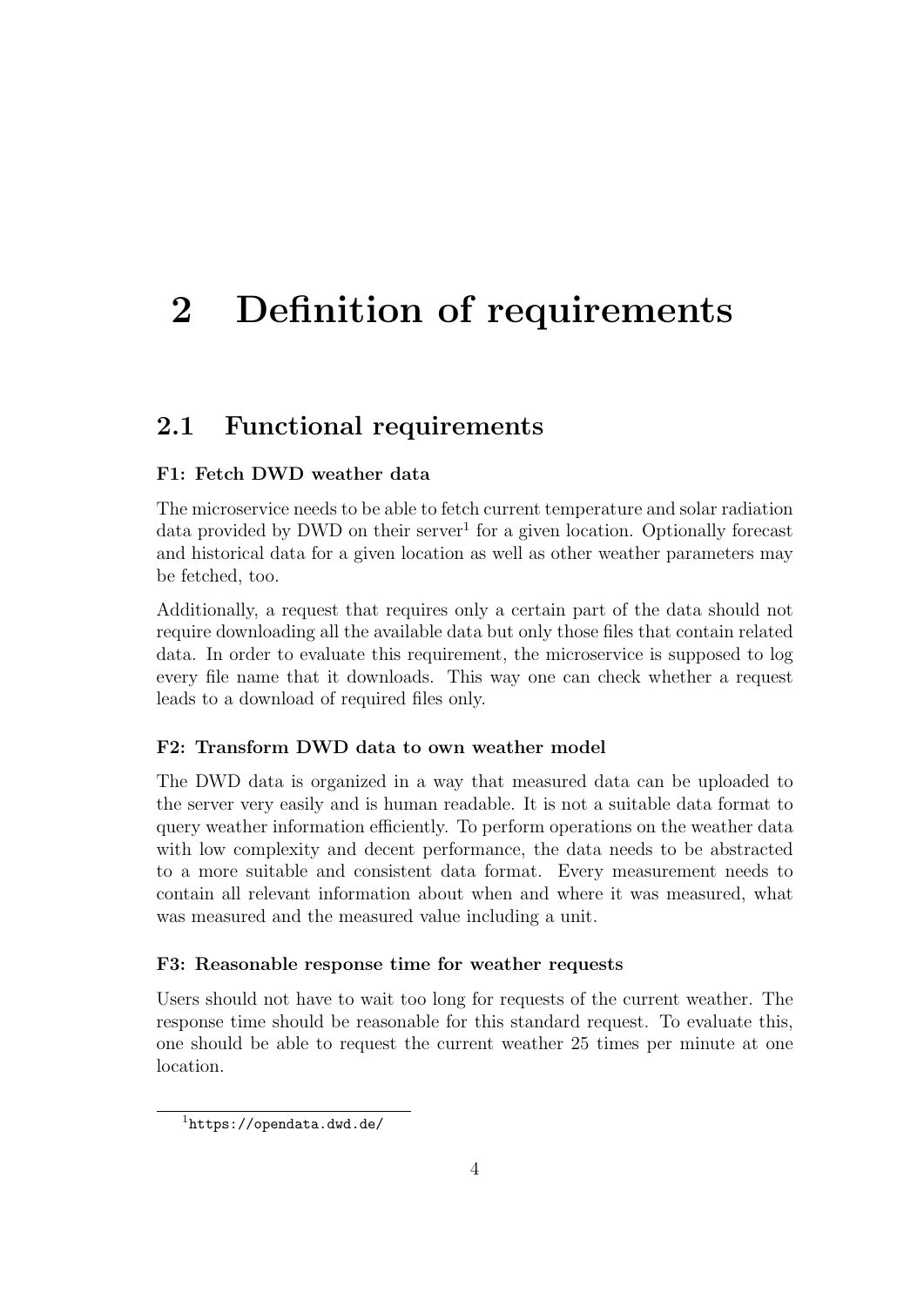# 2 Definition of requirements

## 2.1 Functional requirements

### F1: Fetch DWD weather data

The microservice needs to be able to fetch current temperature and solar radiation data provided by DWD on their server[1] for a given location. Optionally forecast and historical data for a given location as well as other weather parameters may be fetched, too.

Additionally, a request that requires only a certain part of the data should not require downloading all the available data but only those files that contain related data. In order to evaluate this requirement, the microservice is supposed to log every file name that it downloads. This way one can check whether a request leads to a download of required files only.

### F2: Transform DWD data to own weather model

The DWD data is organized in a way that measured data can be uploaded to the server very easily and is human readable. It is not a suitable data format to query weather information efficiently. To perform operations on the weather data with low complexity and decent performance, the data needs to be abstracted to a more suitable and consistent data format. Every measurement needs to contain all relevant information about when and where it was measured, what was measured and the measured value including a unit.

### F3: Reasonable response time for weather requests

Users should not have to wait too long for requests of the current weather. The response time should be reasonable for this standard request. To evaluate this, one should be able to request the current weather 25 times per minute at one location.

[1] `https://opendata.dwd.de/`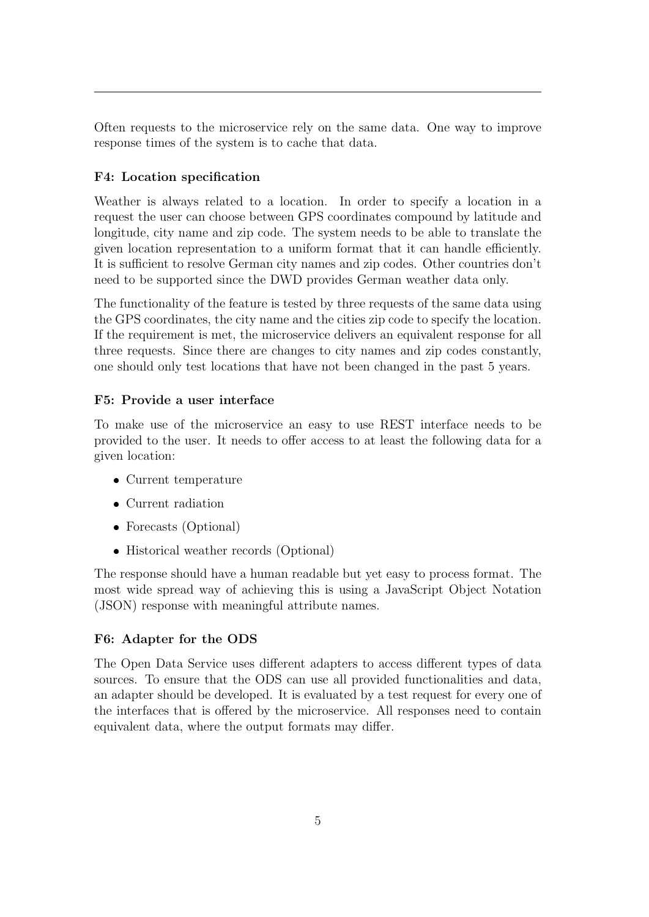Often requests to the microservice rely on the same data. One way to improve response times of the system is to cache that data.

**F4: Location specification**

Weather is always related to a location. In order to specify a location in a request the user can choose between GPS coordinates compound by latitude and longitude, city name and zip code. The system needs to be able to translate the given location representation to a uniform format that it can handle efficiently. It is sufficient to resolve German city names and zip codes. Other countries don't need to be supported since the DWD provides German weather data only.

The functionality of the feature is tested by three requests of the same data using the GPS coordinates, the city name and the cities zip code to specify the location. If the requirement is met, the microservice delivers an equivalent response for all three requests. Since there are changes to city names and zip codes constantly, one should only test locations that have not been changed in the past 5 years.

**F5: Provide a user interface**

To make use of the microservice an easy to use REST interface needs to be provided to the user. It needs to offer access to at least the following data for a given location:

- Current temperature
- Current radiation
- Forecasts (Optional)
- Historical weather records (Optional)

The response should have a human readable but yet easy to process format. The most wide spread way of achieving this is using a JavaScript Object Notation (JSON) response with meaningful attribute names.

**F6: Adapter for the ODS**

The Open Data Service uses different adapters to access different types of data sources. To ensure that the ODS can use all provided functionalities and data, an adapter should be developed. It is evaluated by a test request for every one of the interfaces that is offered by the microservice. All responses need to contain equivalent data, where the output formats may differ.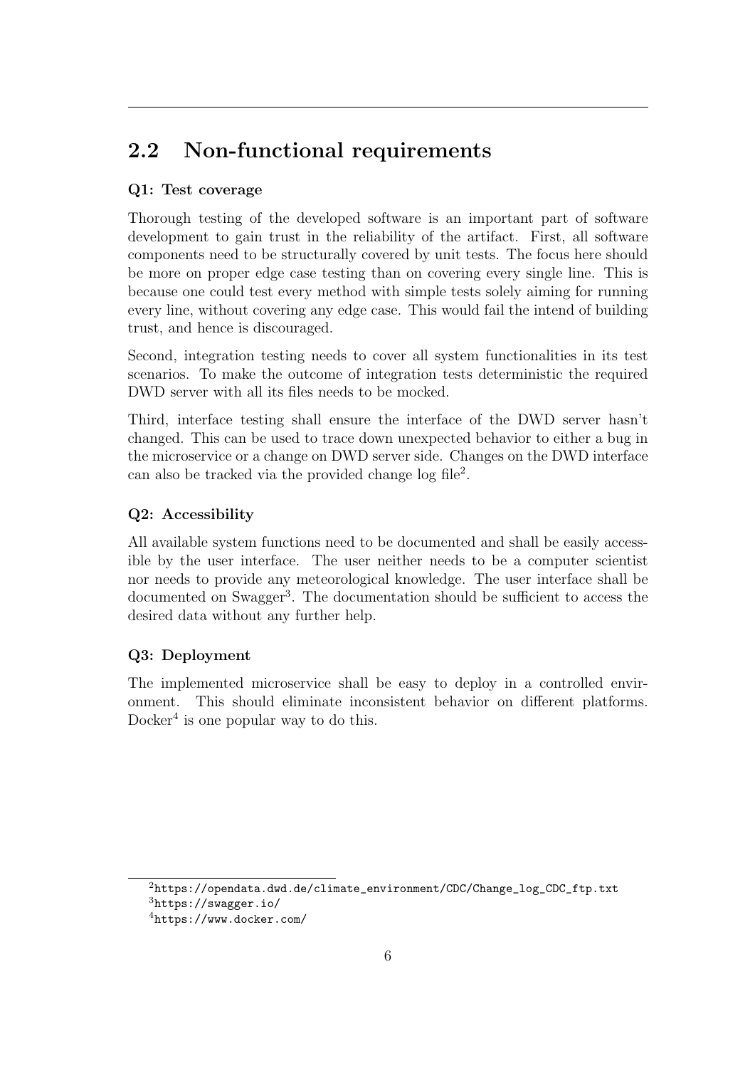## 2.2 Non-functional requirements

**Q1: Test coverage**

Thorough testing of the developed software is an important part of software development to gain trust in the reliability of the artifact. First, all software components need to be structurally covered by unit tests. The focus here should be more on proper edge case testing than on covering every single line. This is because one could test every method with simple tests solely aiming for running every line, without covering any edge case. This would fail the intend of building trust, and hence is discouraged.

Second, integration testing needs to cover all system functionalities in its test scenarios. To make the outcome of integration tests deterministic the required DWD server with all its files needs to be mocked.

Third, interface testing shall ensure the interface of the DWD server hasn't changed. This can be used to trace down unexpected behavior to either a bug in the microservice or a change on DWD server side. Changes on the DWD interface can also be tracked via the provided change log file[2].

**Q2: Accessibility**

All available system functions need to be documented and shall be easily accessible by the user interface. The user neither needs to be a computer scientist nor needs to provide any meteorological knowledge. The user interface shall be documented on Swagger[3]. The documentation should be sufficient to access the desired data without any further help.

**Q3: Deployment**

The implemented microservice shall be easy to deploy in a controlled environment. This should eliminate inconsistent behavior on different platforms. Docker[4] is one popular way to do this.

[2] https://opendata.dwd.de/climate_environment/CDC/Change_log_CDC_ftp.txt
[3] https://swagger.io/
[4] https://www.docker.com/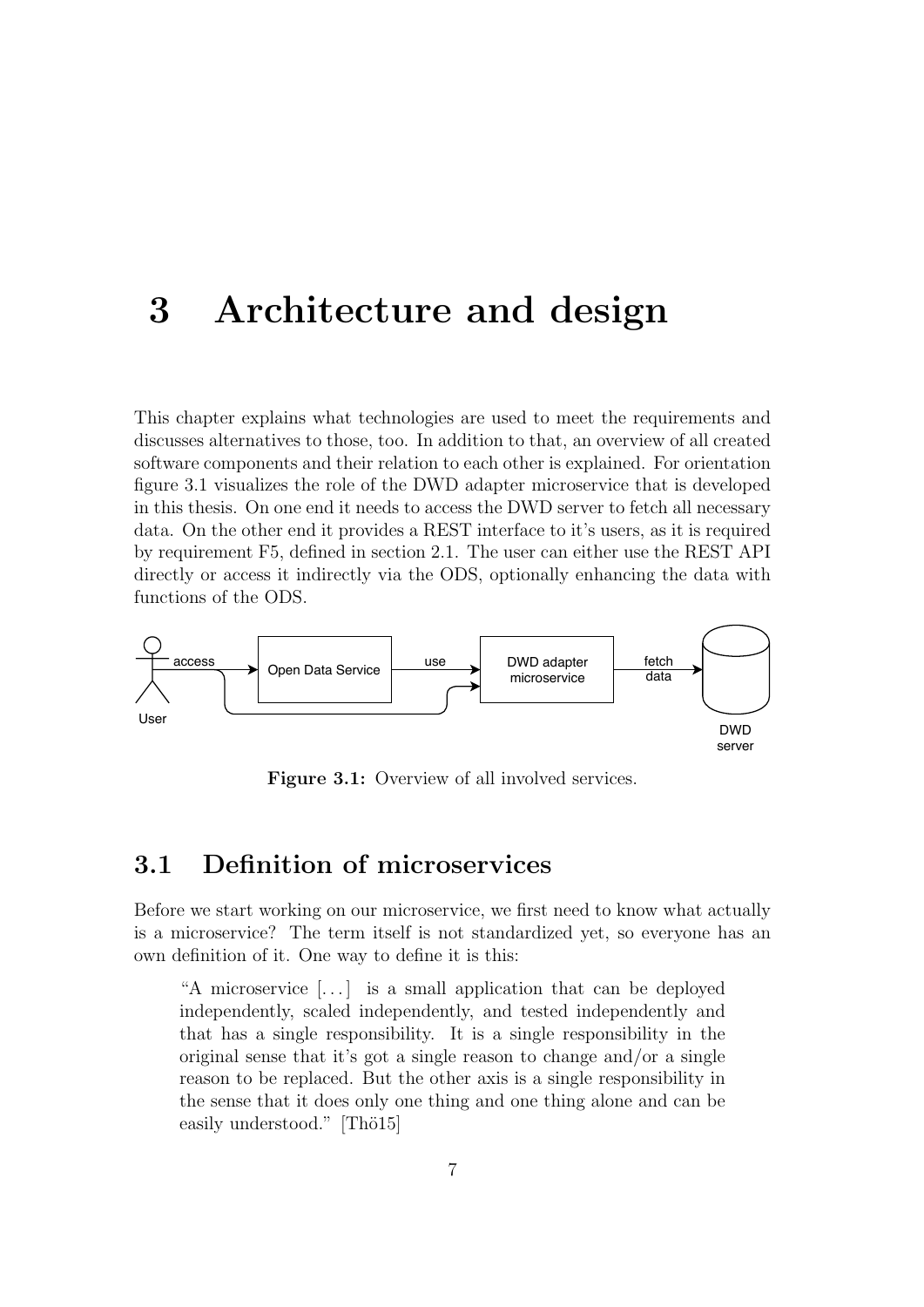# 3 Architecture and design

This chapter explains what technologies are used to meet the requirements and discusses alternatives to those, too. In addition to that, an overview of all created software components and their relation to each other is explained. For orientation figure 3.1 visualizes the role of the DWD adapter microservice that is developed in this thesis. On one end it needs to access the DWD server to fetch all necessary data. On the other end it provides a REST interface to it's users, as it is required by requirement F5, defined in section 2.1. The user can either use the REST API directly or access it indirectly via the ODS, optionally enhancing the data with functions of the ODS.

**Figure 3.1:** Overview of all involved services.

## 3.1 Definition of microservices

Before we start working on our microservice, we first need to know what actually is a microservice? The term itself is not standardized yet, so everyone has an own definition of it. One way to define it is this:

> "A microservice [...] is a small application that can be deployed independently, scaled independently, and tested independently and that has a single responsibility. It is a single responsibility in the original sense that it's got a single reason to change and/or a single reason to be replaced. But the other axis is a single responsibility in the sense that it does only one thing and one thing alone and can be easily understood." [Thö15]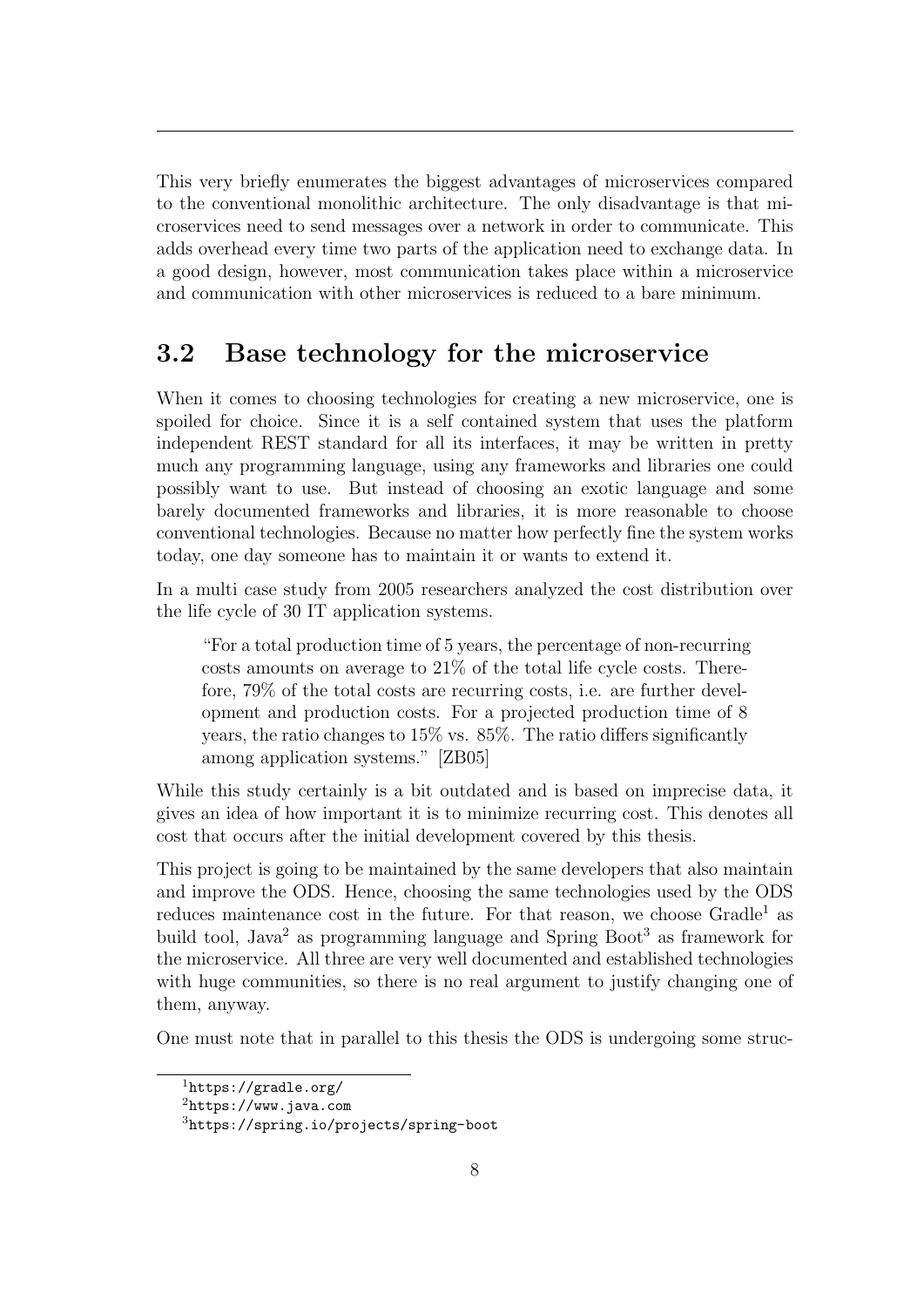This very briefly enumerates the biggest advantages of microservices compared to the conventional monolithic architecture. The only disadvantage is that microservices need to send messages over a network in order to communicate. This adds overhead every time two parts of the application need to exchange data. In a good design, however, most communication takes place within a microservice and communication with other microservices is reduced to a bare minimum.

## 3.2 Base technology for the microservice

When it comes to choosing technologies for creating a new microservice, one is spoiled for choice. Since it is a self contained system that uses the platform independent REST standard for all its interfaces, it may be written in pretty much any programming language, using any frameworks and libraries one could possibly want to use. But instead of choosing an exotic language and some barely documented frameworks and libraries, it is more reasonable to choose conventional technologies. Because no matter how perfectly fine the system works today, one day someone has to maintain it or wants to extend it.

In a multi case study from 2005 researchers analyzed the cost distribution over the life cycle of 30 IT application systems.

> "For a total production time of 5 years, the percentage of non-recurring costs amounts on average to 21% of the total life cycle costs. Therefore, 79% of the total costs are recurring costs, i.e. are further development and production costs. For a projected production time of 8 years, the ratio changes to 15% vs. 85%. The ratio differs significantly among application systems." [ZB05]

While this study certainly is a bit outdated and is based on imprecise data, it gives an idea of how important it is to minimize recurring cost. This denotes all cost that occurs after the initial development covered by this thesis.

This project is going to be maintained by the same developers that also maintain and improve the ODS. Hence, choosing the same technologies used by the ODS reduces maintenance cost in the future. For that reason, we choose Gradle[1] as build tool, Java[2] as programming language and Spring Boot[3] as framework for the microservice. All three are very well documented and established technologies with huge communities, so there is no real argument to justify changing one of them, anyway.

One must note that in parallel to this thesis the ODS is undergoing some struc-

[1] https://gradle.org/

[2] https://www.java.com

[3] https://spring.io/projects/spring-boot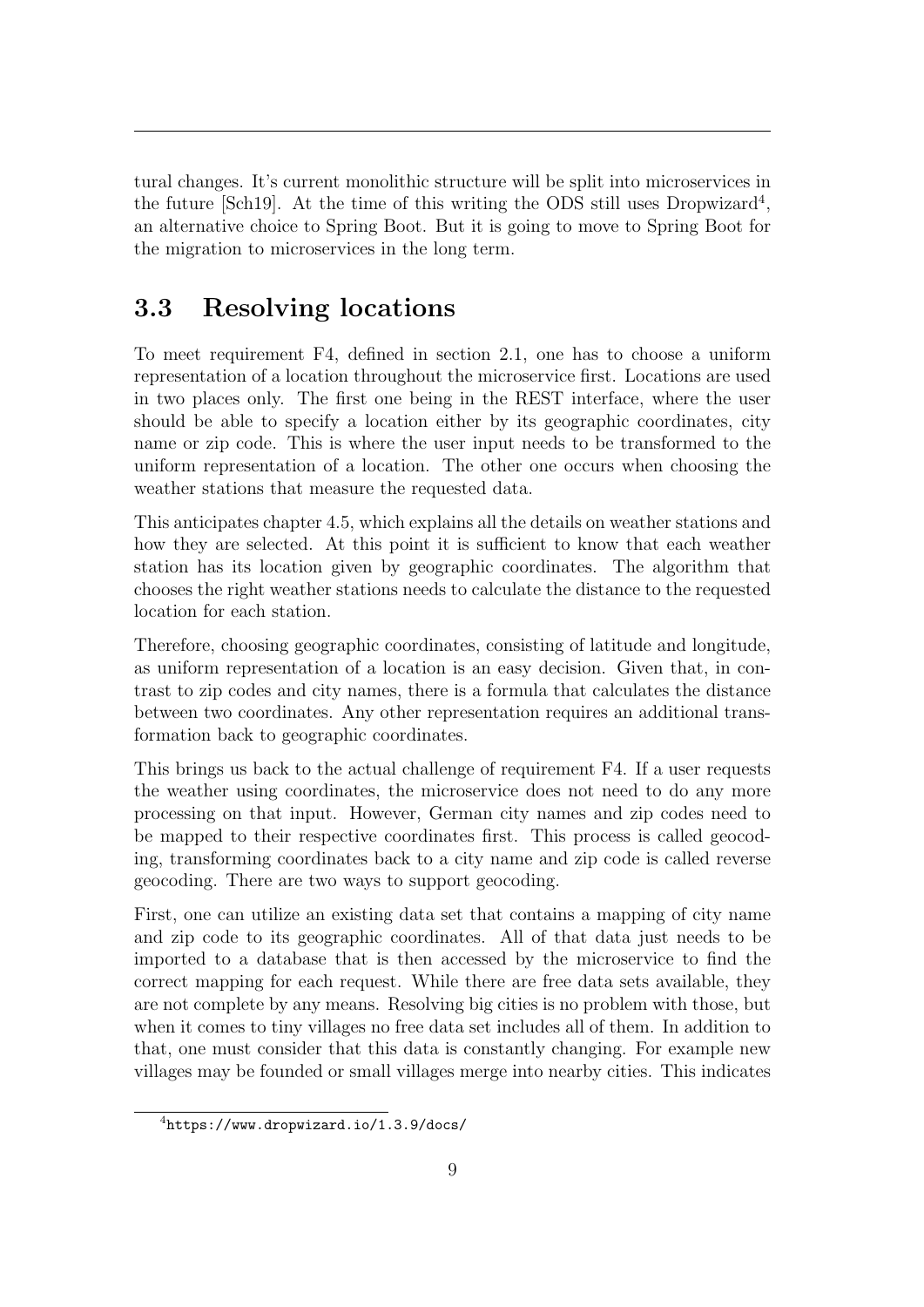tural changes. It's current monolithic structure will be split into microservices in the future [Sch19]. At the time of this writing the ODS still uses Dropwizard[4], an alternative choice to Spring Boot. But it is going to move to Spring Boot for the migration to microservices in the long term.

## 3.3 Resolving locations

To meet requirement F4, defined in section 2.1, one has to choose a uniform representation of a location throughout the microservice first. Locations are used in two places only. The first one being in the REST interface, where the user should be able to specify a location either by its geographic coordinates, city name or zip code. This is where the user input needs to be transformed to the uniform representation of a location. The other one occurs when choosing the weather stations that measure the requested data.

This anticipates chapter 4.5, which explains all the details on weather stations and how they are selected. At this point it is sufficient to know that each weather station has its location given by geographic coordinates. The algorithm that chooses the right weather stations needs to calculate the distance to the requested location for each station.

Therefore, choosing geographic coordinates, consisting of latitude and longitude, as uniform representation of a location is an easy decision. Given that, in contrast to zip codes and city names, there is a formula that calculates the distance between two coordinates. Any other representation requires an additional transformation back to geographic coordinates.

This brings us back to the actual challenge of requirement F4. If a user requests the weather using coordinates, the microservice does not need to do any more processing on that input. However, German city names and zip codes need to be mapped to their respective coordinates first. This process is called geocoding, transforming coordinates back to a city name and zip code is called reverse geocoding. There are two ways to support geocoding.

First, one can utilize an existing data set that contains a mapping of city name and zip code to its geographic coordinates. All of that data just needs to be imported to a database that is then accessed by the microservice to find the correct mapping for each request. While there are free data sets available, they are not complete by any means. Resolving big cities is no problem with those, but when it comes to tiny villages no free data set includes all of them. In addition to that, one must consider that this data is constantly changing. For example new villages may be founded or small villages merge into nearby cities. This indicates

[4] https://www.dropwizard.io/1.3.9/docs/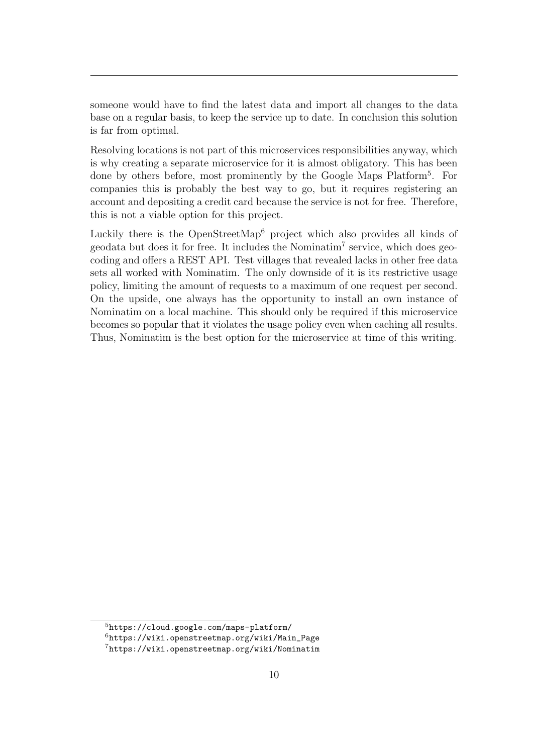someone would have to find the latest data and import all changes to the data base on a regular basis, to keep the service up to date. In conclusion this solution is far from optimal.

Resolving locations is not part of this microservices responsibilities anyway, which is why creating a separate microservice for it is almost obligatory. This has been done by others before, most prominently by the Google Maps Platform[5]. For companies this is probably the best way to go, but it requires registering an account and depositing a credit card because the service is not for free. Therefore, this is not a viable option for this project.

Luckily there is the OpenStreetMap[6] project which also provides all kinds of geodata but does it for free. It includes the Nominatim[7] service, which does geocoding and offers a REST API. Test villages that revealed lacks in other free data sets all worked with Nominatim. The only downside of it is its restrictive usage policy, limiting the amount of requests to a maximum of one request per second. On the upside, one always has the opportunity to install an own instance of Nominatim on a local machine. This should only be required if this microservice becomes so popular that it violates the usage policy even when caching all results. Thus, Nominatim is the best option for the microservice at time of this writing.

[5] https://cloud.google.com/maps-platform/

[6] https://wiki.openstreetmap.org/wiki/Main_Page

[7] https://wiki.openstreetmap.org/wiki/Nominatim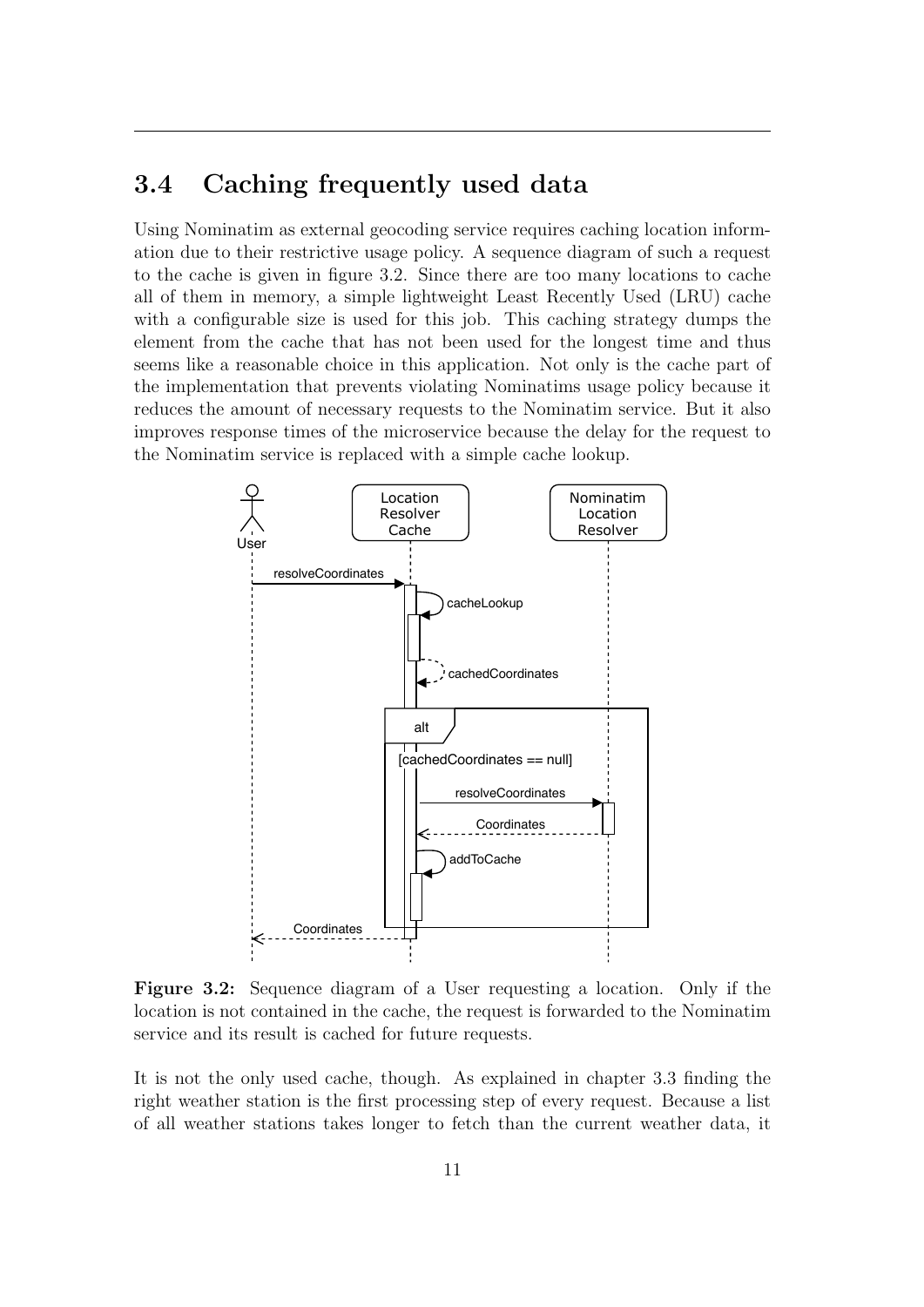## 3.4 Caching frequently used data

Using Nominatim as external geocoding service requires caching location information due to their restrictive usage policy. A sequence diagram of such a request to the cache is given in figure 3.2. Since there are too many locations to cache all of them in memory, a simple lightweight Least Recently Used (LRU) cache with a configurable size is used for this job. This caching strategy dumps the element from the cache that has not been used for the longest time and thus seems like a reasonable choice in this application. Not only is the cache part of the implementation that prevents violating Nominatims usage policy because it reduces the amount of necessary requests to the Nominatim service. But it also improves response times of the microservice because the delay for the request to the Nominatim service is replaced with a simple cache lookup.

**Figure 3.2:** Sequence diagram of a User requesting a location. Only if the location is not contained in the cache, the request is forwarded to the Nominatim service and its result is cached for future requests.

It is not the only used cache, though. As explained in chapter 3.3 finding the right weather station is the first processing step of every request. Because a list of all weather stations takes longer to fetch than the current weather data, it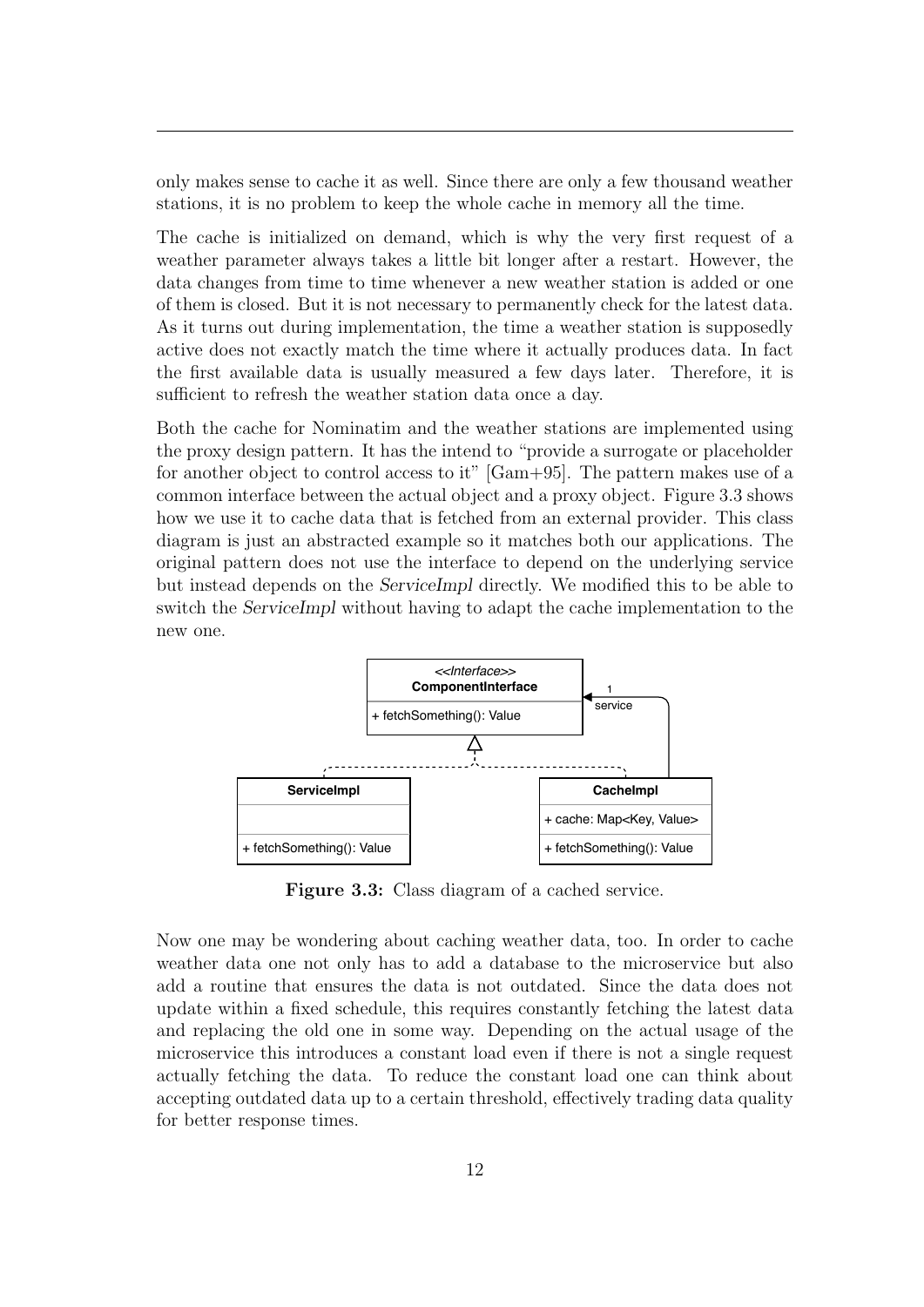only makes sense to cache it as well. Since there are only a few thousand weather stations, it is no problem to keep the whole cache in memory all the time.

The cache is initialized on demand, which is why the very first request of a weather parameter always takes a little bit longer after a restart. However, the data changes from time to time whenever a new weather station is added or one of them is closed. But it is not necessary to permanently check for the latest data. As it turns out during implementation, the time a weather station is supposedly active does not exactly match the time where it actually produces data. In fact the first available data is usually measured a few days later. Therefore, it is sufficient to refresh the weather station data once a day.

Both the cache for Nominatim and the weather stations are implemented using the proxy design pattern. It has the intend to "provide a surrogate or placeholder for another object to control access to it" [Gam+95]. The pattern makes use of a common interface between the actual object and a proxy object. Figure 3.3 shows how we use it to cache data that is fetched from an external provider. This class diagram is just an abstracted example so it matches both our applications. The original pattern does not use the interface to depend on the underlying service but instead depends on the *ServiceImpl* directly. We modified this to be able to switch the *ServiceImpl* without having to adapt the cache implementation to the new one.

**Figure 3.3:** Class diagram of a cached service.

Now one may be wondering about caching weather data, too. In order to cache weather data one not only has to add a database to the microservice but also add a routine that ensures the data is not outdated. Since the data does not update within a fixed schedule, this requires constantly fetching the latest data and replacing the old one in some way. Depending on the actual usage of the microservice this introduces a constant load even if there is not a single request actually fetching the data. To reduce the constant load one can think about accepting outdated data up to a certain threshold, effectively trading data quality for better response times.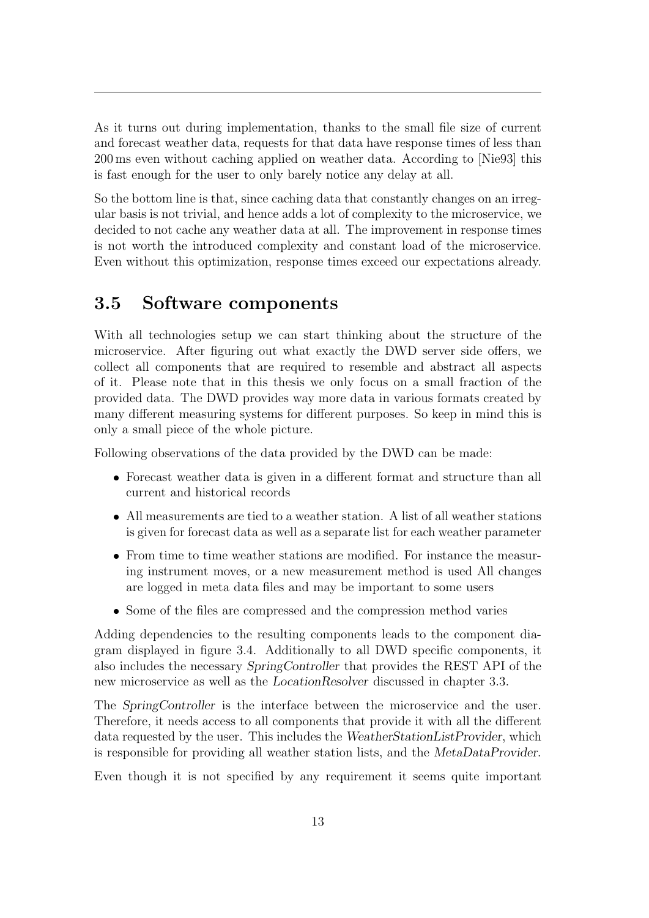As it turns out during implementation, thanks to the small file size of current and forecast weather data, requests for that data have response times of less than 200 ms even without caching applied on weather data. According to [Nie93] this is fast enough for the user to only barely notice any delay at all.

So the bottom line is that, since caching data that constantly changes on an irregular basis is not trivial, and hence adds a lot of complexity to the microservice, we decided to not cache any weather data at all. The improvement in response times is not worth the introduced complexity and constant load of the microservice. Even without this optimization, response times exceed our expectations already.

## 3.5 Software components

With all technologies setup we can start thinking about the structure of the microservice. After figuring out what exactly the DWD server side offers, we collect all components that are required to resemble and abstract all aspects of it. Please note that in this thesis we only focus on a small fraction of the provided data. The DWD provides way more data in various formats created by many different measuring systems for different purposes. So keep in mind this is only a small piece of the whole picture.

Following observations of the data provided by the DWD can be made:

- Forecast weather data is given in a different format and structure than all current and historical records
- All measurements are tied to a weather station. A list of all weather stations is given for forecast data as well as a separate list for each weather parameter
- From time to time weather stations are modified. For instance the measuring instrument moves, or a new measurement method is used All changes are logged in meta data files and may be important to some users
- Some of the files are compressed and the compression method varies

Adding dependencies to the resulting components leads to the component diagram displayed in figure 3.4. Additionally to all DWD specific components, it also includes the necessary *SpringController* that provides the REST API of the new microservice as well as the *LocationResolver* discussed in chapter 3.3.

The *SpringController* is the interface between the microservice and the user. Therefore, it needs access to all components that provide it with all the different data requested by the user. This includes the *WeatherStationListProvider*, which is responsible for providing all weather station lists, and the *MetaDataProvider*.

Even though it is not specified by any requirement it seems quite important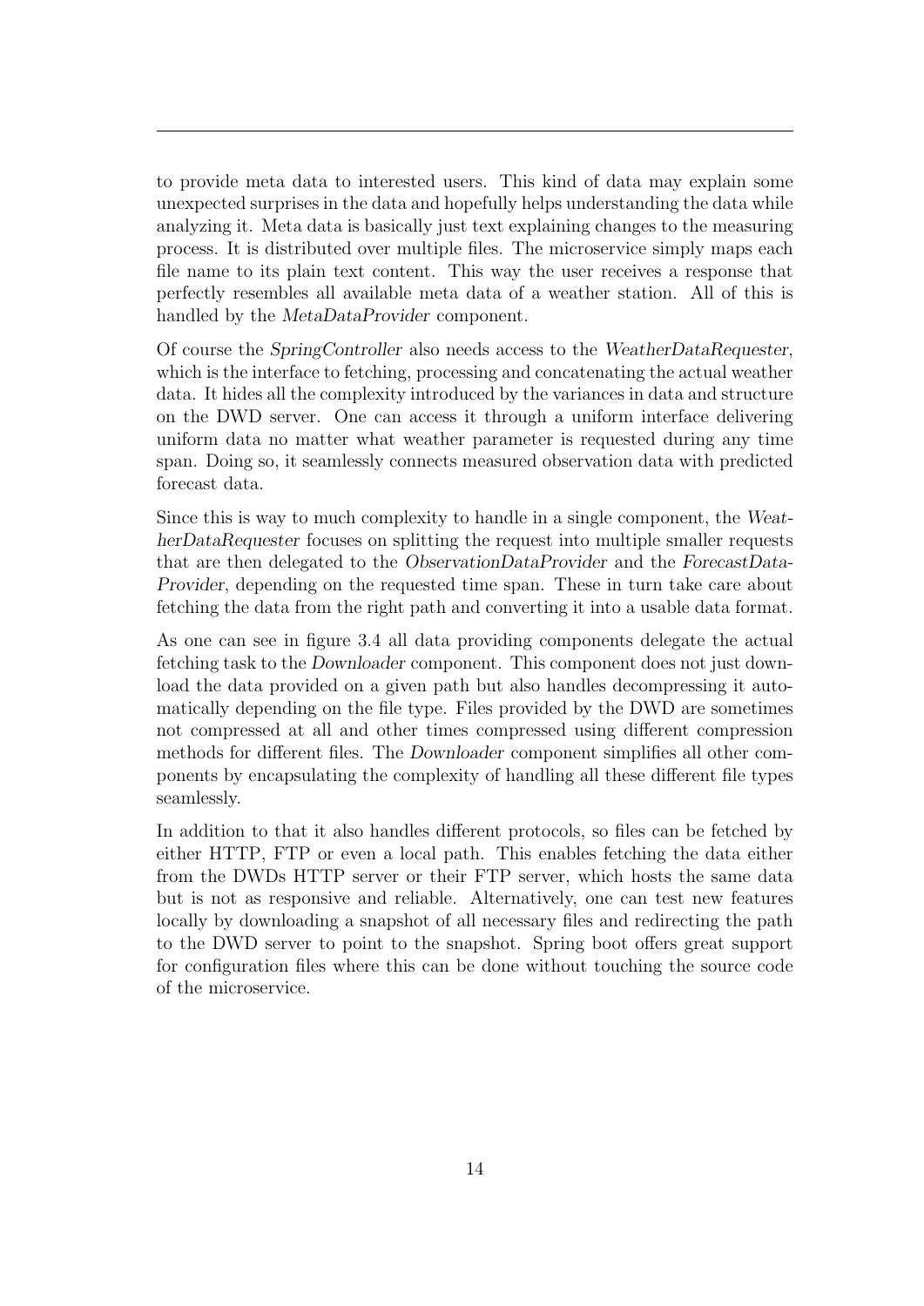to provide meta data to interested users. This kind of data may explain some unexpected surprises in the data and hopefully helps understanding the data while analyzing it. Meta data is basically just text explaining changes to the measuring process. It is distributed over multiple files. The microservice simply maps each file name to its plain text content. This way the user receives a response that perfectly resembles all available meta data of a weather station. All of this is handled by the *MetaDataProvider* component.

Of course the *SpringController* also needs access to the *WeatherDataRequester*, which is the interface to fetching, processing and concatenating the actual weather data. It hides all the complexity introduced by the variances in data and structure on the DWD server. One can access it through a uniform interface delivering uniform data no matter what weather parameter is requested during any time span. Doing so, it seamlessly connects measured observation data with predicted forecast data.

Since this is way to much complexity to handle in a single component, the *WeatherDataRequester* focuses on splitting the request into multiple smaller requests that are then delegated to the *ObservationDataProvider* and the *ForecastDataProvider*, depending on the requested time span. These in turn take care about fetching the data from the right path and converting it into a usable data format.

As one can see in figure 3.4 all data providing components delegate the actual fetching task to the *Downloader* component. This component does not just download the data provided on a given path but also handles decompressing it automatically depending on the file type. Files provided by the DWD are sometimes not compressed at all and other times compressed using different compression methods for different files. The *Downloader* component simplifies all other components by encapsulating the complexity of handling all these different file types seamlessly.

In addition to that it also handles different protocols, so files can be fetched by either HTTP, FTP or even a local path. This enables fetching the data either from the DWDs HTTP server or their FTP server, which hosts the same data but is not as responsive and reliable. Alternatively, one can test new features locally by downloading a snapshot of all necessary files and redirecting the path to the DWD server to point to the snapshot. Spring boot offers great support for configuration files where this can be done without touching the source code of the microservice.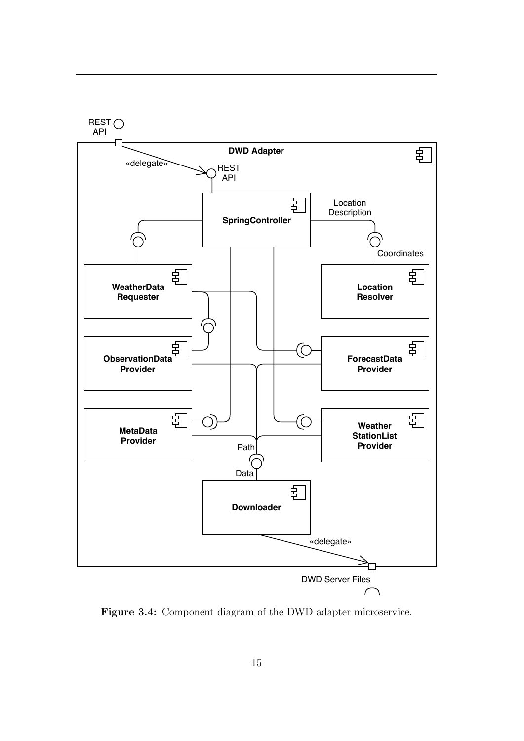Figure 3.4: Component diagram of the DWD adapter microservice.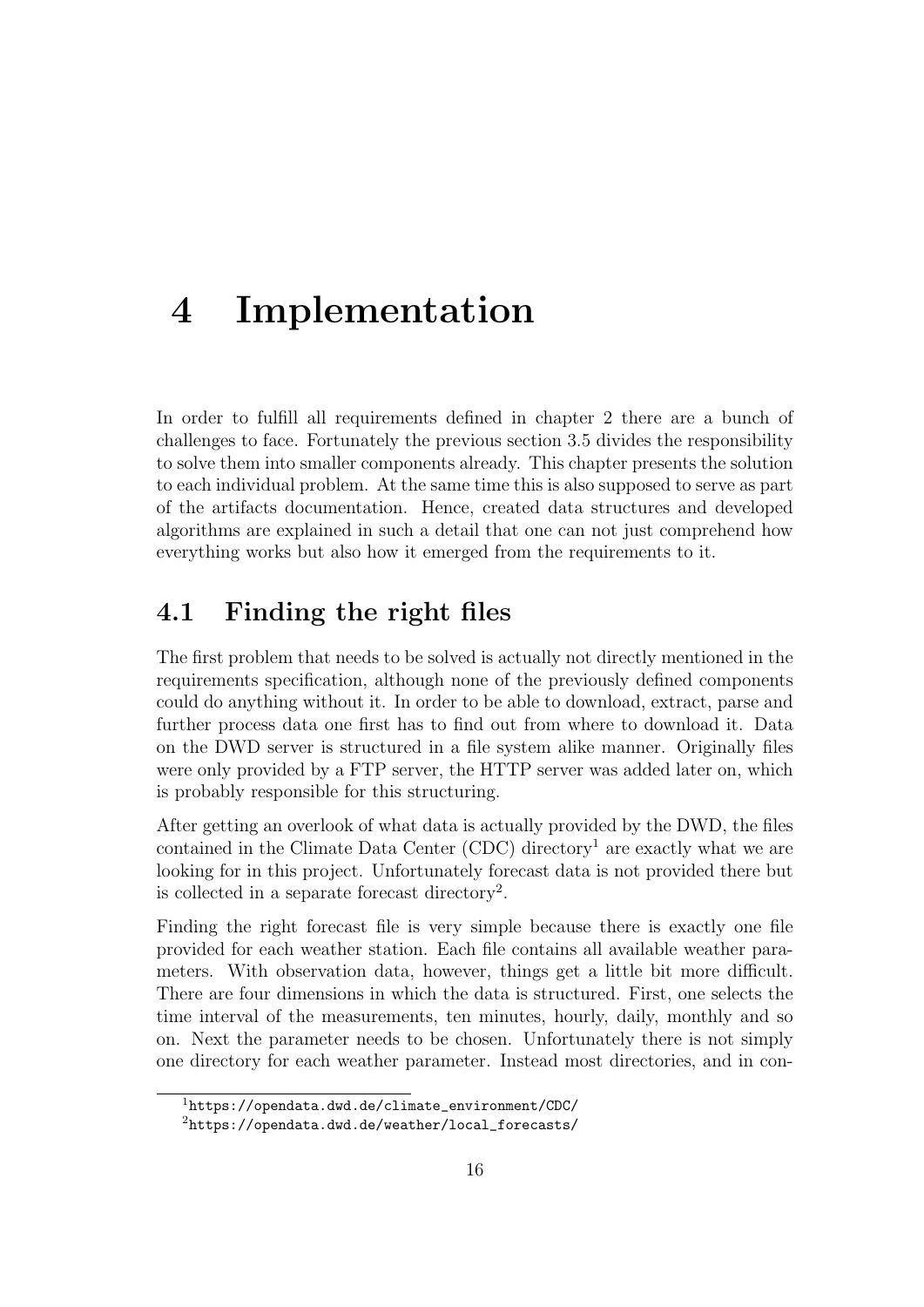# 4 Implementation

In order to fulfill all requirements defined in chapter 2 there are a bunch of challenges to face. Fortunately the previous section 3.5 divides the responsibility to solve them into smaller components already. This chapter presents the solution to each individual problem. At the same time this is also supposed to serve as part of the artifacts documentation. Hence, created data structures and developed algorithms are explained in such a detail that one can not just comprehend how everything works but also how it emerged from the requirements to it.

## 4.1 Finding the right files

The first problem that needs to be solved is actually not directly mentioned in the requirements specification, although none of the previously defined components could do anything without it. In order to be able to download, extract, parse and further process data one first has to find out from where to download it. Data on the DWD server is structured in a file system alike manner. Originally files were only provided by a FTP server, the HTTP server was added later on, which is probably responsible for this structuring.

After getting an overlook of what data is actually provided by the DWD, the files contained in the Climate Data Center (CDC) directory[1] are exactly what we are looking for in this project. Unfortunately forecast data is not provided there but is collected in a separate forecast directory[2].

Finding the right forecast file is very simple because there is exactly one file provided for each weather station. Each file contains all available weather parameters. With observation data, however, things get a little bit more difficult. There are four dimensions in which the data is structured. First, one selects the time interval of the measurements, ten minutes, hourly, daily, monthly and so on. Next the parameter needs to be chosen. Unfortunately there is not simply one directory for each weather parameter. Instead most directories, and in con-

[1] https://opendata.dwd.de/climate_environment/CDC/

[2] https://opendata.dwd.de/weather/local_forecasts/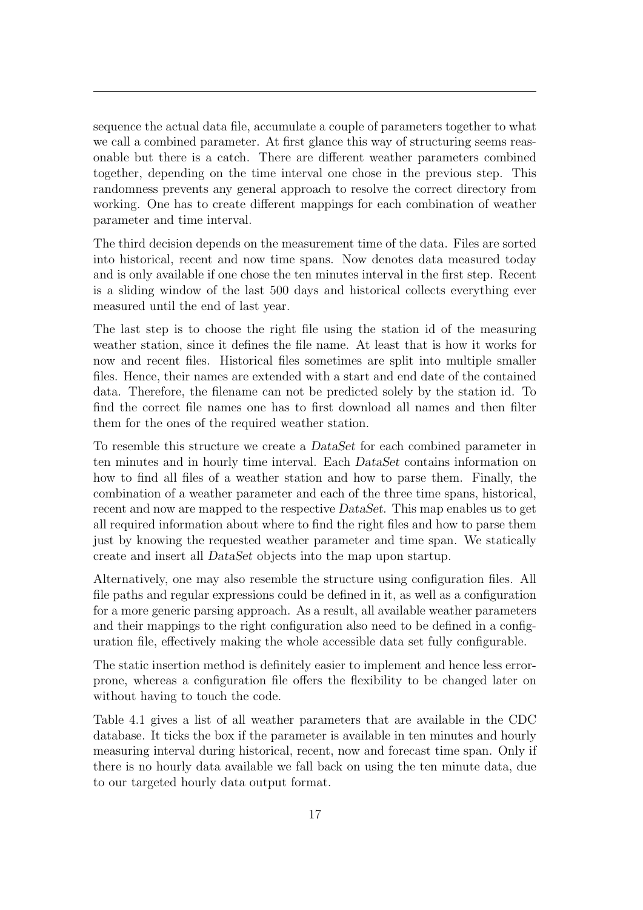sequence the actual data file, accumulate a couple of parameters together to what we call a combined parameter. At first glance this way of structuring seems reasonable but there is a catch. There are different weather parameters combined together, depending on the time interval one chose in the previous step. This randomness prevents any general approach to resolve the correct directory from working. One has to create different mappings for each combination of weather parameter and time interval.

The third decision depends on the measurement time of the data. Files are sorted into historical, recent and now time spans. Now denotes data measured today and is only available if one chose the ten minutes interval in the first step. Recent is a sliding window of the last 500 days and historical collects everything ever measured until the end of last year.

The last step is to choose the right file using the station id of the measuring weather station, since it defines the file name. At least that is how it works for now and recent files. Historical files sometimes are split into multiple smaller files. Hence, their names are extended with a start and end date of the contained data. Therefore, the filename can not be predicted solely by the station id. To find the correct file names one has to first download all names and then filter them for the ones of the required weather station.

To resemble this structure we create a *DataSet* for each combined parameter in ten minutes and in hourly time interval. Each *DataSet* contains information on how to find all files of a weather station and how to parse them. Finally, the combination of a weather parameter and each of the three time spans, historical, recent and now are mapped to the respective *DataSet*. This map enables us to get all required information about where to find the right files and how to parse them just by knowing the requested weather parameter and time span. We statically create and insert all *DataSet* objects into the map upon startup.

Alternatively, one may also resemble the structure using configuration files. All file paths and regular expressions could be defined in it, as well as a configuration for a more generic parsing approach. As a result, all available weather parameters and their mappings to the right configuration also need to be defined in a configuration file, effectively making the whole accessible data set fully configurable.

The static insertion method is definitely easier to implement and hence less error-prone, whereas a configuration file offers the flexibility to be changed later on without having to touch the code.

Table 4.1 gives a list of all weather parameters that are available in the CDC database. It ticks the box if the parameter is available in ten minutes and hourly measuring interval during historical, recent, now and forecast time span. Only if there is no hourly data available we fall back on using the ten minute data, due to our targeted hourly data output format.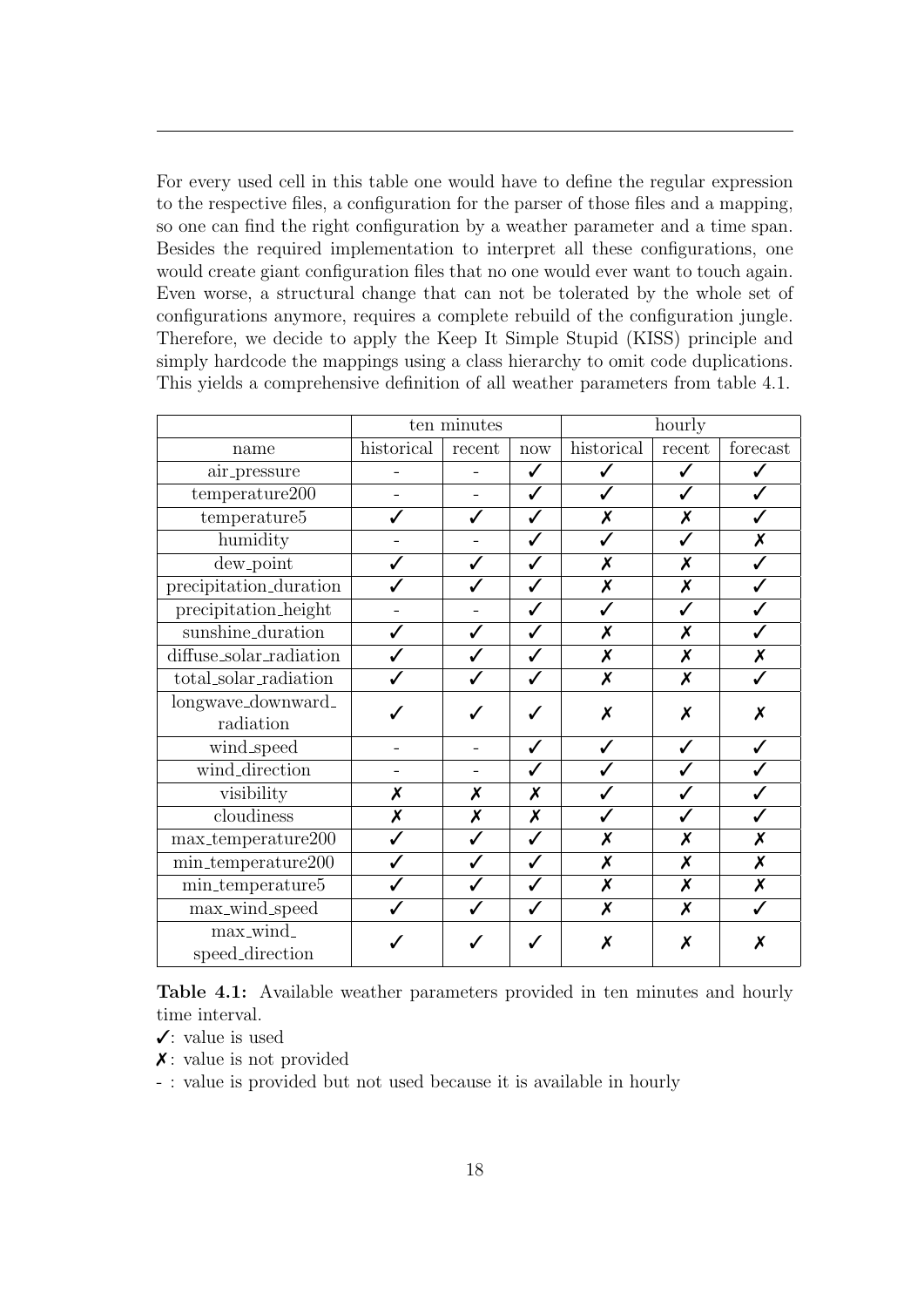For every used cell in this table one would have to define the regular expression to the respective files, a configuration for the parser of those files and a mapping, so one can find the right configuration by a weather parameter and a time span. Besides the required implementation to interpret all these configurations, one would create giant configuration files that no one would ever want to touch again. Even worse, a structural change that can not be tolerated by the whole set of configurations anymore, requires a complete rebuild of the configuration jungle. Therefore, we decide to apply the Keep It Simple Stupid (KISS) principle and simply hardcode the mappings using a class hierarchy to omit code duplications. This yields a comprehensive definition of all weather parameters from table 4.1.

| | ten minutes | | | hourly | | |
|---|---|---|---|---|---|---|
| name | historical | recent | now | historical | recent | forecast |
| air_pressure | - | - | ✓ | ✓ | ✓ | ✓ |
| temperature200 | - | - | ✓ | ✓ | ✓ | ✓ |
| temperature5 | ✓ | ✓ | ✓ | ✗ | ✗ | ✓ |
| humidity | - | - | ✓ | ✓ | ✓ | ✗ |
| dew_point | ✓ | ✓ | ✓ | ✗ | ✗ | ✓ |
| precipitation_duration | ✓ | ✓ | ✓ | ✗ | ✗ | ✓ |
| precipitation_height | - | - | ✓ | ✓ | ✓ | ✓ |
| sunshine_duration | ✓ | ✓ | ✓ | ✗ | ✗ | ✓ |
| diffuse_solar_radiation | ✓ | ✓ | ✓ | ✗ | ✗ | ✗ |
| total_solar_radiation | ✓ | ✓ | ✓ | ✗ | ✗ | ✓ |
| longwave_downward_radiation | ✓ | ✓ | ✓ | ✗ | ✗ | ✗ |
| wind_speed | - | - | ✓ | ✓ | ✓ | ✓ |
| wind_direction | - | - | ✓ | ✓ | ✓ | ✓ |
| visibility | ✗ | ✗ | ✗ | ✓ | ✓ | ✓ |
| cloudiness | ✗ | ✗ | ✗ | ✓ | ✓ | ✓ |
| max_temperature200 | ✓ | ✓ | ✓ | ✗ | ✗ | ✗ |
| min_temperature200 | ✓ | ✓ | ✓ | ✗ | ✗ | ✗ |
| min_temperature5 | ✓ | ✓ | ✓ | ✗ | ✗ | ✗ |
| max_wind_speed | ✓ | ✓ | ✓ | ✗ | ✗ | ✓ |
| max_wind_speed_direction | ✓ | ✓ | ✓ | ✗ | ✗ | ✗ |

**Table 4.1:** Available weather parameters provided in ten minutes and hourly time interval.
✓: value is used
✗: value is not provided
- : value is provided but not used because it is available in hourly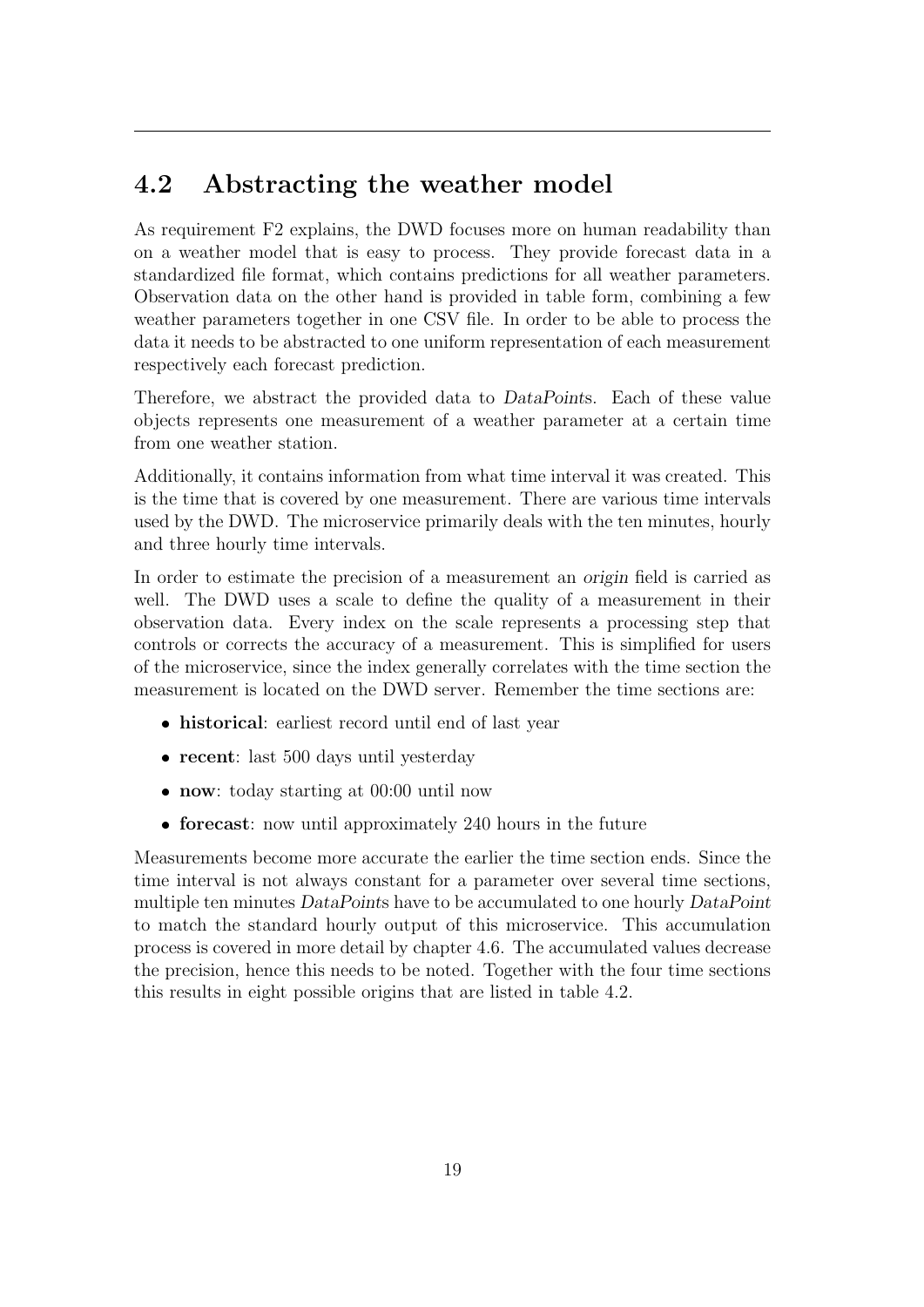## 4.2 Abstracting the weather model

As requirement F2 explains, the DWD focuses more on human readability than on a weather model that is easy to process. They provide forecast data in a standardized file format, which contains predictions for all weather parameters. Observation data on the other hand is provided in table form, combining a few weather parameters together in one CSV file. In order to be able to process the data it needs to be abstracted to one uniform representation of each measurement respectively each forecast prediction.

Therefore, we abstract the provided data to *DataPoints*. Each of these value objects represents one measurement of a weather parameter at a certain time from one weather station.

Additionally, it contains information from what time interval it was created. This is the time that is covered by one measurement. There are various time intervals used by the DWD. The microservice primarily deals with the ten minutes, hourly and three hourly time intervals.

In order to estimate the precision of a measurement an *origin* field is carried as well. The DWD uses a scale to define the quality of a measurement in their observation data. Every index on the scale represents a processing step that controls or corrects the accuracy of a measurement. This is simplified for users of the microservice, since the index generally correlates with the time section the measurement is located on the DWD server. Remember the time sections are:

- **historical**: earliest record until end of last year
- **recent**: last 500 days until yesterday
- **now**: today starting at 00:00 until now
- **forecast**: now until approximately 240 hours in the future

Measurements become more accurate the earlier the time section ends. Since the time interval is not always constant for a parameter over several time sections, multiple ten minutes *DataPoints* have to be accumulated to one hourly *DataPoint* to match the standard hourly output of this microservice. This accumulation process is covered in more detail by chapter 4.6. The accumulated values decrease the precision, hence this needs to be noted. Together with the four time sections this results in eight possible origins that are listed in table 4.2.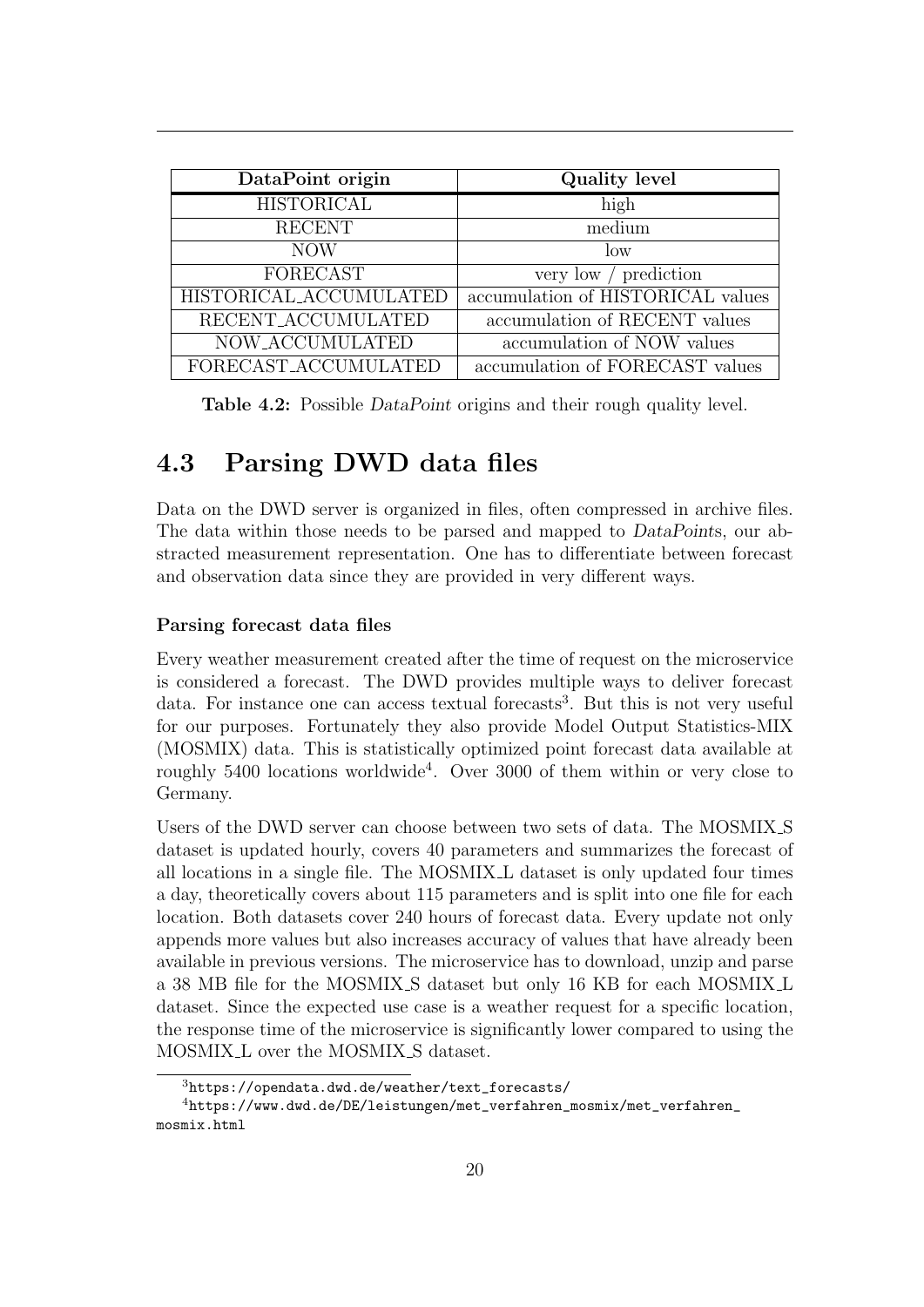| DataPoint origin | Quality level |
| --- | --- |
| HISTORICAL | high |
| RECENT | medium |
| NOW | low |
| FORECAST | very low / prediction |
| HISTORICAL_ACCUMULATED | accumulation of HISTORICAL values |
| RECENT_ACCUMULATED | accumulation of RECENT values |
| NOW_ACCUMULATED | accumulation of NOW values |
| FORECAST_ACCUMULATED | accumulation of FORECAST values |

**Table 4.2:** Possible *DataPoint* origins and their rough quality level.

## 4.3 Parsing DWD data files

Data on the DWD server is organized in files, often compressed in archive files. The data within those needs to be parsed and mapped to *DataPoints*, our abstracted measurement representation. One has to differentiate between forecast and observation data since they are provided in very different ways.

#### Parsing forecast data files

Every weather measurement created after the time of request on the microservice is considered a forecast. The DWD provides multiple ways to deliver forecast data. For instance one can access textual forecasts[3]. But this is not very useful for our purposes. Fortunately they also provide Model Output Statistics-MIX (MOSMIX) data. This is statistically optimized point forecast data available at roughly 5400 locations worldwide[4]. Over 3000 of them within or very close to Germany.

Users of the DWD server can choose between two sets of data. The MOSMIX_S dataset is updated hourly, covers 40 parameters and summarizes the forecast of all locations in a single file. The MOSMIX_L dataset is only updated four times a day, theoretically covers about 115 parameters and is split into one file for each location. Both datasets cover 240 hours of forecast data. Every update not only appends more values but also increases accuracy of values that have already been available in previous versions. The microservice has to download, unzip and parse a 38 MB file for the MOSMIX_S dataset but only 16 KB for each MOSMIX_L dataset. Since the expected use case is a weather request for a specific location, the response time of the microservice is significantly lower compared to using the MOSMIX_L over the MOSMIX_S dataset.

[3] `https://opendata.dwd.de/weather/text_forecasts/`

[4] `https://www.dwd.de/DE/leistungen/met_verfahren_mosmix/met_verfahren_mosmix.html`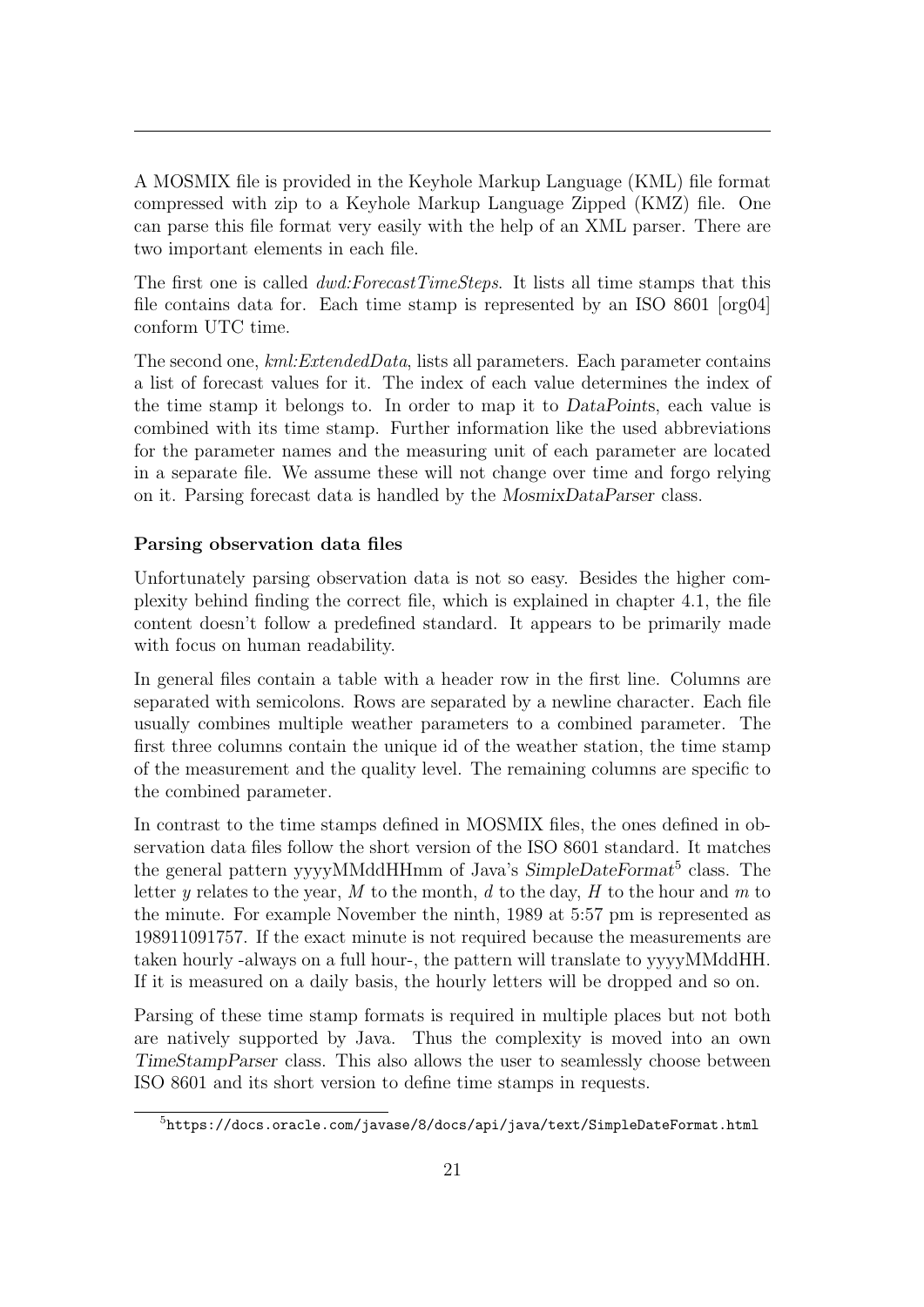A MOSMIX file is provided in the Keyhole Markup Language (KML) file format compressed with zip to a Keyhole Markup Language Zipped (KMZ) file. One can parse this file format very easily with the help of an XML parser. There are two important elements in each file.

The first one is called *dwd:ForecastTimeSteps*. It lists all time stamps that this file contains data for. Each time stamp is represented by an ISO 8601 [org04] conform UTC time.

The second one, *kml:ExtendedData*, lists all parameters. Each parameter contains a list of forecast values for it. The index of each value determines the index of the time stamp it belongs to. In order to map it to *DataPoints*, each value is combined with its time stamp. Further information like the used abbreviations for the parameter names and the measuring unit of each parameter are located in a separate file. We assume these will not change over time and forgo relying on it. Parsing forecast data is handled by the *MosmixDataParser* class.

#### Parsing observation data files

Unfortunately parsing observation data is not so easy. Besides the higher complexity behind finding the correct file, which is explained in chapter 4.1, the file content doesn't follow a predefined standard. It appears to be primarily made with focus on human readability.

In general files contain a table with a header row in the first line. Columns are separated with semicolons. Rows are separated by a newline character. Each file usually combines multiple weather parameters to a combined parameter. The first three columns contain the unique id of the weather station, the time stamp of the measurement and the quality level. The remaining columns are specific to the combined parameter.

In contrast to the time stamps defined in MOSMIX files, the ones defined in observation data files follow the short version of the ISO 8601 standard. It matches the general pattern yyyyMMddHHmm of Java's *SimpleDateFormat*[5] class. The letter *y* relates to the year, *M* to the month, *d* to the day, *H* to the hour and *m* to the minute. For example November the ninth, 1989 at 5:57 pm is represented as 198911091757. If the exact minute is not required because the measurements are taken hourly -always on a full hour-, the pattern will translate to yyyyMMddHH. If it is measured on a daily basis, the hourly letters will be dropped and so on.

Parsing of these time stamp formats is required in multiple places but not both are natively supported by Java. Thus the complexity is moved into an own *TimeStampParser* class. This also allows the user to seamlessly choose between ISO 8601 and its short version to define time stamps in requests.

[5] https://docs.oracle.com/javase/8/docs/api/java/text/SimpleDateFormat.html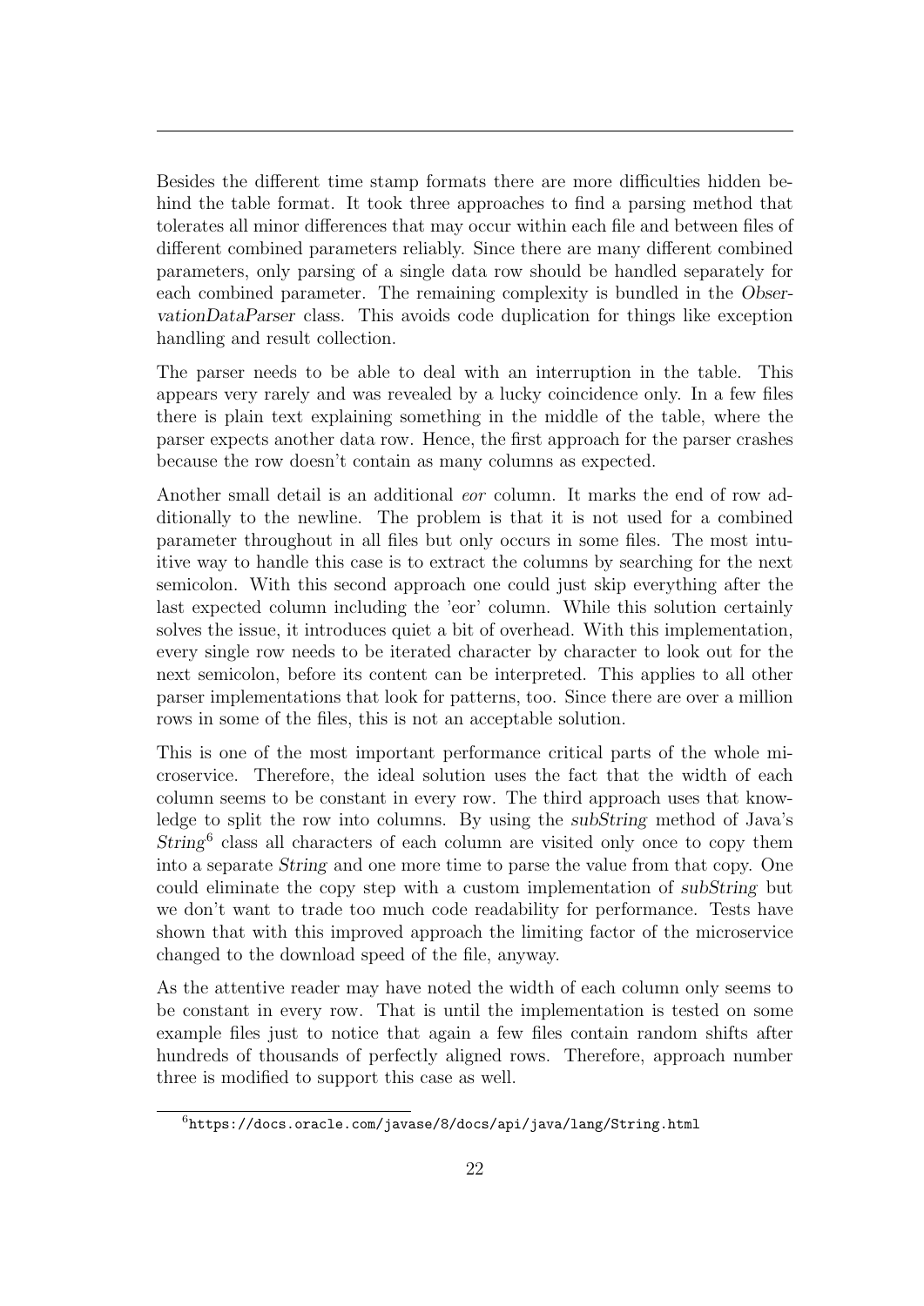Besides the different time stamp formats there are more difficulties hidden behind the table format. It took three approaches to find a parsing method that tolerates all minor differences that may occur within each file and between files of different combined parameters reliably. Since there are many different combined parameters, only parsing of a single data row should be handled separately for each combined parameter. The remaining complexity is bundled in the *ObservationDataParser* class. This avoids code duplication for things like exception handling and result collection.

The parser needs to be able to deal with an interruption in the table. This appears very rarely and was revealed by a lucky coincidence only. In a few files there is plain text explaining something in the middle of the table, where the parser expects another data row. Hence, the first approach for the parser crashes because the row doesn't contain as many columns as expected.

Another small detail is an additional *eor* column. It marks the end of row additionally to the newline. The problem is that it is not used for a combined parameter throughout in all files but only occurs in some files. The most intuitive way to handle this case is to extract the columns by searching for the next semicolon. With this second approach one could just skip everything after the last expected column including the 'eor' column. While this solution certainly solves the issue, it introduces quiet a bit of overhead. With this implementation, every single row needs to be iterated character by character to look out for the next semicolon, before its content can be interpreted. This applies to all other parser implementations that look for patterns, too. Since there are over a million rows in some of the files, this is not an acceptable solution.

This is one of the most important performance critical parts of the whole microservice. Therefore, the ideal solution uses the fact that the width of each column seems to be constant in every row. The third approach uses that knowledge to split the row into columns. By using the *subString* method of Java's *String*[6] class all characters of each column are visited only once to copy them into a separate *String* and one more time to parse the value from that copy. One could eliminate the copy step with a custom implementation of *subString* but we don't want to trade too much code readability for performance. Tests have shown that with this improved approach the limiting factor of the microservice changed to the download speed of the file, anyway.

As the attentive reader may have noted the width of each column only seems to be constant in every row. That is until the implementation is tested on some example files just to notice that again a few files contain random shifts after hundreds of thousands of perfectly aligned rows. Therefore, approach number three is modified to support this case as well.

[6] https://docs.oracle.com/javase/8/docs/api/java/lang/String.html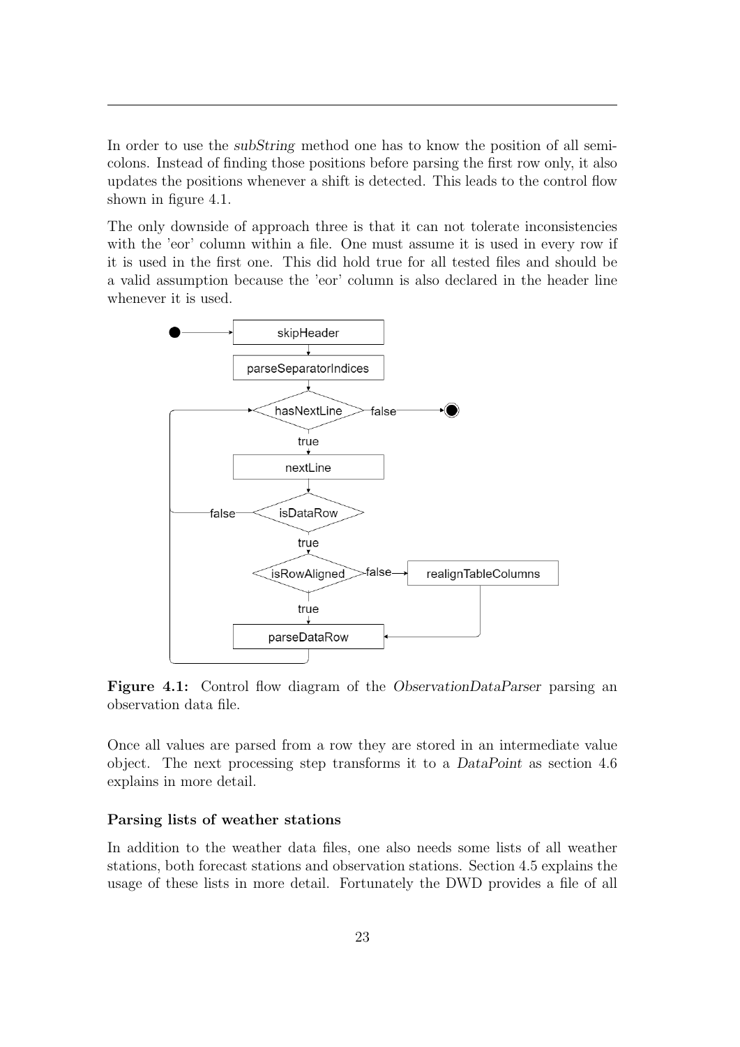In order to use the *subString* method one has to know the position of all semicolons. Instead of finding those positions before parsing the first row only, it also updates the positions whenever a shift is detected. This leads to the control flow shown in figure 4.1.

The only downside of approach three is that it can not tolerate inconsistencies with the 'eor' column within a file. One must assume it is used in every row if it is used in the first one. This did hold true for all tested files and should be a valid assumption because the 'eor' column is also declared in the header line whenever it is used.

**Figure 4.1:** Control flow diagram of the *ObservationDataParser* parsing an observation data file.

Once all values are parsed from a row they are stored in an intermediate value object. The next processing step transforms it to a *DataPoint* as section 4.6 explains in more detail.

**Parsing lists of weather stations**

In addition to the weather data files, one also needs some lists of all weather stations, both forecast stations and observation stations. Section 4.5 explains the usage of these lists in more detail. Fortunately the DWD provides a file of all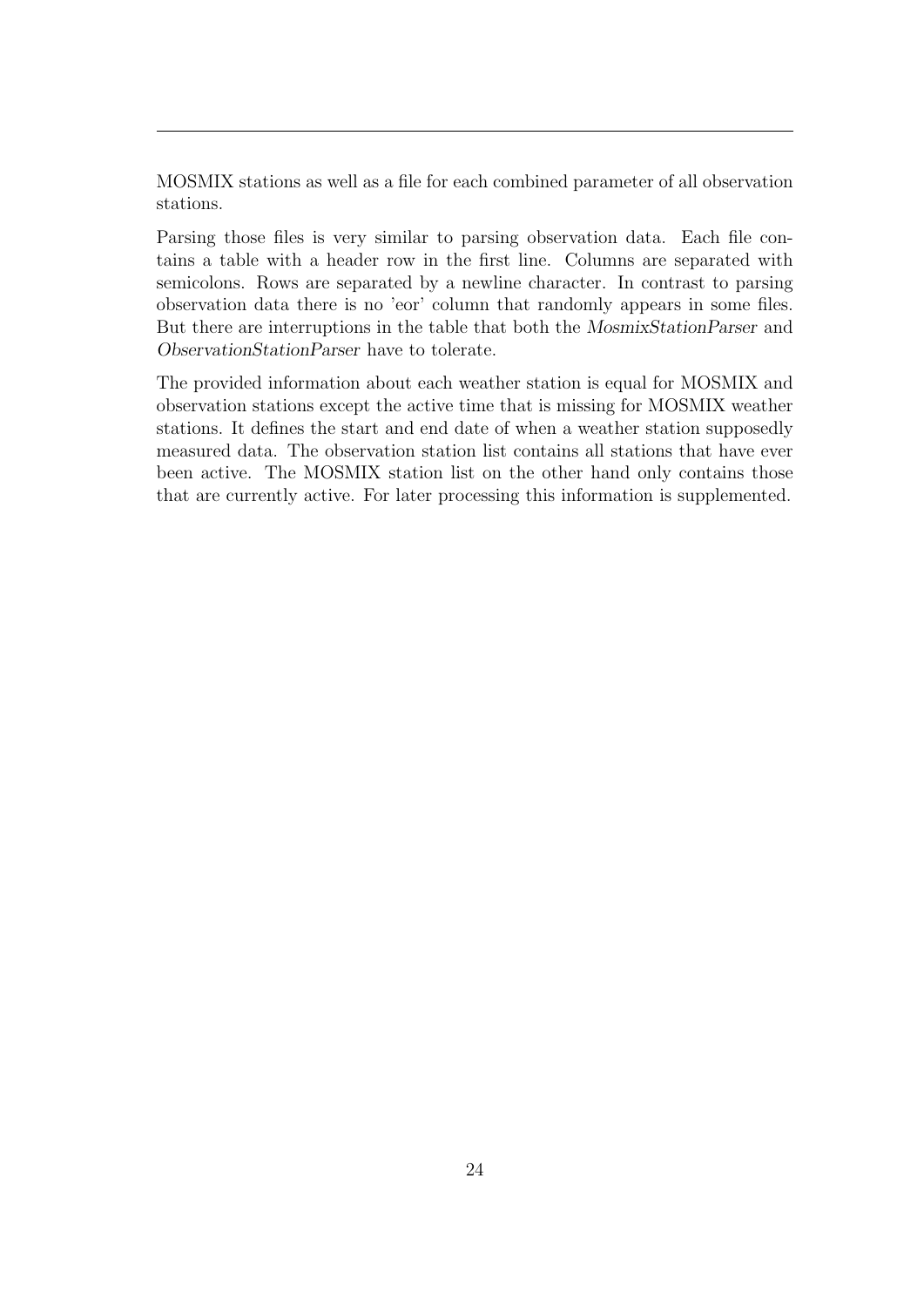MOSMIX stations as well as a file for each combined parameter of all observation stations.

Parsing those files is very similar to parsing observation data. Each file contains a table with a header row in the first line. Columns are separated with semicolons. Rows are separated by a newline character. In contrast to parsing observation data there is no 'eor' column that randomly appears in some files. But there are interruptions in the table that both the *MosmixStationParser* and *ObservationStationParser* have to tolerate.

The provided information about each weather station is equal for MOSMIX and observation stations except the active time that is missing for MOSMIX weather stations. It defines the start and end date of when a weather station supposedly measured data. The observation station list contains all stations that have ever been active. The MOSMIX station list on the other hand only contains those that are currently active. For later processing this information is supplemented.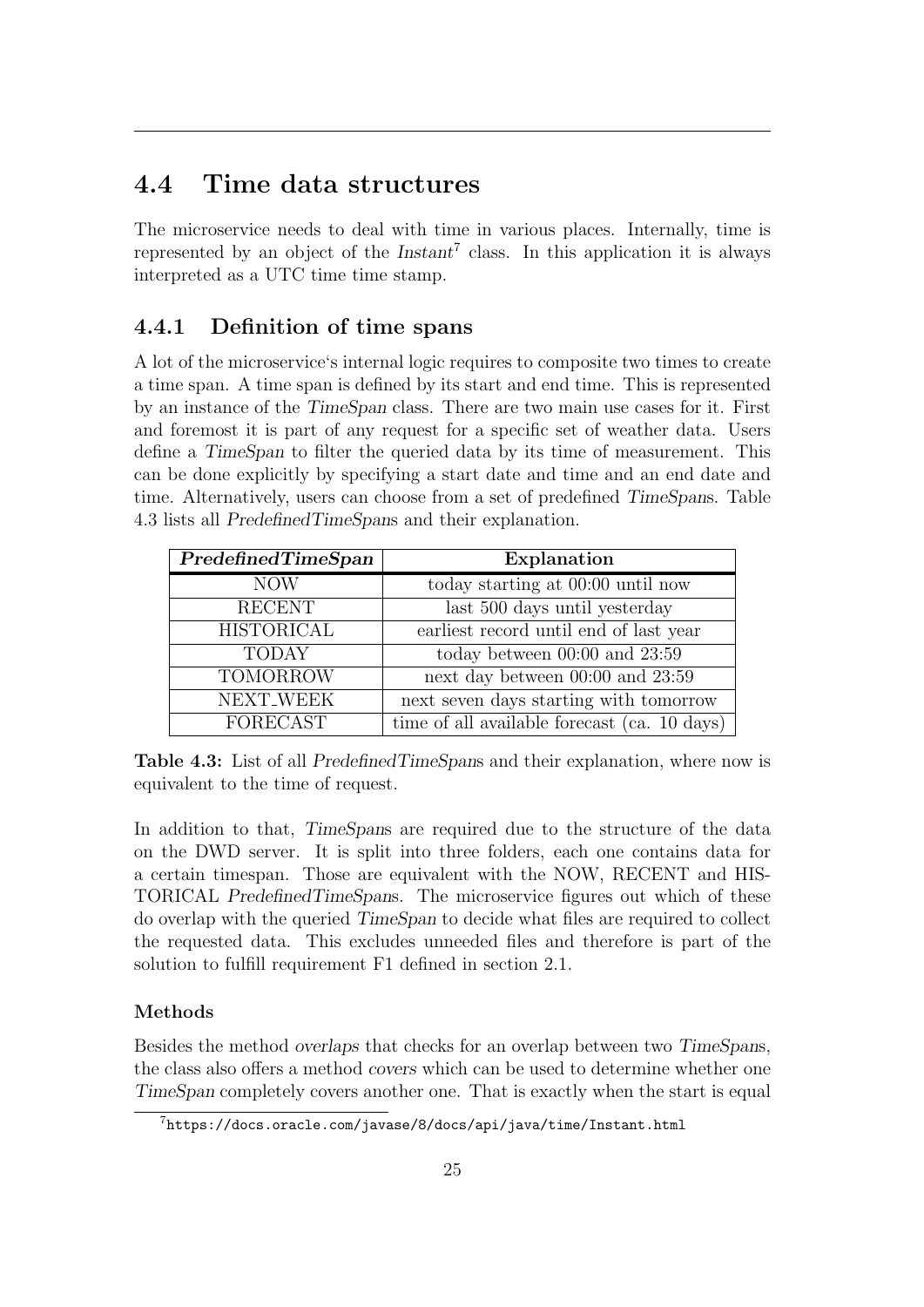## 4.4 Time data structures

The microservice needs to deal with time in various places. Internally, time is represented by an object of the *Instant*[7] class. In this application it is always interpreted as a UTC time time stamp.

### 4.4.1 Definition of time spans

A lot of the microservice's internal logic requires to composite two times to create a time span. A time span is defined by its start and end time. This is represented by an instance of the *TimeSpan* class. There are two main use cases for it. First and foremost it is part of any request for a specific set of weather data. Users define a *TimeSpan* to filter the queried data by its time of measurement. This can be done explicitly by specifying a start date and time and an end date and time. Alternatively, users can choose from a set of predefined *TimeSpan*s. Table 4.3 lists all *PredefinedTimeSpan*s and their explanation.

| ***PredefinedTimeSpan*** | **Explanation** |
|---|---|
| NOW | today starting at 00:00 until now |
| RECENT | last 500 days until yesterday |
| HISTORICAL | earliest record until end of last year |
| TODAY | today between 00:00 and 23:59 |
| TOMORROW | next day between 00:00 and 23:59 |
| NEXT_WEEK | next seven days starting with tomorrow |
| FORECAST | time of all available forecast (ca. 10 days) |

**Table 4.3:** List of all *PredefinedTimeSpan*s and their explanation, where now is equivalent to the time of request.

In addition to that, *TimeSpan*s are required due to the structure of the data on the DWD server. It is split into three folders, each one contains data for a certain timespan. Those are equivalent with the NOW, RECENT and HISTORICAL *PredefinedTimeSpan*s. The microservice figures out which of these do overlap with the queried *TimeSpan* to decide what files are required to collect the requested data. This excludes unneeded files and therefore is part of the solution to fulfill requirement F1 defined in section 2.1.

#### Methods

Besides the method *overlaps* that checks for an overlap between two *TimeSpan*s, the class also offers a method *covers* which can be used to determine whether one *TimeSpan* completely covers another one. That is exactly when the start is equal

[7] https://docs.oracle.com/javase/8/docs/api/java/time/Instant.html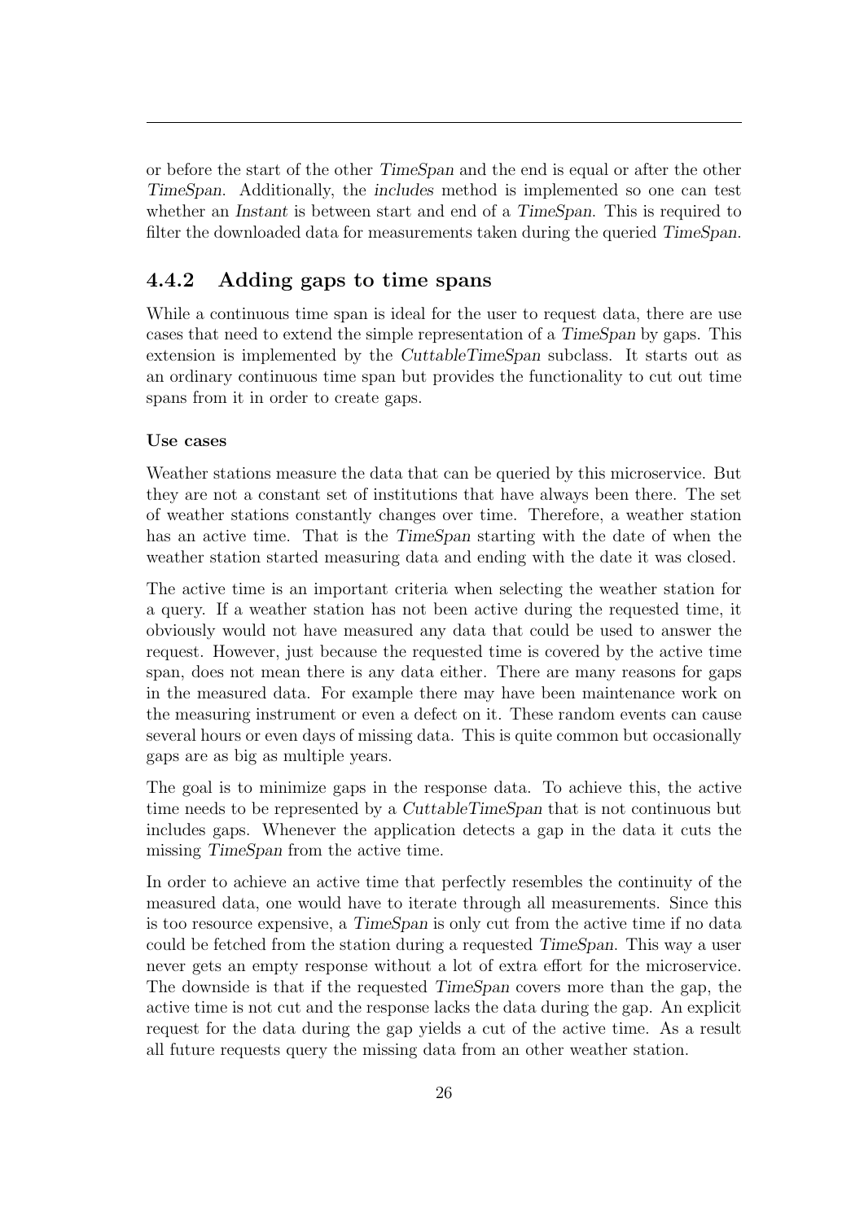or before the start of the other *TimeSpan* and the end is equal or after the other *TimeSpan*. Additionally, the *includes* method is implemented so one can test whether an *Instant* is between start and end of a *TimeSpan*. This is required to filter the downloaded data for measurements taken during the queried *TimeSpan*.

### 4.4.2 Adding gaps to time spans

While a continuous time span is ideal for the user to request data, there are use cases that need to extend the simple representation of a *TimeSpan* by gaps. This extension is implemented by the *CuttableTimeSpan* subclass. It starts out as an ordinary continuous time span but provides the functionality to cut out time spans from it in order to create gaps.

#### Use cases

Weather stations measure the data that can be queried by this microservice. But they are not a constant set of institutions that have always been there. The set of weather stations constantly changes over time. Therefore, a weather station has an active time. That is the *TimeSpan* starting with the date of when the weather station started measuring data and ending with the date it was closed.

The active time is an important criteria when selecting the weather station for a query. If a weather station has not been active during the requested time, it obviously would not have measured any data that could be used to answer the request. However, just because the requested time is covered by the active time span, does not mean there is any data either. There are many reasons for gaps in the measured data. For example there may have been maintenance work on the measuring instrument or even a defect on it. These random events can cause several hours or even days of missing data. This is quite common but occasionally gaps are as big as multiple years.

The goal is to minimize gaps in the response data. To achieve this, the active time needs to be represented by a *CuttableTimeSpan* that is not continuous but includes gaps. Whenever the application detects a gap in the data it cuts the missing *TimeSpan* from the active time.

In order to achieve an active time that perfectly resembles the continuity of the measured data, one would have to iterate through all measurements. Since this is too resource expensive, a *TimeSpan* is only cut from the active time if no data could be fetched from the station during a requested *TimeSpan*. This way a user never gets an empty response without a lot of extra effort for the microservice. The downside is that if the requested *TimeSpan* covers more than the gap, the active time is not cut and the response lacks the data during the gap. An explicit request for the data during the gap yields a cut of the active time. As a result all future requests query the missing data from an other weather station.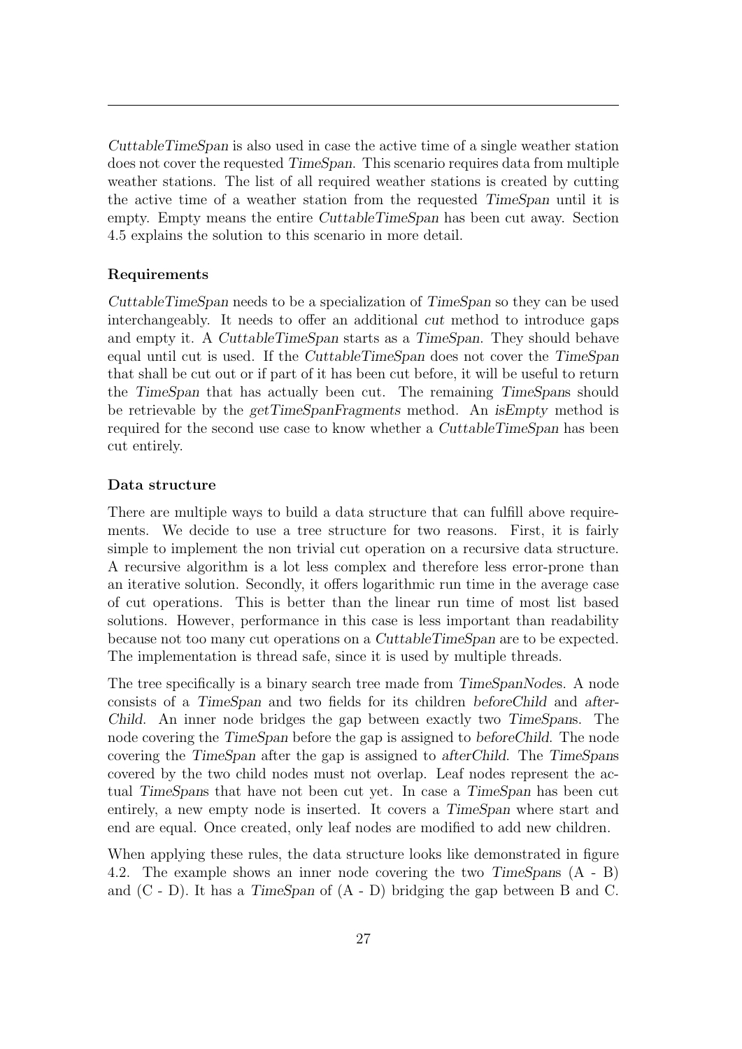*CuttableTimeSpan* is also used in case the active time of a single weather station does not cover the requested *TimeSpan*. This scenario requires data from multiple weather stations. The list of all required weather stations is created by cutting the active time of a weather station from the requested *TimeSpan* until it is empty. Empty means the entire *CuttableTimeSpan* has been cut away. Section 4.5 explains the solution to this scenario in more detail.

**Requirements**

*CuttableTimeSpan* needs to be a specialization of *TimeSpan* so they can be used interchangeably. It needs to offer an additional *cut* method to introduce gaps and empty it. A *CuttableTimeSpan* starts as a *TimeSpan*. They should behave equal until cut is used. If the *CuttableTimeSpan* does not cover the *TimeSpan* that shall be cut out or if part of it has been cut before, it will be useful to return the *TimeSpan* that has actually been cut. The remaining *TimeSpans* should be retrievable by the *getTimeSpanFragments* method. An *isEmpty* method is required for the second use case to know whether a *CuttableTimeSpan* has been cut entirely.

**Data structure**

There are multiple ways to build a data structure that can fulfill above requirements. We decide to use a tree structure for two reasons. First, it is fairly simple to implement the non trivial cut operation on a recursive data structure. A recursive algorithm is a lot less complex and therefore less error-prone than an iterative solution. Secondly, it offers logarithmic run time in the average case of cut operations. This is better than the linear run time of most list based solutions. However, performance in this case is less important than readability because not too many cut operations on a *CuttableTimeSpan* are to be expected. The implementation is thread safe, since it is used by multiple threads.

The tree specifically is a binary search tree made from *TimeSpanNodes*. A node consists of a *TimeSpan* and two fields for its children *beforeChild* and *afterChild*. An inner node bridges the gap between exactly two *TimeSpans*. The node covering the *TimeSpan* before the gap is assigned to *beforeChild*. The node covering the *TimeSpan* after the gap is assigned to *afterChild*. The *TimeSpans* covered by the two child nodes must not overlap. Leaf nodes represent the actual *TimeSpans* that have not been cut yet. In case a *TimeSpan* has been cut entirely, a new empty node is inserted. It covers a *TimeSpan* where start and end are equal. Once created, only leaf nodes are modified to add new children.

When applying these rules, the data structure looks like demonstrated in figure 4.2. The example shows an inner node covering the two *TimeSpans* (A - B) and (C - D). It has a *TimeSpan* of (A - D) bridging the gap between B and C.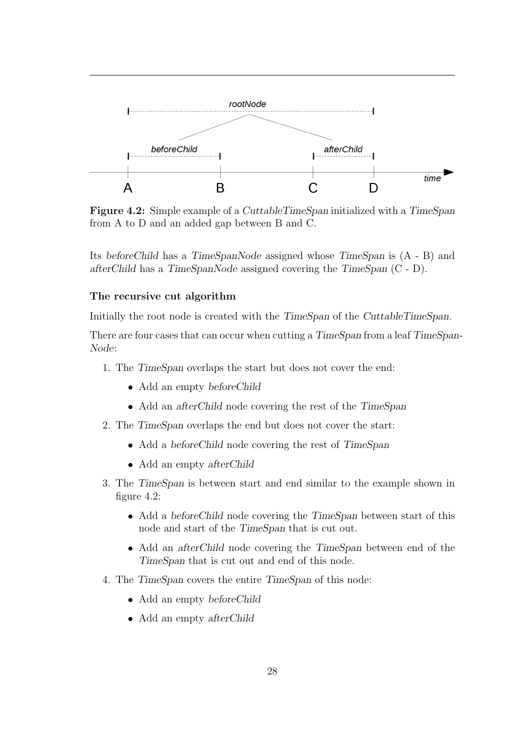**Figure 4.2:** Simple example of a *CuttableTimeSpan* initialized with a *TimeSpan* from A to D and an added gap between B and C.

Its *beforeChild* has a *TimeSpanNode* assigned whose *TimeSpan* is (A - B) and *afterChild* has a *TimeSpanNode* assigned covering the *TimeSpan* (C - D).

#### The recursive cut algorithm

Initially the root node is created with the *TimeSpan* of the *CuttableTimeSpan*.

There are four cases that can occur when cutting a *TimeSpan* from a leaf *TimeSpanNode*:

1. The *TimeSpan* overlaps the start but does not cover the end:
   - Add an empty *beforeChild*
   - Add an *afterChild* node covering the rest of the *TimeSpan*
2. The *TimeSpan* overlaps the end but does not cover the start:
   - Add a *beforeChild* node covering the rest of *TimeSpan*
   - Add an empty *afterChild*
3. The *TimeSpan* is between start and end similar to the example shown in figure 4.2:
   - Add a *beforeChild* node covering the *TimeSpan* between start of this node and start of the *TimeSpan* that is cut out.
   - Add an *afterChild* node covering the *TimeSpan* between end of the *TimeSpan* that is cut out and end of this node.
4. The *TimeSpan* covers the entire *TimeSpan* of this node:
   - Add an empty *beforeChild*
   - Add an empty *afterChild*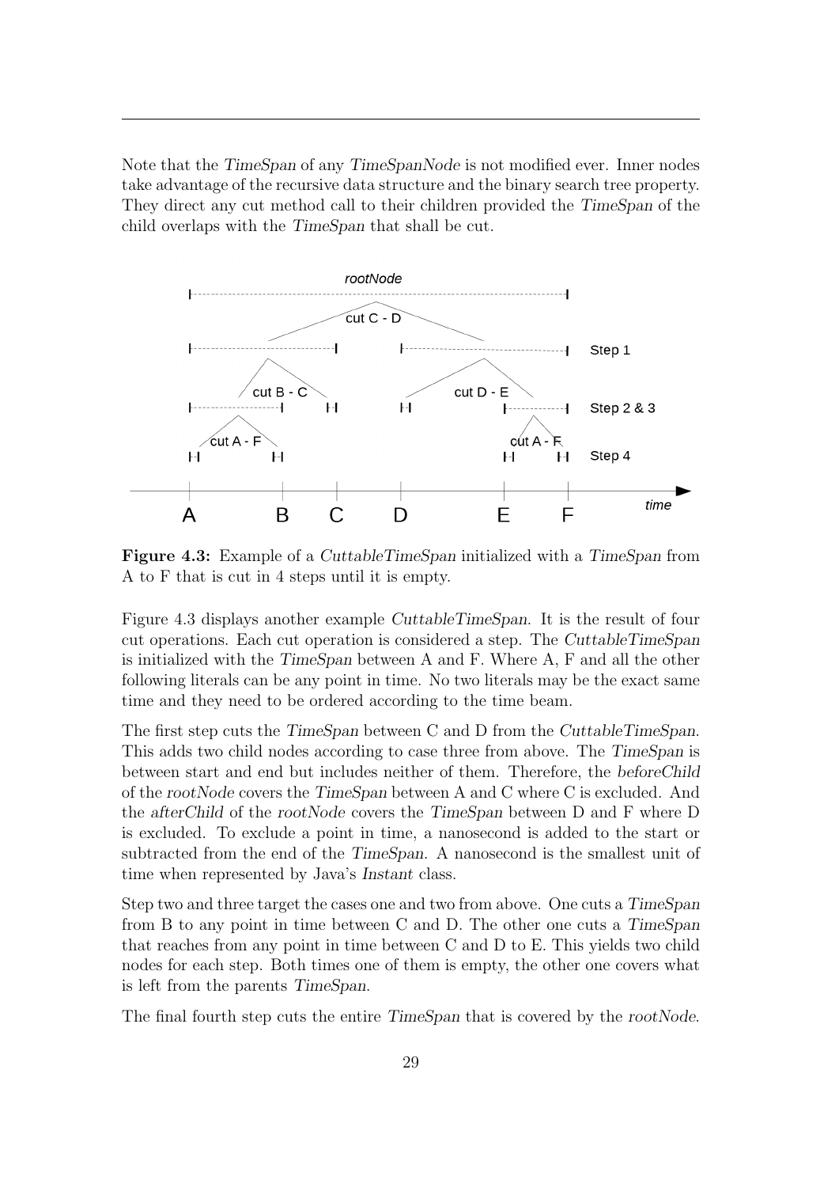Note that the *TimeSpan* of any *TimeSpanNode* is not modified ever. Inner nodes take advantage of the recursive data structure and the binary search tree property. They direct any cut method call to their children provided the *TimeSpan* of the child overlaps with the *TimeSpan* that shall be cut.

**Figure 4.3:** Example of a *CuttableTimeSpan* initialized with a *TimeSpan* from A to F that is cut in 4 steps until it is empty.

Figure 4.3 displays another example *CuttableTimeSpan*. It is the result of four cut operations. Each cut operation is considered a step. The *CuttableTimeSpan* is initialized with the *TimeSpan* between A and F. Where A, F and all the other following literals can be any point in time. No two literals may be the exact same time and they need to be ordered according to the time beam.

The first step cuts the *TimeSpan* between C and D from the *CuttableTimeSpan*. This adds two child nodes according to case three from above. The *TimeSpan* is between start and end but includes neither of them. Therefore, the *beforeChild* of the *rootNode* covers the *TimeSpan* between A and C where C is excluded. And the *afterChild* of the *rootNode* covers the *TimeSpan* between D and F where D is excluded. To exclude a point in time, a nanosecond is added to the start or subtracted from the end of the *TimeSpan*. A nanosecond is the smallest unit of time when represented by Java's *Instant* class.

Step two and three target the cases one and two from above. One cuts a *TimeSpan* from B to any point in time between C and D. The other one cuts a *TimeSpan* that reaches from any point in time between C and D to E. This yields two child nodes for each step. Both times one of them is empty, the other one covers what is left from the parents *TimeSpan*.

The final fourth step cuts the entire *TimeSpan* that is covered by the *rootNode*.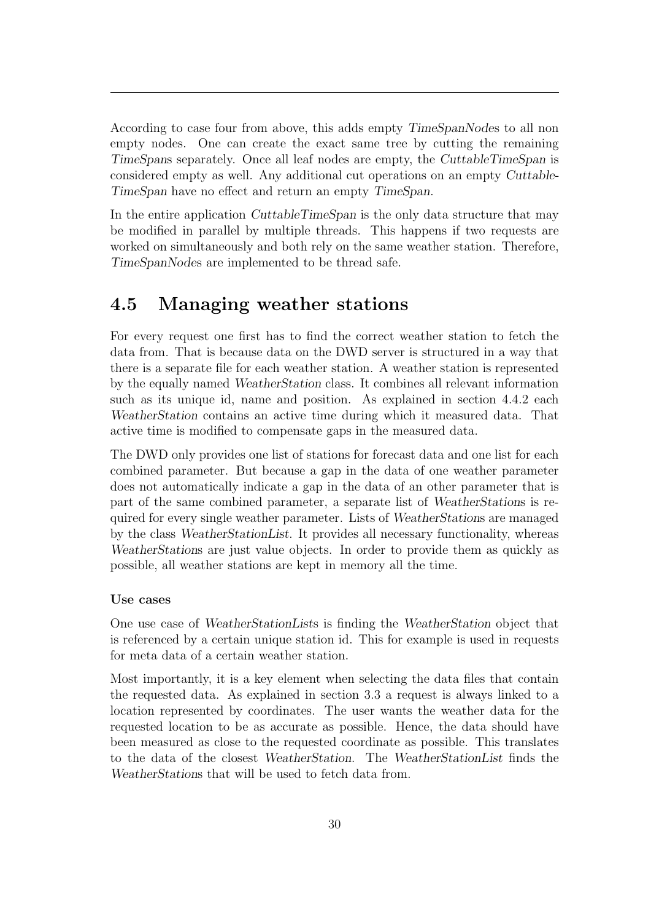According to case four from above, this adds empty *TimeSpanNodes* to all non empty nodes. One can create the exact same tree by cutting the remaining *TimeSpans* separately. Once all leaf nodes are empty, the *CuttableTimeSpan* is considered empty as well. Any additional cut operations on an empty *CuttableTimeSpan* have no effect and return an empty *TimeSpan*.

In the entire application *CuttableTimeSpan* is the only data structure that may be modified in parallel by multiple threads. This happens if two requests are worked on simultaneously and both rely on the same weather station. Therefore, *TimeSpanNodes* are implemented to be thread safe.

## 4.5 Managing weather stations

For every request one first has to find the correct weather station to fetch the data from. That is because data on the DWD server is structured in a way that there is a separate file for each weather station. A weather station is represented by the equally named *WeatherStation* class. It combines all relevant information such as its unique id, name and position. As explained in section 4.4.2 each *WeatherStation* contains an active time during which it measured data. That active time is modified to compensate gaps in the measured data.

The DWD only provides one list of stations for forecast data and one list for each combined parameter. But because a gap in the data of one weather parameter does not automatically indicate a gap in the data of an other parameter that is part of the same combined parameter, a separate list of *WeatherStations* is required for every single weather parameter. Lists of *WeatherStations* are managed by the class *WeatherStationList*. It provides all necessary functionality, whereas *WeatherStations* are just value objects. In order to provide them as quickly as possible, all weather stations are kept in memory all the time.

#### Use cases

One use case of *WeatherStationLists* is finding the *WeatherStation* object that is referenced by a certain unique station id. This for example is used in requests for meta data of a certain weather station.

Most importantly, it is a key element when selecting the data files that contain the requested data. As explained in section 3.3 a request is always linked to a location represented by coordinates. The user wants the weather data for the requested location to be as accurate as possible. Hence, the data should have been measured as close to the requested coordinate as possible. This translates to the data of the closest *WeatherStation*. The *WeatherStationList* finds the *WeatherStations* that will be used to fetch data from.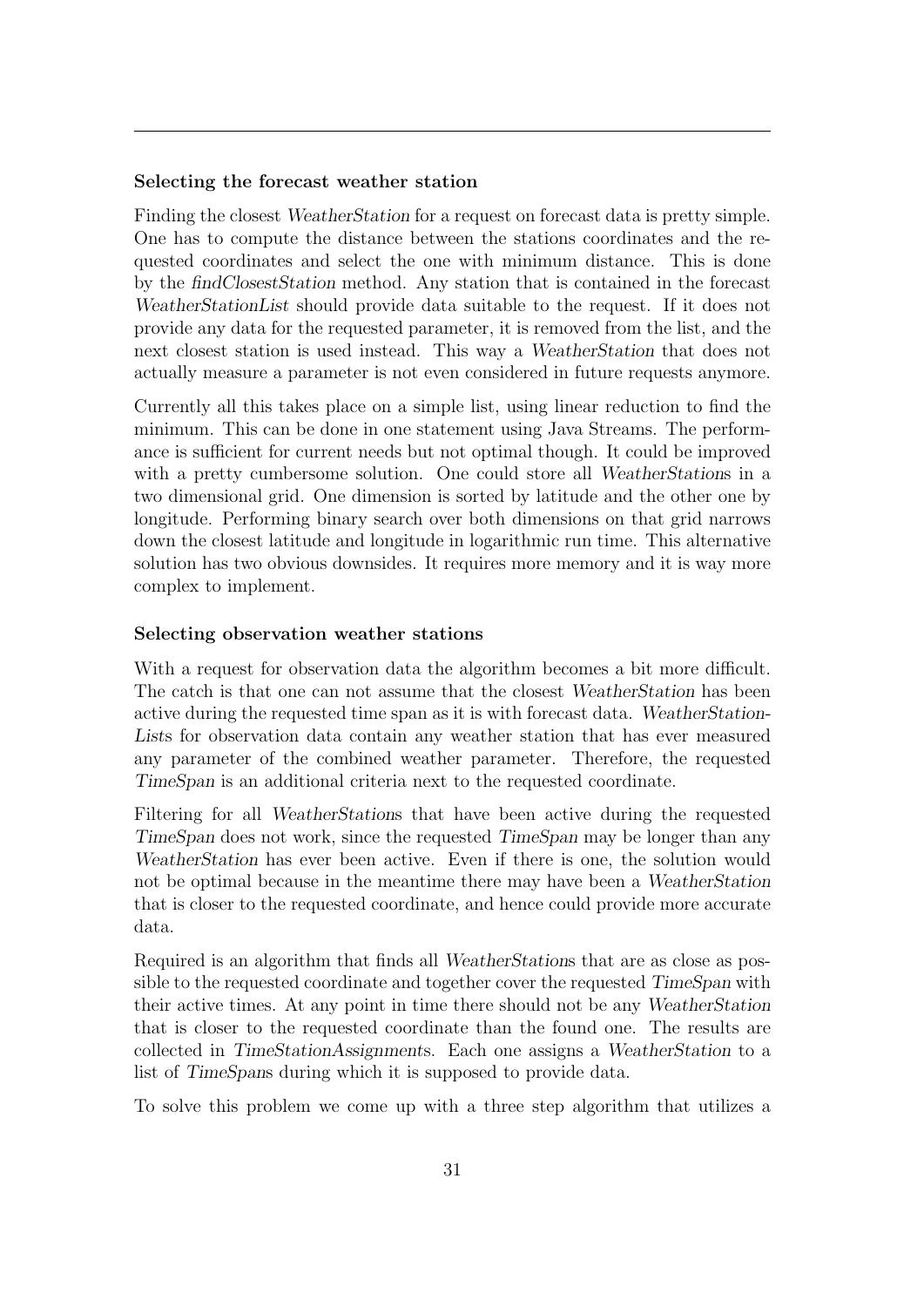**Selecting the forecast weather station**

Finding the closest *WeatherStation* for a request on forecast data is pretty simple. One has to compute the distance between the stations coordinates and the requested coordinates and select the one with minimum distance. This is done by the *findClosestStation* method. Any station that is contained in the forecast *WeatherStationList* should provide data suitable to the request. If it does not provide any data for the requested parameter, it is removed from the list, and the next closest station is used instead. This way a *WeatherStation* that does not actually measure a parameter is not even considered in future requests anymore.

Currently all this takes place on a simple list, using linear reduction to find the minimum. This can be done in one statement using Java Streams. The performance is sufficient for current needs but not optimal though. It could be improved with a pretty cumbersome solution. One could store all *WeatherStation*s in a two dimensional grid. One dimension is sorted by latitude and the other one by longitude. Performing binary search over both dimensions on that grid narrows down the closest latitude and longitude in logarithmic run time. This alternative solution has two obvious downsides. It requires more memory and it is way more complex to implement.

**Selecting observation weather stations**

With a request for observation data the algorithm becomes a bit more difficult. The catch is that one can not assume that the closest *WeatherStation* has been active during the requested time span as it is with forecast data. *WeatherStationList*s for observation data contain any weather station that has ever measured any parameter of the combined weather parameter. Therefore, the requested *TimeSpan* is an additional criteria next to the requested coordinate.

Filtering for all *WeatherStation*s that have been active during the requested *TimeSpan* does not work, since the requested *TimeSpan* may be longer than any *WeatherStation* has ever been active. Even if there is one, the solution would not be optimal because in the meantime there may have been a *WeatherStation* that is closer to the requested coordinate, and hence could provide more accurate data.

Required is an algorithm that finds all *WeatherStation*s that are as close as possible to the requested coordinate and together cover the requested *TimeSpan* with their active times. At any point in time there should not be any *WeatherStation* that is closer to the requested coordinate than the found one. The results are collected in *TimeStationAssignment*s. Each one assigns a *WeatherStation* to a list of *TimeSpan*s during which it is supposed to provide data.

To solve this problem we come up with a three step algorithm that utilizes a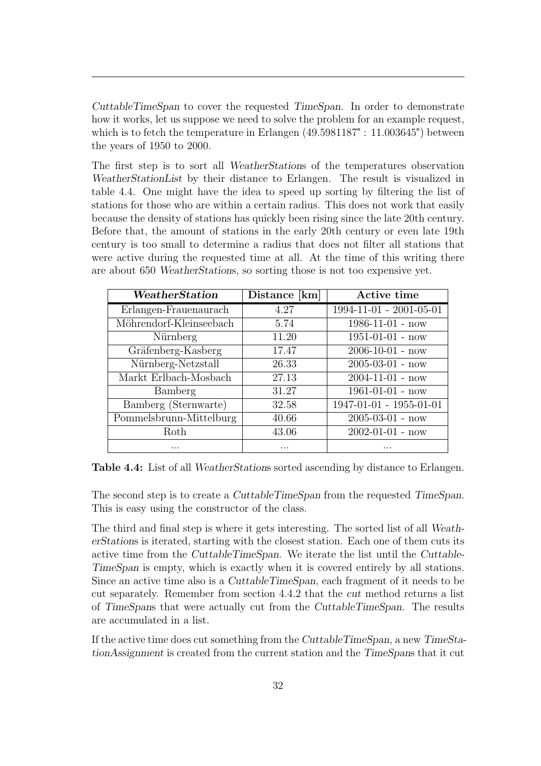*CuttableTimeSpan* to cover the requested *TimeSpan*. In order to demonstrate how it works, let us suppose we need to solve the problem for an example request, which is to fetch the temperature in Erlangen (49.5981187° : 11.003645°) between the years of 1950 to 2000.

The first step is to sort all *WeatherStation*s of the temperatures observation *WeatherStationList* by their distance to Erlangen. The result is visualized in table 4.4. One might have the idea to speed up sorting by filtering the list of stations for those who are within a certain radius. This does not work that easily because the density of stations has quickly been rising since the late 20th century. Before that, the amount of stations in the early 20th century or even late 19th century is too small to determine a radius that does not filter all stations that were active during the requested time at all. At the time of this writing there are about 650 *WeatherStation*s, so sorting those is not too expensive yet.

| ***WeatherStation*** | **Distance [km]** | **Active time** |
|---|---|---|
| Erlangen-Frauenaurach | 4.27 | 1994-11-01 - 2001-05-01 |
| Möhrendorf-Kleinseebach | 5.74 | 1986-11-01 - now |
| Nürnberg | 11.20 | 1951-01-01 - now |
| Gräfenberg-Kasberg | 17.47 | 2006-10-01 - now |
| Nürnberg-Netzstall | 26.33 | 2005-03-01 - now |
| Markt Erlbach-Mosbach | 27.13 | 2004-11-01 - now |
| Bamberg | 31.27 | 1961-01-01 - now |
| Bamberg (Sternwarte) | 32.58 | 1947-01-01 - 1955-01-01 |
| Pommelsbrunn-Mittelburg | 40.66 | 2005-03-01 - now |
| Roth | 43.06 | 2002-01-01 - now |
| ... | ... | ... |

**Table 4.4:** List of all *WeatherStation*s sorted ascending by distance to Erlangen.

The second step is to create a *CuttableTimeSpan* from the requested *TimeSpan*. This is easy using the constructor of the class.

The third and final step is where it gets interesting. The sorted list of all *WeatherStation*s is iterated, starting with the closest station. Each one of them cuts its active time from the *CuttableTimeSpan*. We iterate the list until the *CuttableTimeSpan* is empty, which is exactly when it is covered entirely by all stations. Since an active time also is a *CuttableTimeSpan*, each fragment of it needs to be cut separately. Remember from section 4.4.2 that the *cut* method returns a list of *TimeSpan*s that were actually cut from the *CuttableTimeSpan*. The results are accumulated in a list.

If the active time does cut something from the *CuttableTimeSpan*, a new *TimeStationAssignment* is created from the current station and the *TimeSpan*s that it cut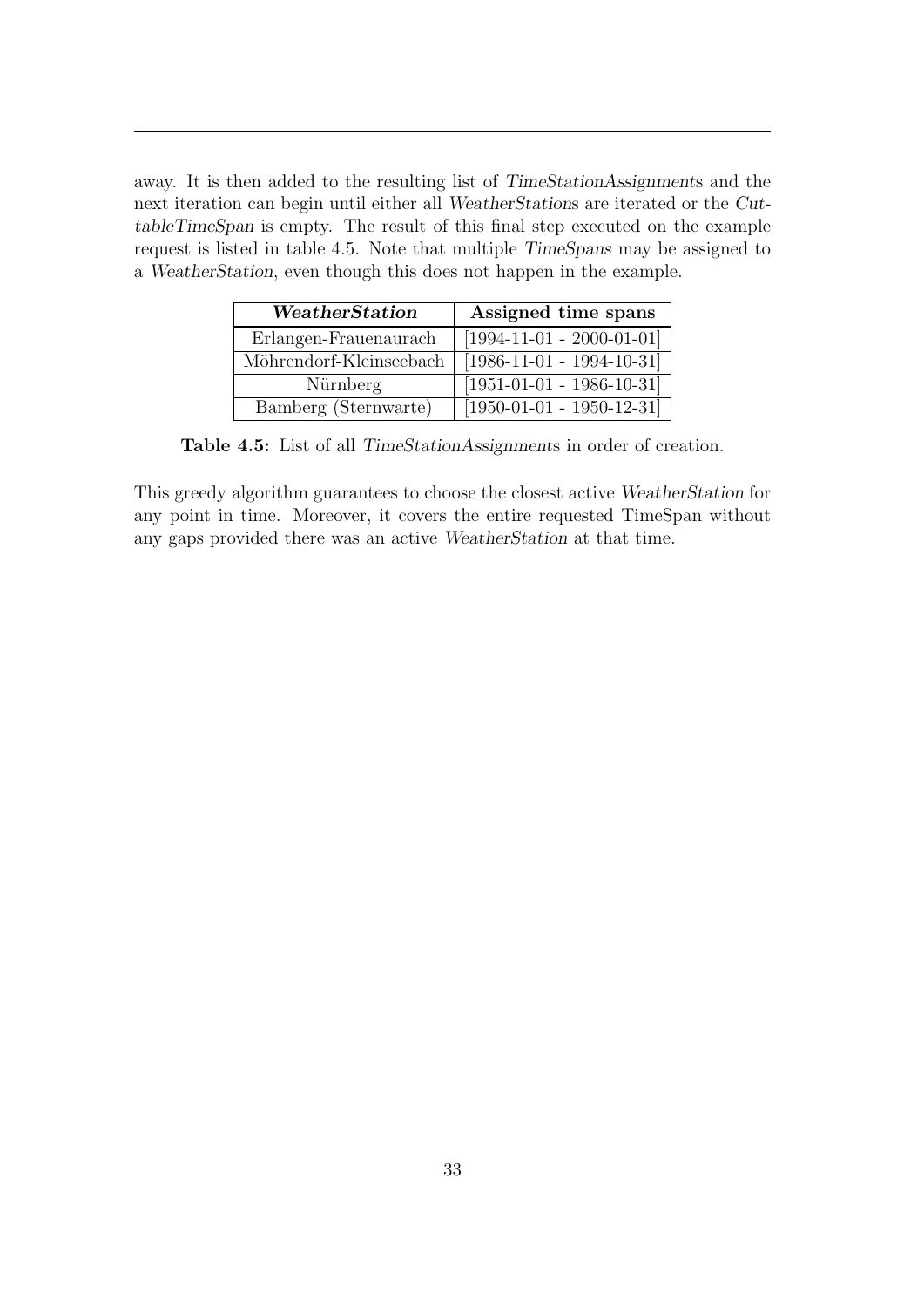away. It is then added to the resulting list of *TimeStationAssignments* and the next iteration can begin until either all *WeatherStations* are iterated or the *CuttableTimeSpan* is empty. The result of this final step executed on the example request is listed in table 4.5. Note that multiple *TimeSpans* may be assigned to a *WeatherStation*, even though this does not happen in the example.

| ***WeatherStation*** | **Assigned time spans** |
|---|---|
| Erlangen-Frauenaurach | [1994-11-01 - 2000-01-01] |
| Möhrendorf-Kleinseebach | [1986-11-01 - 1994-10-31] |
| Nürnberg | [1951-01-01 - 1986-10-31] |
| Bamberg (Sternwarte) | [1950-01-01 - 1950-12-31] |

**Table 4.5:** List of all *TimeStationAssignments* in order of creation.

This greedy algorithm guarantees to choose the closest active *WeatherStation* for any point in time. Moreover, it covers the entire requested TimeSpan without any gaps provided there was an active *WeatherStation* at that time.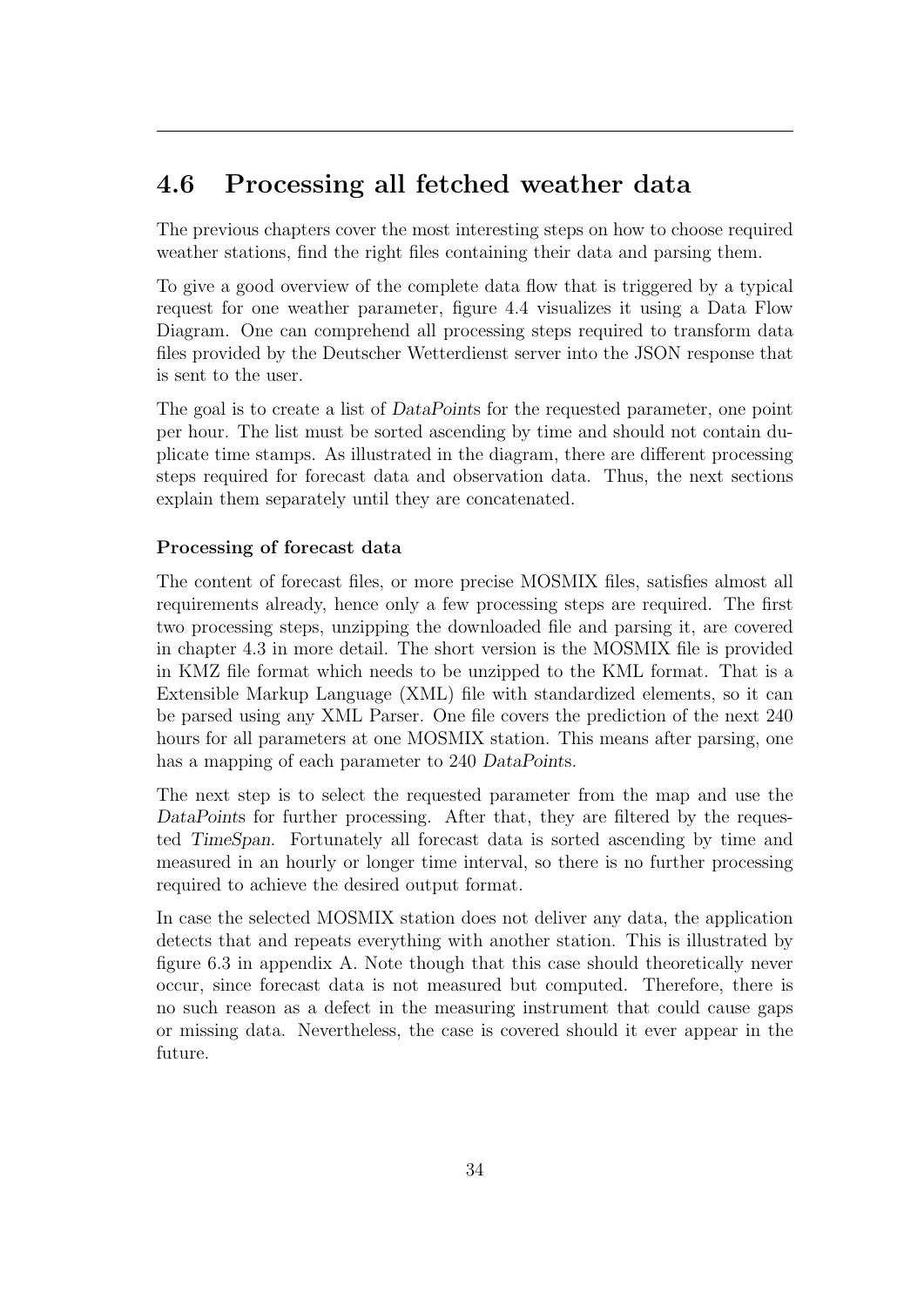## 4.6 Processing all fetched weather data

The previous chapters cover the most interesting steps on how to choose required weather stations, find the right files containing their data and parsing them.

To give a good overview of the complete data flow that is triggered by a typical request for one weather parameter, figure 4.4 visualizes it using a Data Flow Diagram. One can comprehend all processing steps required to transform data files provided by the Deutscher Wetterdienst server into the JSON response that is sent to the user.

The goal is to create a list of *DataPoints* for the requested parameter, one point per hour. The list must be sorted ascending by time and should not contain duplicate time stamps. As illustrated in the diagram, there are different processing steps required for forecast data and observation data. Thus, the next sections explain them separately until they are concatenated.

### Processing of forecast data

The content of forecast files, or more precise MOSMIX files, satisfies almost all requirements already, hence only a few processing steps are required. The first two processing steps, unzipping the downloaded file and parsing it, are covered in chapter 4.3 in more detail. The short version is the MOSMIX file is provided in KMZ file format which needs to be unzipped to the KML format. That is a Extensible Markup Language (XML) file with standardized elements, so it can be parsed using any XML Parser. One file covers the prediction of the next 240 hours for all parameters at one MOSMIX station. This means after parsing, one has a mapping of each parameter to 240 *DataPoints*.

The next step is to select the requested parameter from the map and use the *DataPoints* for further processing. After that, they are filtered by the requested *TimeSpan*. Fortunately all forecast data is sorted ascending by time and measured in an hourly or longer time interval, so there is no further processing required to achieve the desired output format.

In case the selected MOSMIX station does not deliver any data, the application detects that and repeats everything with another station. This is illustrated by figure 6.3 in appendix A. Note though that this case should theoretically never occur, since forecast data is not measured but computed. Therefore, there is no such reason as a defect in the measuring instrument that could cause gaps or missing data. Nevertheless, the case is covered should it ever appear in the future.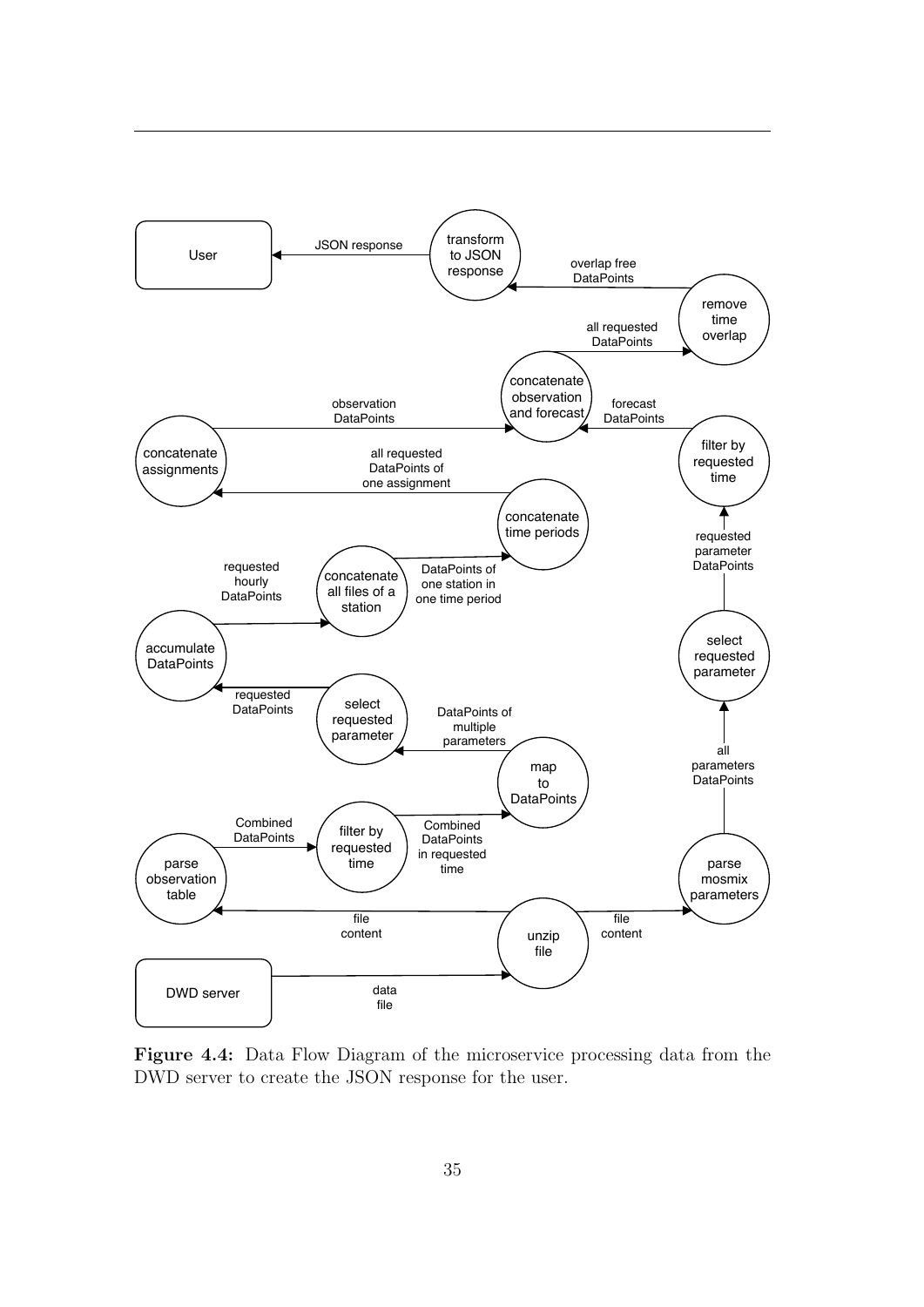**Figure 4.4:** Data Flow Diagram of the microservice processing data from the DWD server to create the JSON response for the user.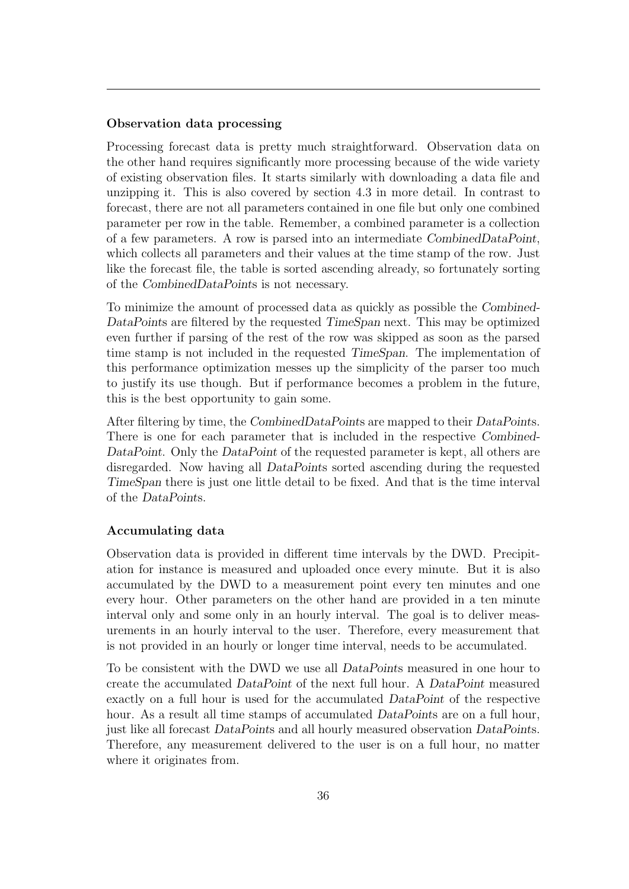#### Observation data processing

Processing forecast data is pretty much straightforward. Observation data on the other hand requires significantly more processing because of the wide variety of existing observation files. It starts similarly with downloading a data file and unzipping it. This is also covered by section 4.3 in more detail. In contrast to forecast, there are not all parameters contained in one file but only one combined parameter per row in the table. Remember, a combined parameter is a collection of a few parameters. A row is parsed into an intermediate *CombinedDataPoint*, which collects all parameters and their values at the time stamp of the row. Just like the forecast file, the table is sorted ascending already, so fortunately sorting of the *CombinedDataPoints* is not necessary.

To minimize the amount of processed data as quickly as possible the *CombinedDataPoints* are filtered by the requested *TimeSpan* next. This may be optimized even further if parsing of the rest of the row was skipped as soon as the parsed time stamp is not included in the requested *TimeSpan*. The implementation of this performance optimization messes up the simplicity of the parser too much to justify its use though. But if performance becomes a problem in the future, this is the best opportunity to gain some.

After filtering by time, the *CombinedDataPoints* are mapped to their *DataPoints*. There is one for each parameter that is included in the respective *CombinedDataPoint*. Only the *DataPoint* of the requested parameter is kept, all others are disregarded. Now having all *DataPoints* sorted ascending during the requested *TimeSpan* there is just one little detail to be fixed. And that is the time interval of the *DataPoints*.

#### Accumulating data

Observation data is provided in different time intervals by the DWD. Precipitation for instance is measured and uploaded once every minute. But it is also accumulated by the DWD to a measurement point every ten minutes and one every hour. Other parameters on the other hand are provided in a ten minute interval only and some only in an hourly interval. The goal is to deliver measurements in an hourly interval to the user. Therefore, every measurement that is not provided in an hourly or longer time interval, needs to be accumulated.

To be consistent with the DWD we use all *DataPoints* measured in one hour to create the accumulated *DataPoint* of the next full hour. A *DataPoint* measured exactly on a full hour is used for the accumulated *DataPoint* of the respective hour. As a result all time stamps of accumulated *DataPoints* are on a full hour, just like all forecast *DataPoints* and all hourly measured observation *DataPoints*. Therefore, any measurement delivered to the user is on a full hour, no matter where it originates from.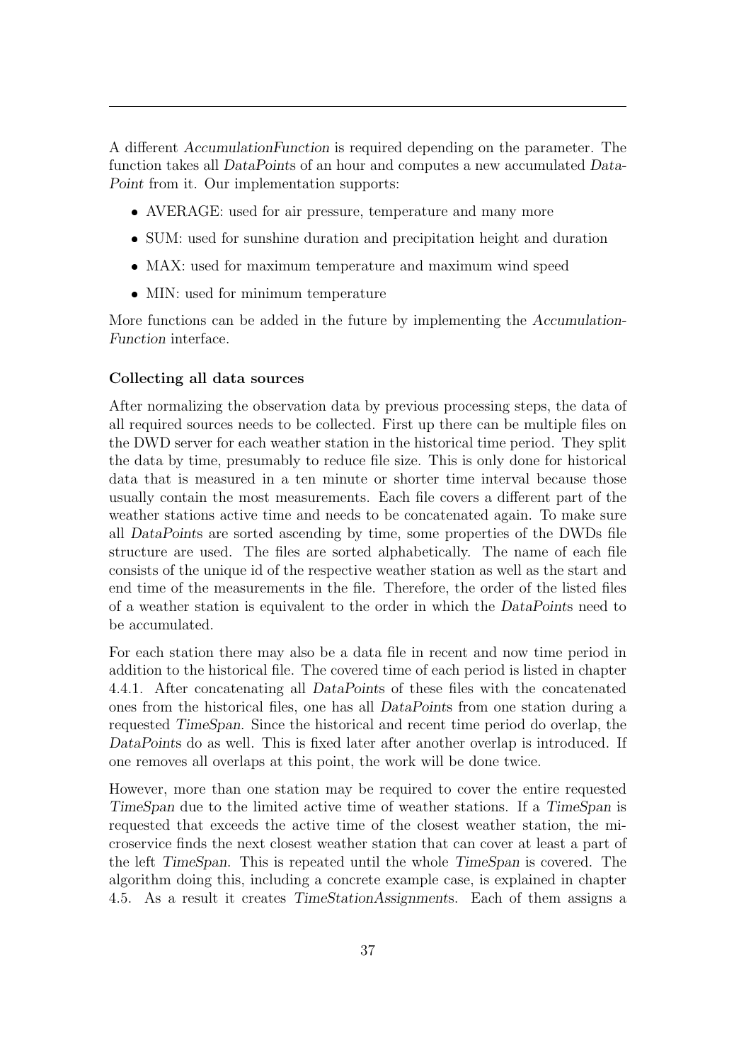A different *AccumulationFunction* is required depending on the parameter. The function takes all *DataPoints* of an hour and computes a new accumulated *DataPoint* from it. Our implementation supports:

- AVERAGE: used for air pressure, temperature and many more
- SUM: used for sunshine duration and precipitation height and duration
- MAX: used for maximum temperature and maximum wind speed
- MIN: used for minimum temperature

More functions can be added in the future by implementing the *AccumulationFunction* interface.

**Collecting all data sources**

After normalizing the observation data by previous processing steps, the data of all required sources needs to be collected. First up there can be multiple files on the DWD server for each weather station in the historical time period. They split the data by time, presumably to reduce file size. This is only done for historical data that is measured in a ten minute or shorter time interval because those usually contain the most measurements. Each file covers a different part of the weather stations active time and needs to be concatenated again. To make sure all *DataPoints* are sorted ascending by time, some properties of the DWDs file structure are used. The files are sorted alphabetically. The name of each file consists of the unique id of the respective weather station as well as the start and end time of the measurements in the file. Therefore, the order of the listed files of a weather station is equivalent to the order in which the *DataPoints* need to be accumulated.

For each station there may also be a data file in recent and now time period in addition to the historical file. The covered time of each period is listed in chapter 4.4.1. After concatenating all *DataPoints* of these files with the concatenated ones from the historical files, one has all *DataPoints* from one station during a requested *TimeSpan*. Since the historical and recent time period do overlap, the *DataPoints* do as well. This is fixed later after another overlap is introduced. If one removes all overlaps at this point, the work will be done twice.

However, more than one station may be required to cover the entire requested *TimeSpan* due to the limited active time of weather stations. If a *TimeSpan* is requested that exceeds the active time of the closest weather station, the microservice finds the next closest weather station that can cover at least a part of the left *TimeSpan*. This is repeated until the whole *TimeSpan* is covered. The algorithm doing this, including a concrete example case, is explained in chapter 4.5. As a result it creates *TimeStationAssignments*. Each of them assigns a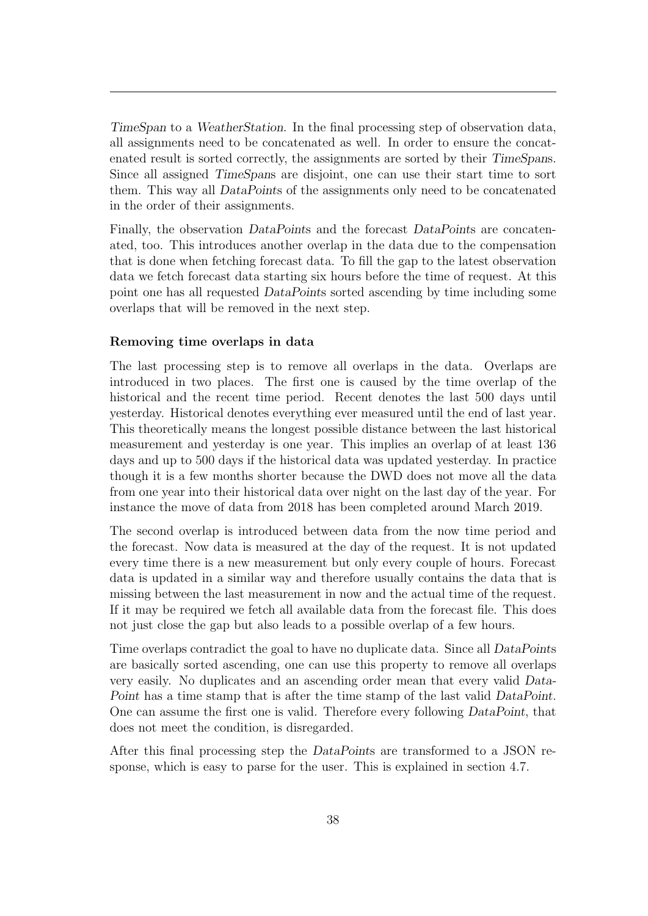*TimeSpan* to a *WeatherStation*. In the final processing step of observation data, all assignments need to be concatenated as well. In order to ensure the concatenated result is sorted correctly, the assignments are sorted by their *TimeSpans*. Since all assigned *TimeSpans* are disjoint, one can use their start time to sort them. This way all *DataPoints* of the assignments only need to be concatenated in the order of their assignments.

Finally, the observation *DataPoints* and the forecast *DataPoints* are concatenated, too. This introduces another overlap in the data due to the compensation that is done when fetching forecast data. To fill the gap to the latest observation data we fetch forecast data starting six hours before the time of request. At this point one has all requested *DataPoints* sorted ascending by time including some overlaps that will be removed in the next step.

**Removing time overlaps in data**

The last processing step is to remove all overlaps in the data. Overlaps are introduced in two places. The first one is caused by the time overlap of the historical and the recent time period. Recent denotes the last 500 days until yesterday. Historical denotes everything ever measured until the end of last year. This theoretically means the longest possible distance between the last historical measurement and yesterday is one year. This implies an overlap of at least 136 days and up to 500 days if the historical data was updated yesterday. In practice though it is a few months shorter because the DWD does not move all the data from one year into their historical data over night on the last day of the year. For instance the move of data from 2018 has been completed around March 2019.

The second overlap is introduced between data from the now time period and the forecast. Now data is measured at the day of the request. It is not updated every time there is a new measurement but only every couple of hours. Forecast data is updated in a similar way and therefore usually contains the data that is missing between the last measurement in now and the actual time of the request. If it may be required we fetch all available data from the forecast file. This does not just close the gap but also leads to a possible overlap of a few hours.

Time overlaps contradict the goal to have no duplicate data. Since all *DataPoints* are basically sorted ascending, one can use this property to remove all overlaps very easily. No duplicates and an ascending order mean that every valid *DataPoint* has a time stamp that is after the time stamp of the last valid *DataPoint*. One can assume the first one is valid. Therefore every following *DataPoint*, that does not meet the condition, is disregarded.

After this final processing step the *DataPoints* are transformed to a JSON response, which is easy to parse for the user. This is explained in section 4.7.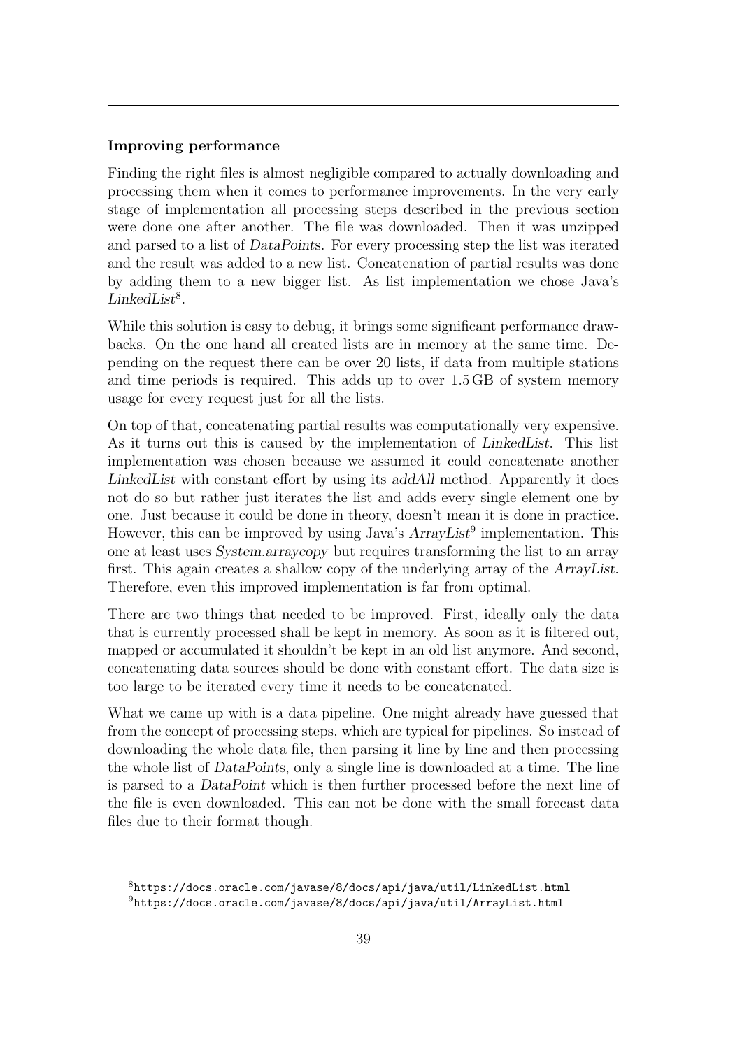**Improving performance**

Finding the right files is almost negligible compared to actually downloading and processing them when it comes to performance improvements. In the very early stage of implementation all processing steps described in the previous section were done one after another. The file was downloaded. Then it was unzipped and parsed to a list of *DataPoints*. For every processing step the list was iterated and the result was added to a new list. Concatenation of partial results was done by adding them to a new bigger list. As list implementation we chose Java's *LinkedList*[8].

While this solution is easy to debug, it brings some significant performance drawbacks. On the one hand all created lists are in memory at the same time. Depending on the request there can be over 20 lists, if data from multiple stations and time periods is required. This adds up to over 1.5 GB of system memory usage for every request just for all the lists.

On top of that, concatenating partial results was computationally very expensive. As it turns out this is caused by the implementation of *LinkedList*. This list implementation was chosen because we assumed it could concatenate another *LinkedList* with constant effort by using its *addAll* method. Apparently it does not do so but rather just iterates the list and adds every single element one by one. Just because it could be done in theory, doesn't mean it is done in practice. However, this can be improved by using Java's *ArrayList*[9] implementation. This one at least uses *System.arraycopy* but requires transforming the list to an array first. This again creates a shallow copy of the underlying array of the *ArrayList*. Therefore, even this improved implementation is far from optimal.

There are two things that needed to be improved. First, ideally only the data that is currently processed shall be kept in memory. As soon as it is filtered out, mapped or accumulated it shouldn't be kept in an old list anymore. And second, concatenating data sources should be done with constant effort. The data size is too large to be iterated every time it needs to be concatenated.

What we came up with is a data pipeline. One might already have guessed that from the concept of processing steps, which are typical for pipelines. So instead of downloading the whole data file, then parsing it line by line and then processing the whole list of *DataPoints*, only a single line is downloaded at a time. The line is parsed to a *DataPoint* which is then further processed before the next line of the file is even downloaded. This can not be done with the small forecast data files due to their format though.

[8] https://docs.oracle.com/javase/8/docs/api/java/util/LinkedList.html

[9] https://docs.oracle.com/javase/8/docs/api/java/util/ArrayList.html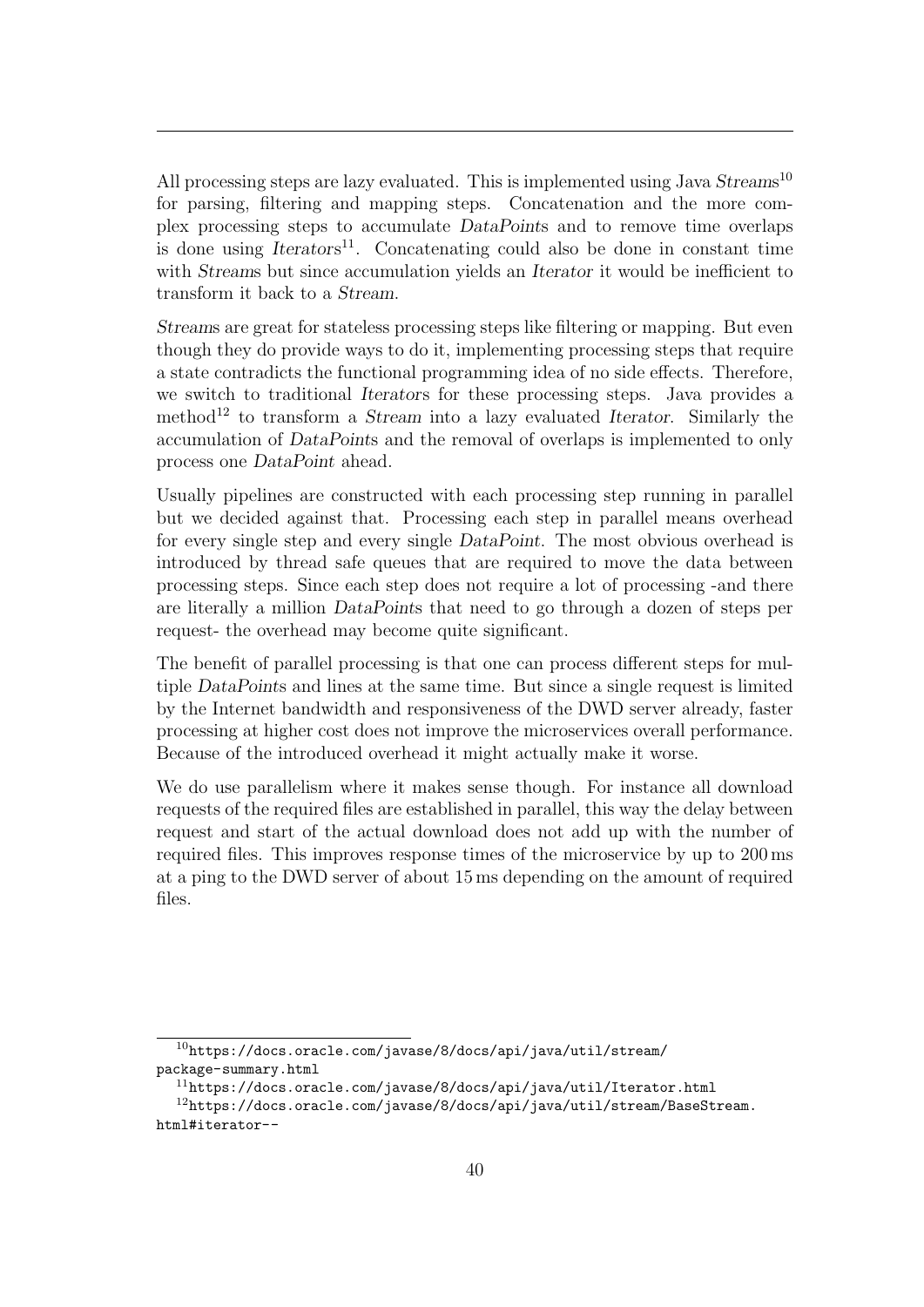All processing steps are lazy evaluated. This is implemented using Java *Streams*[10] for parsing, filtering and mapping steps. Concatenation and the more complex processing steps to accumulate *DataPoints* and to remove time overlaps is done using *Iterators*[11]. Concatenating could also be done in constant time with *Streams* but since accumulation yields an *Iterator* it would be inefficient to transform it back to a *Stream*.

*Streams* are great for stateless processing steps like filtering or mapping. But even though they do provide ways to do it, implementing processing steps that require a state contradicts the functional programming idea of no side effects. Therefore, we switch to traditional *Iterators* for these processing steps. Java provides a method[12] to transform a *Stream* into a lazy evaluated *Iterator*. Similarly the accumulation of *DataPoints* and the removal of overlaps is implemented to only process one *DataPoint* ahead.

Usually pipelines are constructed with each processing step running in parallel but we decided against that. Processing each step in parallel means overhead for every single step and every single *DataPoint*. The most obvious overhead is introduced by thread safe queues that are required to move the data between processing steps. Since each step does not require a lot of processing -and there are literally a million *DataPoints* that need to go through a dozen of steps per request- the overhead may become quite significant.

The benefit of parallel processing is that one can process different steps for multiple *DataPoints* and lines at the same time. But since a single request is limited by the Internet bandwidth and responsiveness of the DWD server already, faster processing at higher cost does not improve the microservices overall performance. Because of the introduced overhead it might actually make it worse.

We do use parallelism where it makes sense though. For instance all download requests of the required files are established in parallel, this way the delay between request and start of the actual download does not add up with the number of required files. This improves response times of the microservice by up to 200 ms at a ping to the DWD server of about 15 ms depending on the amount of required files.

---

[10] `https://docs.oracle.com/javase/8/docs/api/java/util/stream/package-summary.html`

[11] `https://docs.oracle.com/javase/8/docs/api/java/util/Iterator.html`

[12] `https://docs.oracle.com/javase/8/docs/api/java/util/stream/BaseStream.html#iterator--`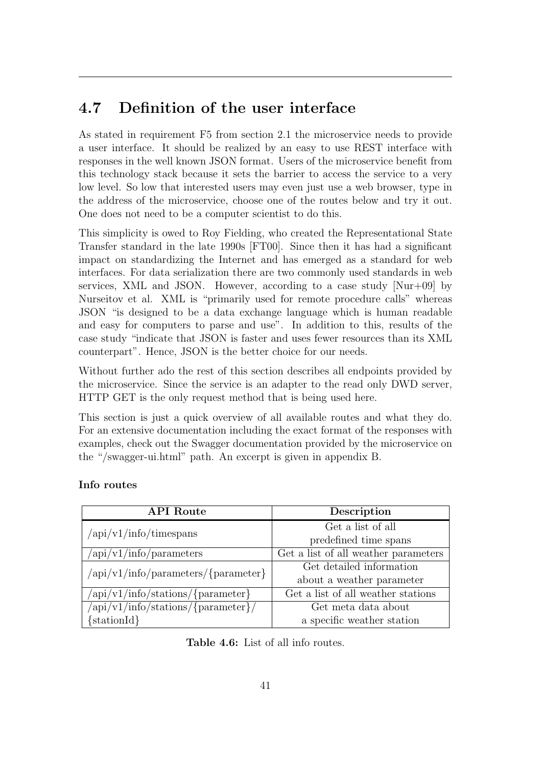## 4.7 Definition of the user interface

As stated in requirement F5 from section 2.1 the microservice needs to provide a user interface. It should be realized by an easy to use REST interface with responses in the well known JSON format. Users of the microservice benefit from this technology stack because it sets the barrier to access the service to a very low level. So low that interested users may even just use a web browser, type in the address of the microservice, choose one of the routes below and try it out. One does not need to be a computer scientist to do this.

This simplicity is owed to Roy Fielding, who created the Representational State Transfer standard in the late 1990s [FT00]. Since then it has had a significant impact on standardizing the Internet and has emerged as a standard for web interfaces. For data serialization there are two commonly used standards in web services, XML and JSON. However, according to a case study [Nur+09] by Nurseitov et al. XML is "primarily used for remote procedure calls" whereas JSON "is designed to be a data exchange language which is human readable and easy for computers to parse and use". In addition to this, results of the case study "indicate that JSON is faster and uses fewer resources than its XML counterpart". Hence, JSON is the better choice for our needs.

Without further ado the rest of this section describes all endpoints provided by the microservice. Since the service is an adapter to the read only DWD server, HTTP GET is the only request method that is being used here.

This section is just a quick overview of all available routes and what they do. For an extensive documentation including the exact format of the responses with examples, check out the Swagger documentation provided by the microservice on the "/swagger-ui.html" path. An excerpt is given in appendix B.

**Info routes**

| API Route | Description |
|---|---|
| /api/v1/info/timespans | Get a list of all predefined time spans |
| /api/v1/info/parameters | Get a list of all weather parameters |
| /api/v1/info/parameters/{parameter} | Get detailed information about a weather parameter |
| /api/v1/info/stations/{parameter} | Get a list of all weather stations |
| /api/v1/info/stations/{parameter}/{stationId} | Get meta data about a specific weather station |

**Table 4.6:** List of all info routes.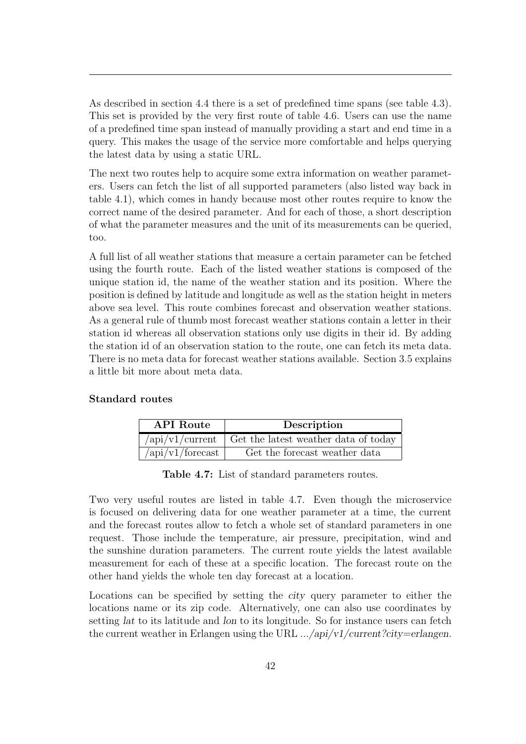As described in section 4.4 there is a set of predefined time spans (see table 4.3). This set is provided by the very first route of table 4.6. Users can use the name of a predefined time span instead of manually providing a start and end time in a query. This makes the usage of the service more comfortable and helps querying the latest data by using a static URL.

The next two routes help to acquire some extra information on weather parameters. Users can fetch the list of all supported parameters (also listed way back in table 4.1), which comes in handy because most other routes require to know the correct name of the desired parameter. And for each of those, a short description of what the parameter measures and the unit of its measurements can be queried, too.

A full list of all weather stations that measure a certain parameter can be fetched using the fourth route. Each of the listed weather stations is composed of the unique station id, the name of the weather station and its position. Where the position is defined by latitude and longitude as well as the station height in meters above sea level. This route combines forecast and observation weather stations. As a general rule of thumb most forecast weather stations contain a letter in their station id whereas all observation stations only use digits in their id. By adding the station id of an observation station to the route, one can fetch its meta data. There is no meta data for forecast weather stations available. Section 3.5 explains a little bit more about meta data.

**Standard routes**

| API Route | Description |
|---|---|
| /api/v1/current | Get the latest weather data of today |
| /api/v1/forecast | Get the forecast weather data |

**Table 4.7:** List of standard parameters routes.

Two very useful routes are listed in table 4.7. Even though the microservice is focused on delivering data for one weather parameter at a time, the current and the forecast routes allow to fetch a whole set of standard parameters in one request. Those include the temperature, air pressure, precipitation, wind and the sunshine duration parameters. The current route yields the latest available measurement for each of these at a specific location. The forecast route on the other hand yields the whole ten day forecast at a location.

Locations can be specified by setting the *city* query parameter to either the locations name or its zip code. Alternatively, one can also use coordinates by setting *lat* to its latitude and *lon* to its longitude. So for instance users can fetch the current weather in Erlangen using the URL *.../api/v1/current?city=erlangen*.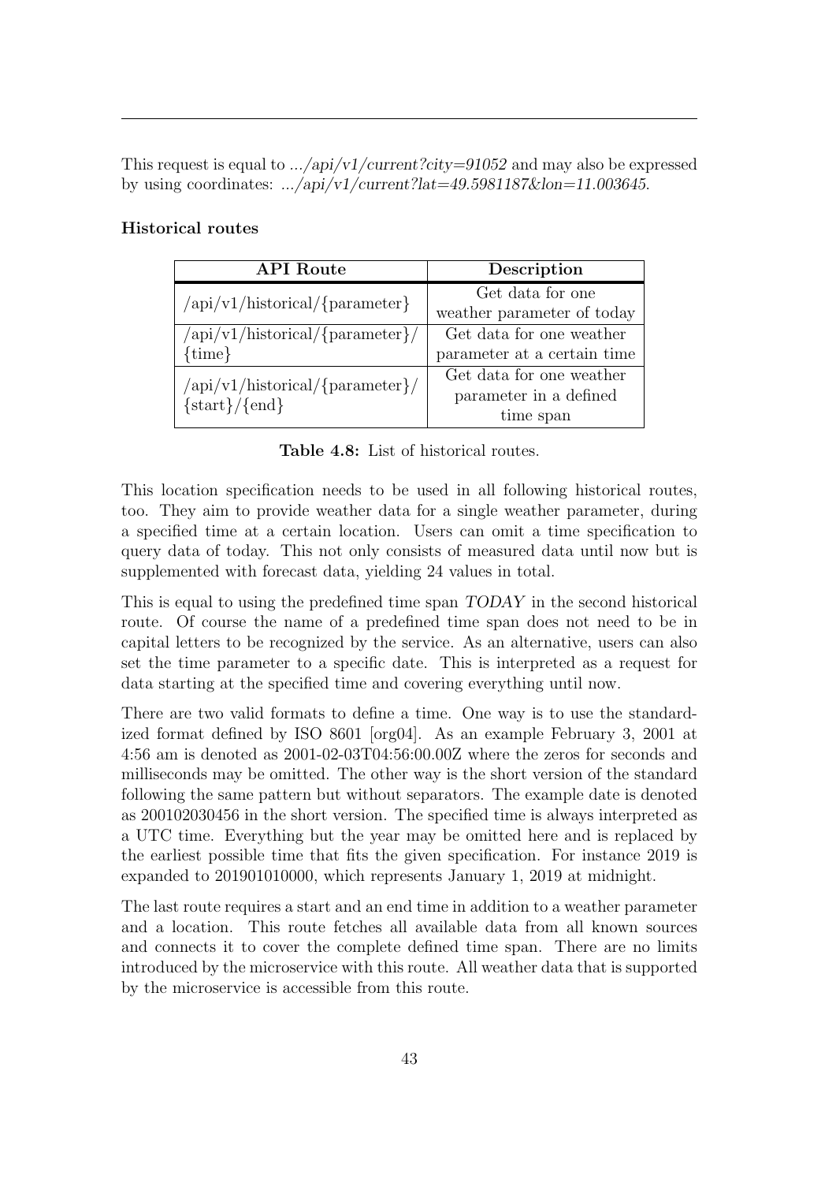This request is equal to *.../api/v1/current?city=91052* and may also be expressed by using coordinates: *.../api/v1/current?lat=49.5981187&lon=11.003645*.

**Historical routes**

| API Route | Description |
|---|---|
| /api/v1/historical/{parameter} | Get data for one weather parameter of today |
| /api/v1/historical/{parameter}/{time} | Get data for one weather parameter at a certain time |
| /api/v1/historical/{parameter}/{start}/{end} | Get data for one weather parameter in a defined time span |

**Table 4.8:** List of historical routes.

This location specification needs to be used in all following historical routes, too. They aim to provide weather data for a single weather parameter, during a specified time at a certain location. Users can omit a time specification to query data of today. This not only consists of measured data until now but is supplemented with forecast data, yielding 24 values in total.

This is equal to using the predefined time span *TODAY* in the second historical route. Of course the name of a predefined time span does not need to be in capital letters to be recognized by the service. As an alternative, users can also set the time parameter to a specific date. This is interpreted as a request for data starting at the specified time and covering everything until now.

There are two valid formats to define a time. One way is to use the standardized format defined by ISO 8601 [org04]. As an example February 3, 2001 at 4:56 am is denoted as 2001-02-03T04:56:00.00Z where the zeros for seconds and milliseconds may be omitted. The other way is the short version of the standard following the same pattern but without separators. The example date is denoted as 200102030456 in the short version. The specified time is always interpreted as a UTC time. Everything but the year may be omitted here and is replaced by the earliest possible time that fits the given specification. For instance 2019 is expanded to 201901010000, which represents January 1, 2019 at midnight.

The last route requires a start and an end time in addition to a weather parameter and a location. This route fetches all available data from all known sources and connects it to cover the complete defined time span. There are no limits introduced by the microservice with this route. All weather data that is supported by the microservice is accessible from this route.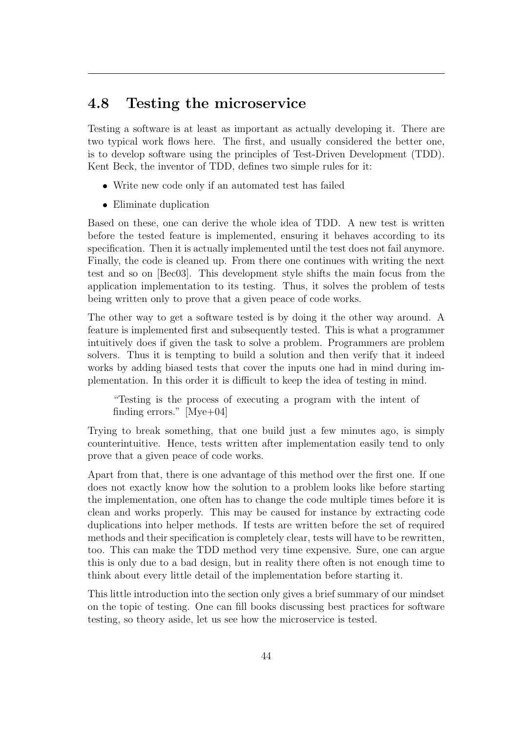## 4.8 Testing the microservice

Testing a software is at least as important as actually developing it. There are two typical work flows here. The first, and usually considered the better one, is to develop software using the principles of Test-Driven Development (TDD). Kent Beck, the inventor of TDD, defines two simple rules for it:

- Write new code only if an automated test has failed
- Eliminate duplication

Based on these, one can derive the whole idea of TDD. A new test is written before the tested feature is implemented, ensuring it behaves according to its specification. Then it is actually implemented until the test does not fail anymore. Finally, the code is cleaned up. From there one continues with writing the next test and so on [Bec03]. This development style shifts the main focus from the application implementation to its testing. Thus, it solves the problem of tests being written only to prove that a given peace of code works.

The other way to get a software tested is by doing it the other way around. A feature is implemented first and subsequently tested. This is what a programmer intuitively does if given the task to solve a problem. Programmers are problem solvers. Thus it is tempting to build a solution and then verify that it indeed works by adding biased tests that cover the inputs one had in mind during implementation. In this order it is difficult to keep the idea of testing in mind.

> "Testing is the process of executing a program with the intent of finding errors." [Mye+04]

Trying to break something, that one build just a few minutes ago, is simply counterintuitive. Hence, tests written after implementation easily tend to only prove that a given peace of code works.

Apart from that, there is one advantage of this method over the first one. If one does not exactly know how the solution to a problem looks like before starting the implementation, one often has to change the code multiple times before it is clean and works properly. This may be caused for instance by extracting code duplications into helper methods. If tests are written before the set of required methods and their specification is completely clear, tests will have to be rewritten, too. This can make the TDD method very time expensive. Sure, one can argue this is only due to a bad design, but in reality there often is not enough time to think about every little detail of the implementation before starting it.

This little introduction into the section only gives a brief summary of our mindset on the topic of testing. One can fill books discussing best practices for software testing, so theory aside, let us see how the microservice is tested.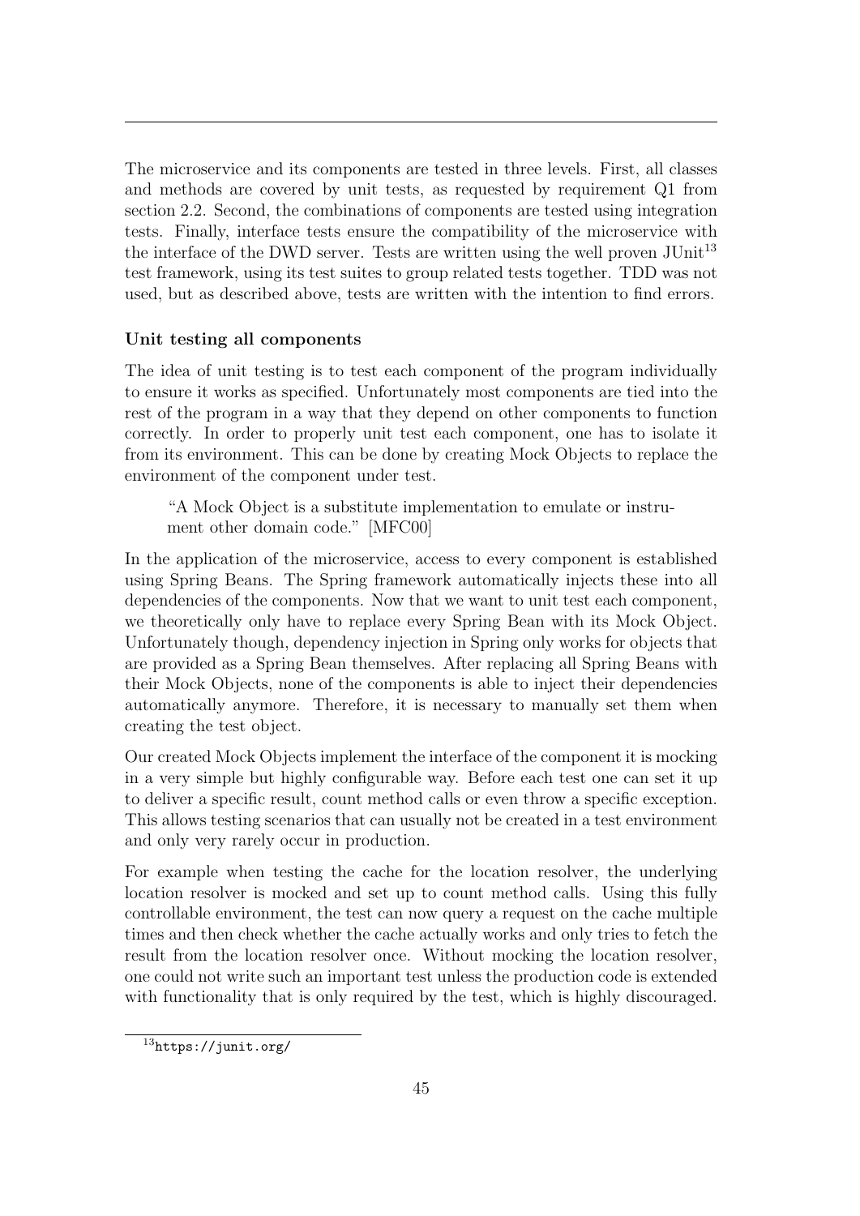The microservice and its components are tested in three levels. First, all classes and methods are covered by unit tests, as requested by requirement Q1 from section 2.2. Second, the combinations of components are tested using integration tests. Finally, interface tests ensure the compatibility of the microservice with the interface of the DWD server. Tests are written using the well proven JUnit[13] test framework, using its test suites to group related tests together. TDD was not used, but as described above, tests are written with the intention to find errors.

**Unit testing all components**

The idea of unit testing is to test each component of the program individually to ensure it works as specified. Unfortunately most components are tied into the rest of the program in a way that they depend on other components to function correctly. In order to properly unit test each component, one has to isolate it from its environment. This can be done by creating Mock Objects to replace the environment of the component under test.

> "A Mock Object is a substitute implementation to emulate or instrument other domain code." [MFC00]

In the application of the microservice, access to every component is established using Spring Beans. The Spring framework automatically injects these into all dependencies of the components. Now that we want to unit test each component, we theoretically only have to replace every Spring Bean with its Mock Object. Unfortunately though, dependency injection in Spring only works for objects that are provided as a Spring Bean themselves. After replacing all Spring Beans with their Mock Objects, none of the components is able to inject their dependencies automatically anymore. Therefore, it is necessary to manually set them when creating the test object.

Our created Mock Objects implement the interface of the component it is mocking in a very simple but highly configurable way. Before each test one can set it up to deliver a specific result, count method calls or even throw a specific exception. This allows testing scenarios that can usually not be created in a test environment and only very rarely occur in production.

For example when testing the cache for the location resolver, the underlying location resolver is mocked and set up to count method calls. Using this fully controllable environment, the test can now query a request on the cache multiple times and then check whether the cache actually works and only tries to fetch the result from the location resolver once. Without mocking the location resolver, one could not write such an important test unless the production code is extended with functionality that is only required by the test, which is highly discouraged.

[13] https://junit.org/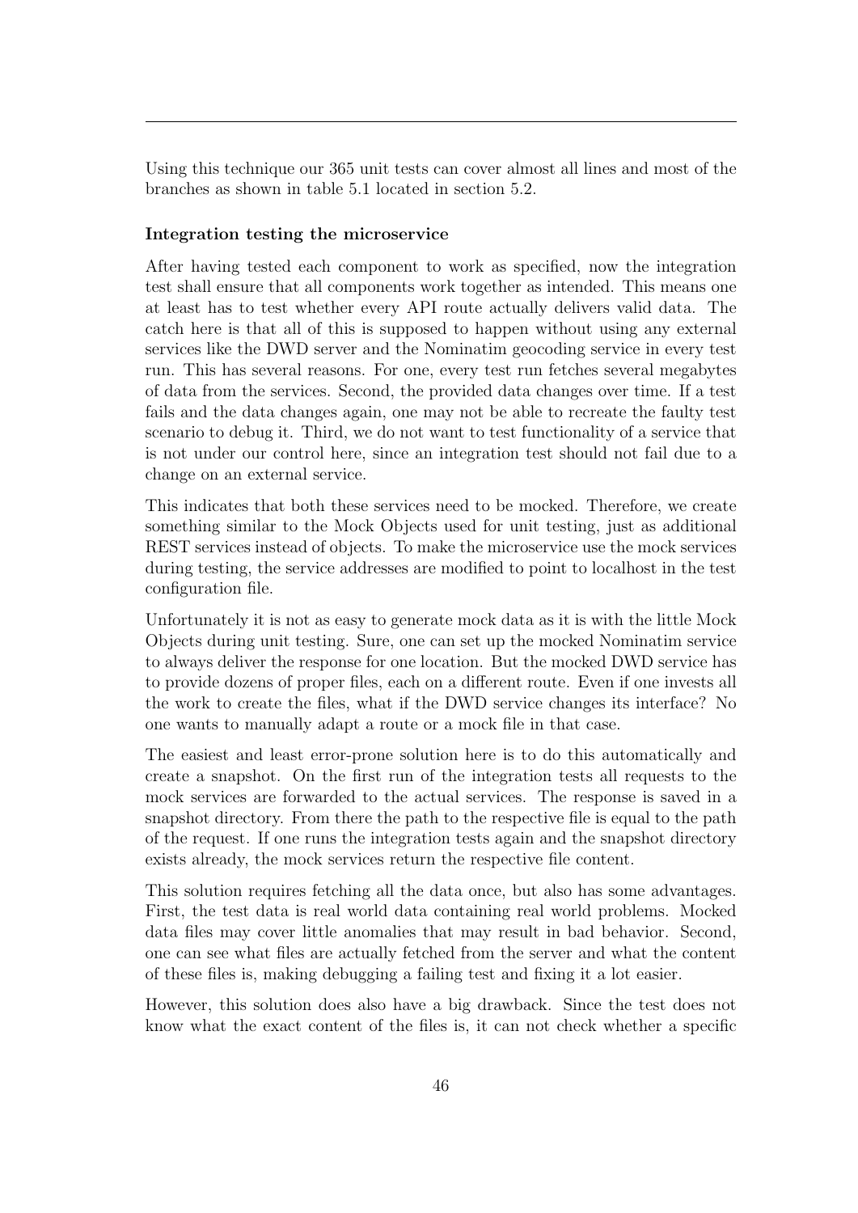Using this technique our 365 unit tests can cover almost all lines and most of the branches as shown in table 5.1 located in section 5.2.

**Integration testing the microservice**

After having tested each component to work as specified, now the integration test shall ensure that all components work together as intended. This means one at least has to test whether every API route actually delivers valid data. The catch here is that all of this is supposed to happen without using any external services like the DWD server and the Nominatim geocoding service in every test run. This has several reasons. For one, every test run fetches several megabytes of data from the services. Second, the provided data changes over time. If a test fails and the data changes again, one may not be able to recreate the faulty test scenario to debug it. Third, we do not want to test functionality of a service that is not under our control here, since an integration test should not fail due to a change on an external service.

This indicates that both these services need to be mocked. Therefore, we create something similar to the Mock Objects used for unit testing, just as additional REST services instead of objects. To make the microservice use the mock services during testing, the service addresses are modified to point to localhost in the test configuration file.

Unfortunately it is not as easy to generate mock data as it is with the little Mock Objects during unit testing. Sure, one can set up the mocked Nominatim service to always deliver the response for one location. But the mocked DWD service has to provide dozens of proper files, each on a different route. Even if one invests all the work to create the files, what if the DWD service changes its interface? No one wants to manually adapt a route or a mock file in that case.

The easiest and least error-prone solution here is to do this automatically and create a snapshot. On the first run of the integration tests all requests to the mock services are forwarded to the actual services. The response is saved in a snapshot directory. From there the path to the respective file is equal to the path of the request. If one runs the integration tests again and the snapshot directory exists already, the mock services return the respective file content.

This solution requires fetching all the data once, but also has some advantages. First, the test data is real world data containing real world problems. Mocked data files may cover little anomalies that may result in bad behavior. Second, one can see what files are actually fetched from the server and what the content of these files is, making debugging a failing test and fixing it a lot easier.

However, this solution does also have a big drawback. Since the test does not know what the exact content of the files is, it can not check whether a specific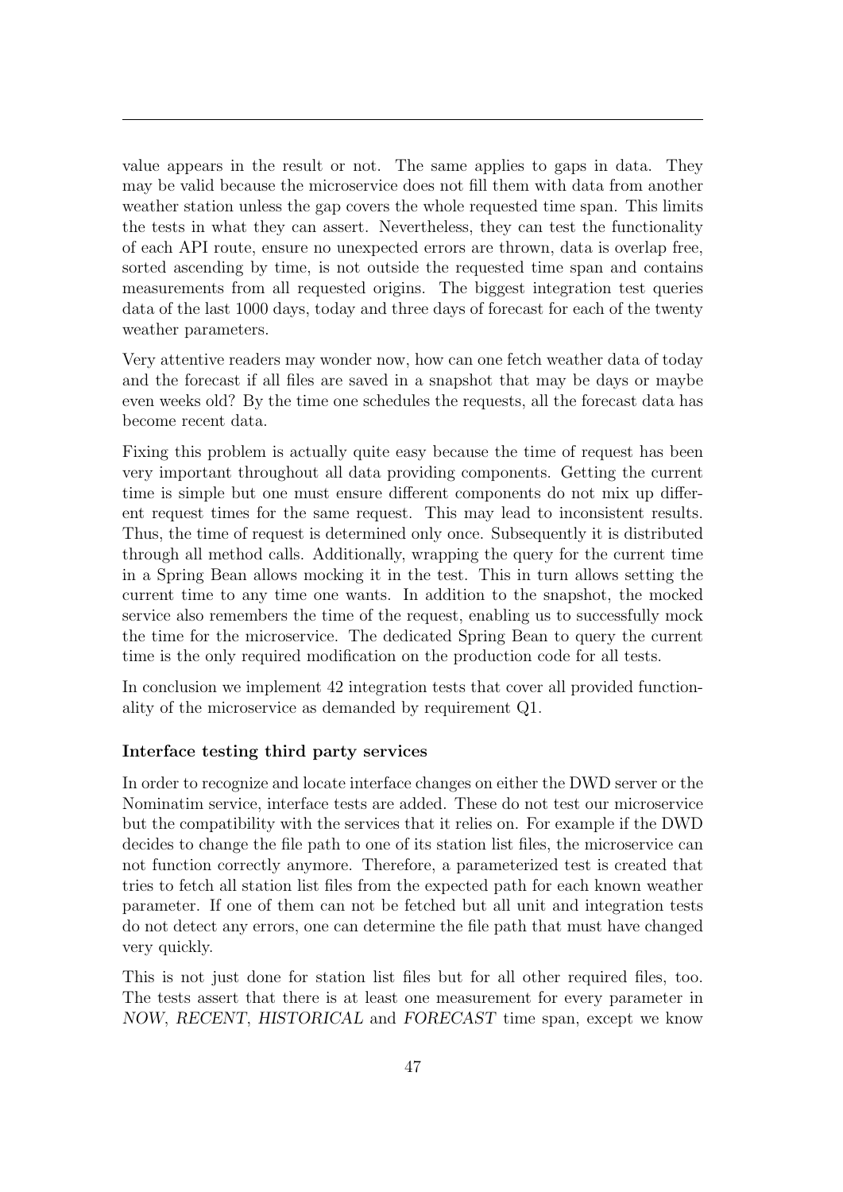value appears in the result or not. The same applies to gaps in data. They may be valid because the microservice does not fill them with data from another weather station unless the gap covers the whole requested time span. This limits the tests in what they can assert. Nevertheless, they can test the functionality of each API route, ensure no unexpected errors are thrown, data is overlap free, sorted ascending by time, is not outside the requested time span and contains measurements from all requested origins. The biggest integration test queries data of the last 1000 days, today and three days of forecast for each of the twenty weather parameters.

Very attentive readers may wonder now, how can one fetch weather data of today and the forecast if all files are saved in a snapshot that may be days or maybe even weeks old? By the time one schedules the requests, all the forecast data has become recent data.

Fixing this problem is actually quite easy because the time of request has been very important throughout all data providing components. Getting the current time is simple but one must ensure different components do not mix up different request times for the same request. This may lead to inconsistent results. Thus, the time of request is determined only once. Subsequently it is distributed through all method calls. Additionally, wrapping the query for the current time in a Spring Bean allows mocking it in the test. This in turn allows setting the current time to any time one wants. In addition to the snapshot, the mocked service also remembers the time of the request, enabling us to successfully mock the time for the microservice. The dedicated Spring Bean to query the current time is the only required modification on the production code for all tests.

In conclusion we implement 42 integration tests that cover all provided functionality of the microservice as demanded by requirement Q1.

**Interface testing third party services**

In order to recognize and locate interface changes on either the DWD server or the Nominatim service, interface tests are added. These do not test our microservice but the compatibility with the services that it relies on. For example if the DWD decides to change the file path to one of its station list files, the microservice can not function correctly anymore. Therefore, a parameterized test is created that tries to fetch all station list files from the expected path for each known weather parameter. If one of them can not be fetched but all unit and integration tests do not detect any errors, one can determine the file path that must have changed very quickly.

This is not just done for station list files but for all other required files, too. The tests assert that there is at least one measurement for every parameter in *NOW*, *RECENT*, *HISTORICAL* and *FORECAST* time span, except we know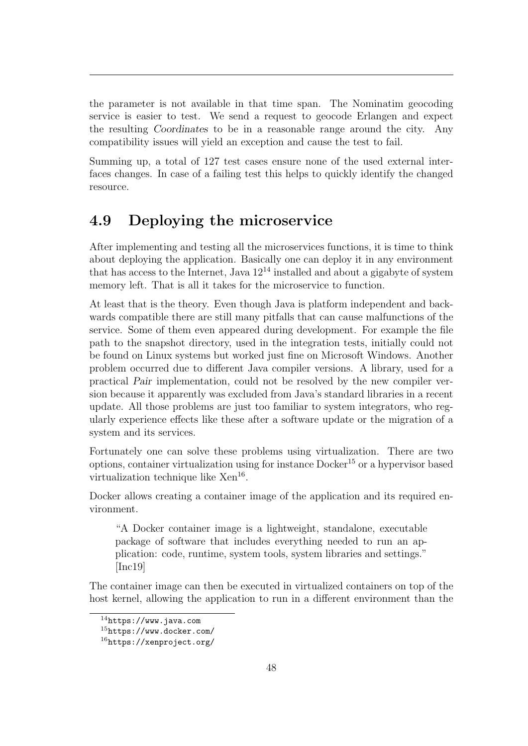the parameter is not available in that time span. The Nominatim geocoding service is easier to test. We send a request to geocode Erlangen and expect the resulting *Coordinates* to be in a reasonable range around the city. Any compatibility issues will yield an exception and cause the test to fail.

Summing up, a total of 127 test cases ensure none of the used external interfaces changes. In case of a failing test this helps to quickly identify the changed resource.

## 4.9 Deploying the microservice

After implementing and testing all the microservices functions, it is time to think about deploying the application. Basically one can deploy it in any environment that has access to the Internet, Java 12[14] installed and about a gigabyte of system memory left. That is all it takes for the microservice to function.

At least that is the theory. Even though Java is platform independent and backwards compatible there are still many pitfalls that can cause malfunctions of the service. Some of them even appeared during development. For example the file path to the snapshot directory, used in the integration tests, initially could not be found on Linux systems but worked just fine on Microsoft Windows. Another problem occurred due to different Java compiler versions. A library, used for a practical *Pair* implementation, could not be resolved by the new compiler version because it apparently was excluded from Java's standard libraries in a recent update. All those problems are just too familiar to system integrators, who regularly experience effects like these after a software update or the migration of a system and its services.

Fortunately one can solve these problems using virtualization. There are two options, container virtualization using for instance Docker[15] or a hypervisor based virtualization technique like Xen[16].

Docker allows creating a container image of the application and its required environment.

> "A Docker container image is a lightweight, standalone, executable package of software that includes everything needed to run an application: code, runtime, system tools, system libraries and settings." [Inc19]

The container image can then be executed in virtualized containers on top of the host kernel, allowing the application to run in a different environment than the

[14] `https://www.java.com`

[15] `https://www.docker.com/`

[16] `https://xenproject.org/`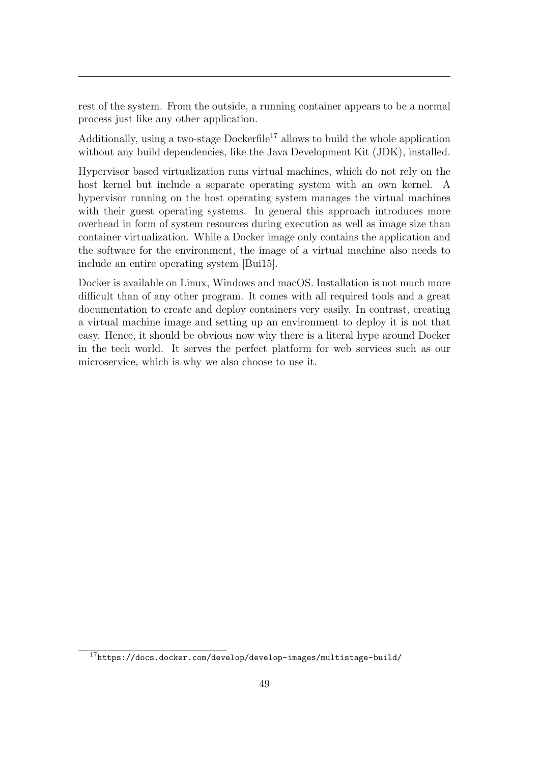rest of the system. From the outside, a running container appears to be a normal process just like any other application.

Additionally, using a two-stage Dockerfile[17] allows to build the whole application without any build dependencies, like the Java Development Kit (JDK), installed.

Hypervisor based virtualization runs virtual machines, which do not rely on the host kernel but include a separate operating system with an own kernel. A hypervisor running on the host operating system manages the virtual machines with their guest operating systems. In general this approach introduces more overhead in form of system resources during execution as well as image size than container virtualization. While a Docker image only contains the application and the software for the environment, the image of a virtual machine also needs to include an entire operating system [Bui15].

Docker is available on Linux, Windows and macOS. Installation is not much more difficult than of any other program. It comes with all required tools and a great documentation to create and deploy containers very easily. In contrast, creating a virtual machine image and setting up an environment to deploy it is not that easy. Hence, it should be obvious now why there is a literal hype around Docker in the tech world. It serves the perfect platform for web services such as our microservice, which is why we also choose to use it.

[17] `https://docs.docker.com/develop/develop-images/multistage-build/`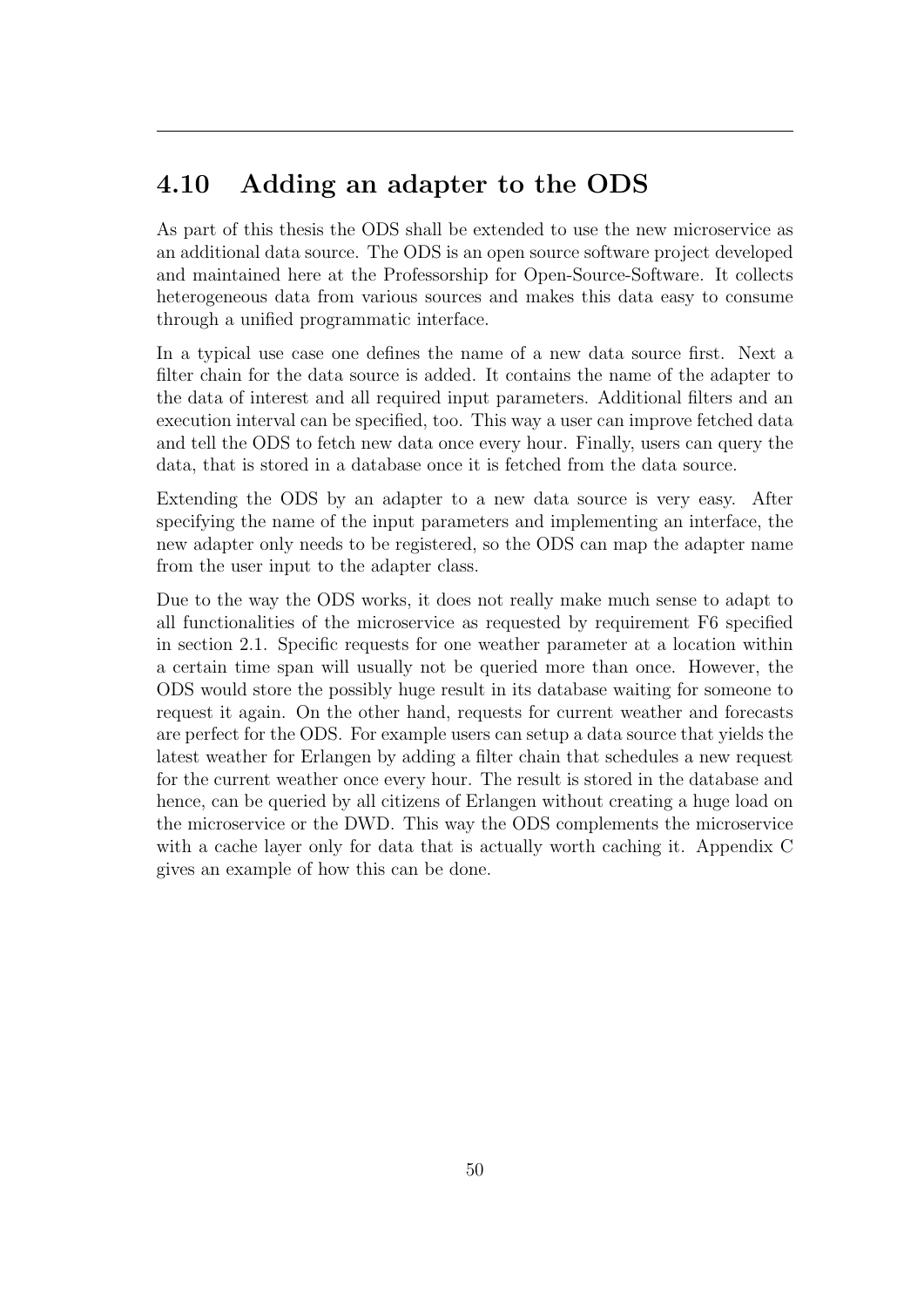## 4.10 Adding an adapter to the ODS

As part of this thesis the ODS shall be extended to use the new microservice as an additional data source. The ODS is an open source software project developed and maintained here at the Professorship for Open-Source-Software. It collects heterogeneous data from various sources and makes this data easy to consume through a unified programmatic interface.

In a typical use case one defines the name of a new data source first. Next a filter chain for the data source is added. It contains the name of the adapter to the data of interest and all required input parameters. Additional filters and an execution interval can be specified, too. This way a user can improve fetched data and tell the ODS to fetch new data once every hour. Finally, users can query the data, that is stored in a database once it is fetched from the data source.

Extending the ODS by an adapter to a new data source is very easy. After specifying the name of the input parameters and implementing an interface, the new adapter only needs to be registered, so the ODS can map the adapter name from the user input to the adapter class.

Due to the way the ODS works, it does not really make much sense to adapt to all functionalities of the microservice as requested by requirement F6 specified in section 2.1. Specific requests for one weather parameter at a location within a certain time span will usually not be queried more than once. However, the ODS would store the possibly huge result in its database waiting for someone to request it again. On the other hand, requests for current weather and forecasts are perfect for the ODS. For example users can setup a data source that yields the latest weather for Erlangen by adding a filter chain that schedules a new request for the current weather once every hour. The result is stored in the database and hence, can be queried by all citizens of Erlangen without creating a huge load on the microservice or the DWD. This way the ODS complements the microservice with a cache layer only for data that is actually worth caching it. Appendix C gives an example of how this can be done.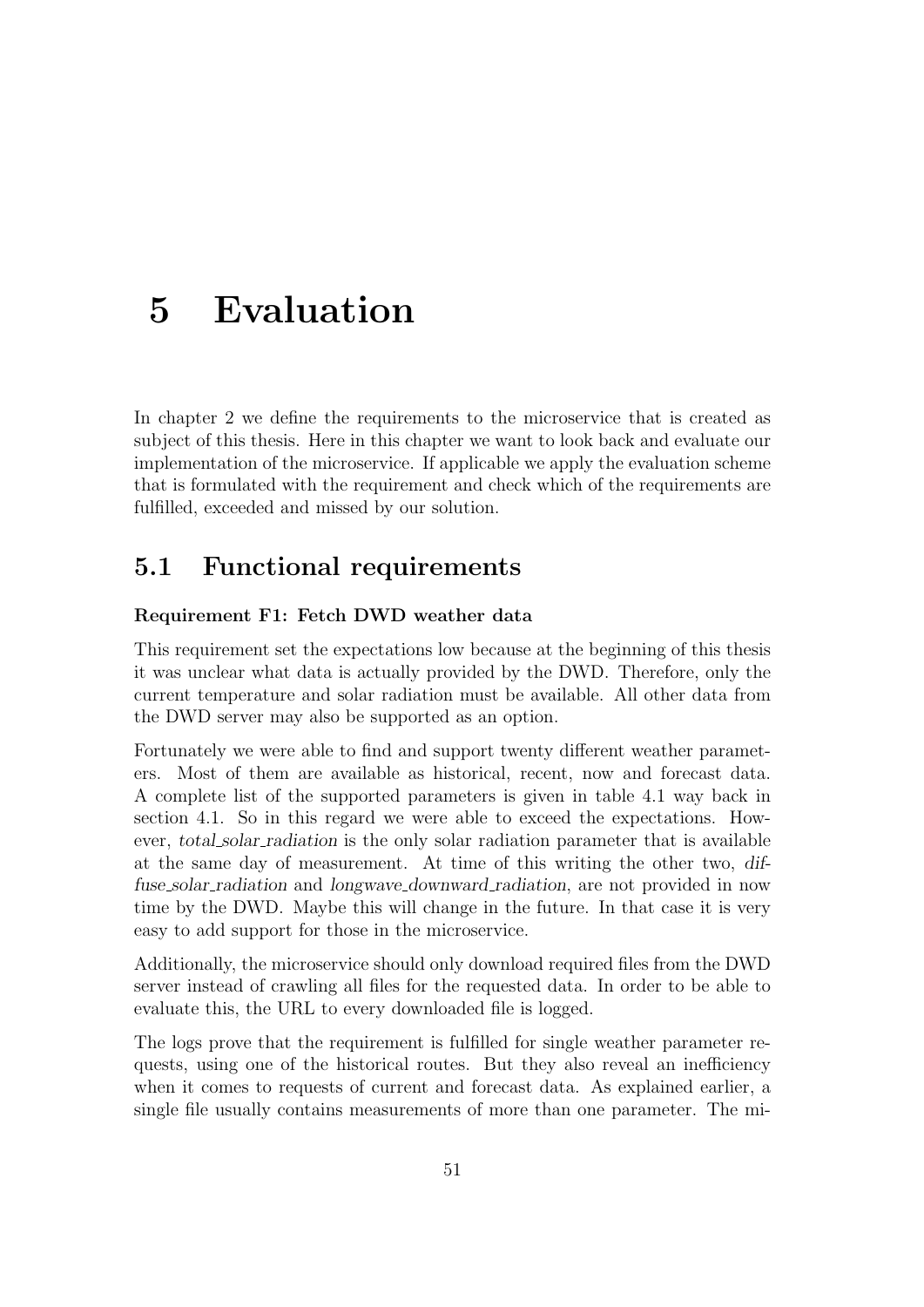# 5 Evaluation

In chapter 2 we define the requirements to the microservice that is created as subject of this thesis. Here in this chapter we want to look back and evaluate our implementation of the microservice. If applicable we apply the evaluation scheme that is formulated with the requirement and check which of the requirements are fulfilled, exceeded and missed by our solution.

## 5.1 Functional requirements

**Requirement F1: Fetch DWD weather data**

This requirement set the expectations low because at the beginning of this thesis it was unclear what data is actually provided by the DWD. Therefore, only the current temperature and solar radiation must be available. All other data from the DWD server may also be supported as an option.

Fortunately we were able to find and support twenty different weather parameters. Most of them are available as historical, recent, now and forecast data. A complete list of the supported parameters is given in table 4.1 way back in section 4.1. So in this regard we were able to exceed the expectations. However, *total_solar_radiation* is the only solar radiation parameter that is available at the same day of measurement. At time of this writing the other two, *diffuse_solar_radiation* and *longwave_downward_radiation*, are not provided in now time by the DWD. Maybe this will change in the future. In that case it is very easy to add support for those in the microservice.

Additionally, the microservice should only download required files from the DWD server instead of crawling all files for the requested data. In order to be able to evaluate this, the URL to every downloaded file is logged.

The logs prove that the requirement is fulfilled for single weather parameter requests, using one of the historical routes. But they also reveal an inefficiency when it comes to requests of current and forecast data. As explained earlier, a single file usually contains measurements of more than one parameter. The mi-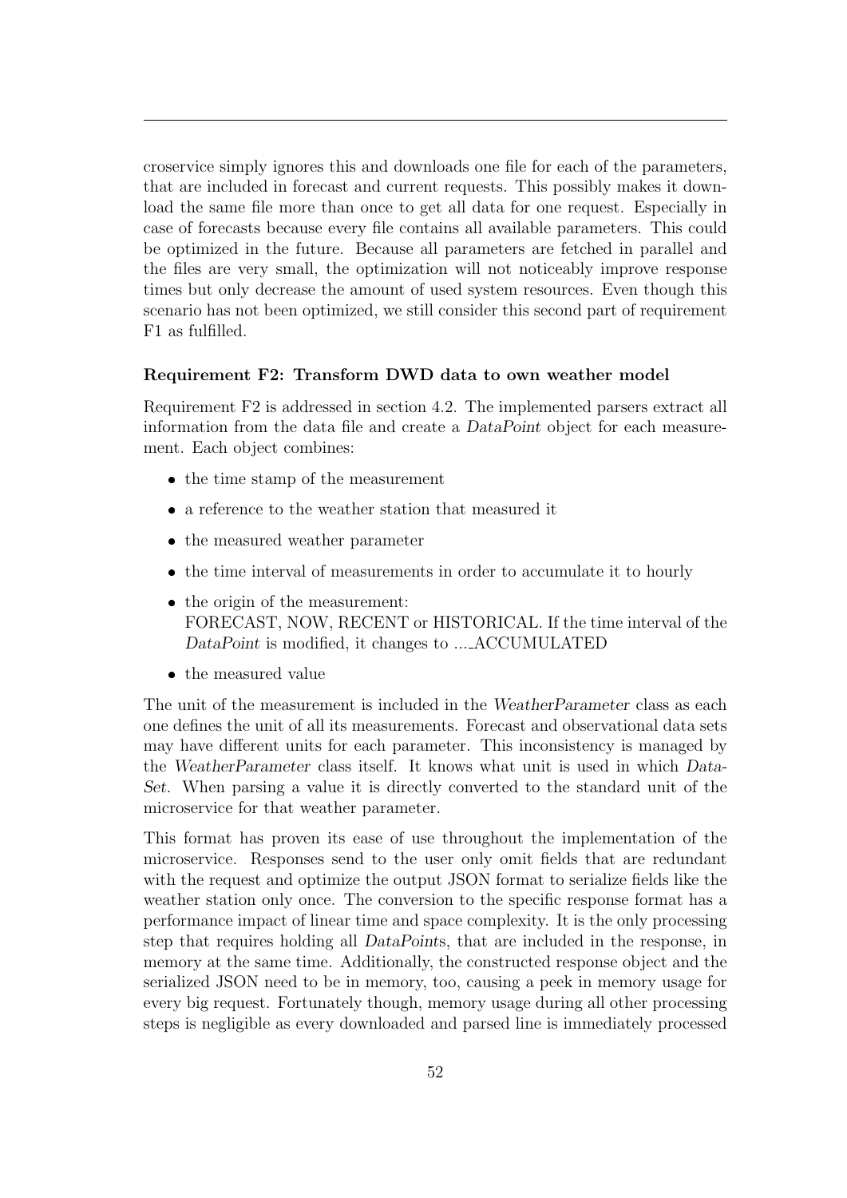croservice simply ignores this and downloads one file for each of the parameters, that are included in forecast and current requests. This possibly makes it download the same file more than once to get all data for one request. Especially in case of forecasts because every file contains all available parameters. This could be optimized in the future. Because all parameters are fetched in parallel and the files are very small, the optimization will not noticeably improve response times but only decrease the amount of used system resources. Even though this scenario has not been optimized, we still consider this second part of requirement F1 as fulfilled.

#### Requirement F2: Transform DWD data to own weather model

Requirement F2 is addressed in section 4.2. The implemented parsers extract all information from the data file and create a *DataPoint* object for each measurement. Each object combines:

- the time stamp of the measurement
- a reference to the weather station that measured it
- the measured weather parameter
- the time interval of measurements in order to accumulate it to hourly
- the origin of the measurement:  
  FORECAST, NOW, RECENT or HISTORICAL. If the time interval of the *DataPoint* is modified, it changes to ..._ACCUMULATED
- the measured value

The unit of the measurement is included in the *WeatherParameter* class as each one defines the unit of all its measurements. Forecast and observational data sets may have different units for each parameter. This inconsistency is managed by the *WeatherParameter* class itself. It knows what unit is used in which *DataSet*. When parsing a value it is directly converted to the standard unit of the microservice for that weather parameter.

This format has proven its ease of use throughout the implementation of the microservice. Responses send to the user only omit fields that are redundant with the request and optimize the output JSON format to serialize fields like the weather station only once. The conversion to the specific response format has a performance impact of linear time and space complexity. It is the only processing step that requires holding all *DataPoint*s, that are included in the response, in memory at the same time. Additionally, the constructed response object and the serialized JSON need to be in memory, too, causing a peek in memory usage for every big request. Fortunately though, memory usage during all other processing steps is negligible as every downloaded and parsed line is immediately processed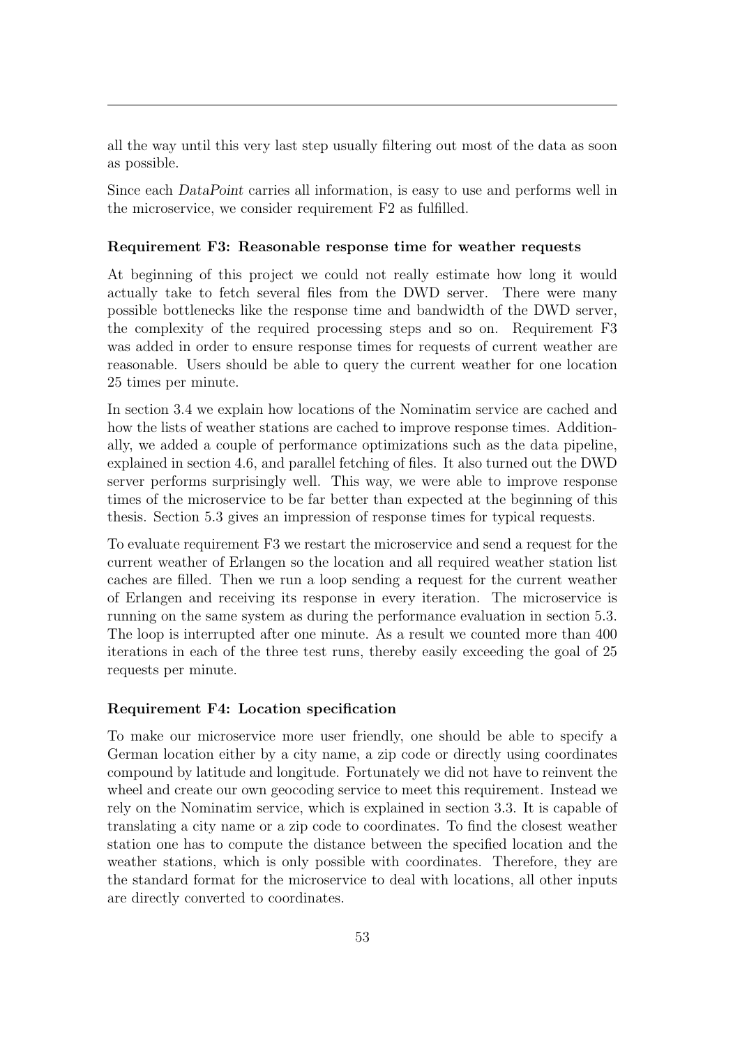all the way until this very last step usually filtering out most of the data as soon as possible.

Since each *DataPoint* carries all information, is easy to use and performs well in the microservice, we consider requirement F2 as fulfilled.

**Requirement F3: Reasonable response time for weather requests**

At beginning of this project we could not really estimate how long it would actually take to fetch several files from the DWD server. There were many possible bottlenecks like the response time and bandwidth of the DWD server, the complexity of the required processing steps and so on. Requirement F3 was added in order to ensure response times for requests of current weather are reasonable. Users should be able to query the current weather for one location 25 times per minute.

In section 3.4 we explain how locations of the Nominatim service are cached and how the lists of weather stations are cached to improve response times. Additionally, we added a couple of performance optimizations such as the data pipeline, explained in section 4.6, and parallel fetching of files. It also turned out the DWD server performs surprisingly well. This way, we were able to improve response times of the microservice to be far better than expected at the beginning of this thesis. Section 5.3 gives an impression of response times for typical requests.

To evaluate requirement F3 we restart the microservice and send a request for the current weather of Erlangen so the location and all required weather station list caches are filled. Then we run a loop sending a request for the current weather of Erlangen and receiving its response in every iteration. The microservice is running on the same system as during the performance evaluation in section 5.3. The loop is interrupted after one minute. As a result we counted more than 400 iterations in each of the three test runs, thereby easily exceeding the goal of 25 requests per minute.

**Requirement F4: Location specification**

To make our microservice more user friendly, one should be able to specify a German location either by a city name, a zip code or directly using coordinates compound by latitude and longitude. Fortunately we did not have to reinvent the wheel and create our own geocoding service to meet this requirement. Instead we rely on the Nominatim service, which is explained in section 3.3. It is capable of translating a city name or a zip code to coordinates. To find the closest weather station one has to compute the distance between the specified location and the weather stations, which is only possible with coordinates. Therefore, they are the standard format for the microservice to deal with locations, all other inputs are directly converted to coordinates.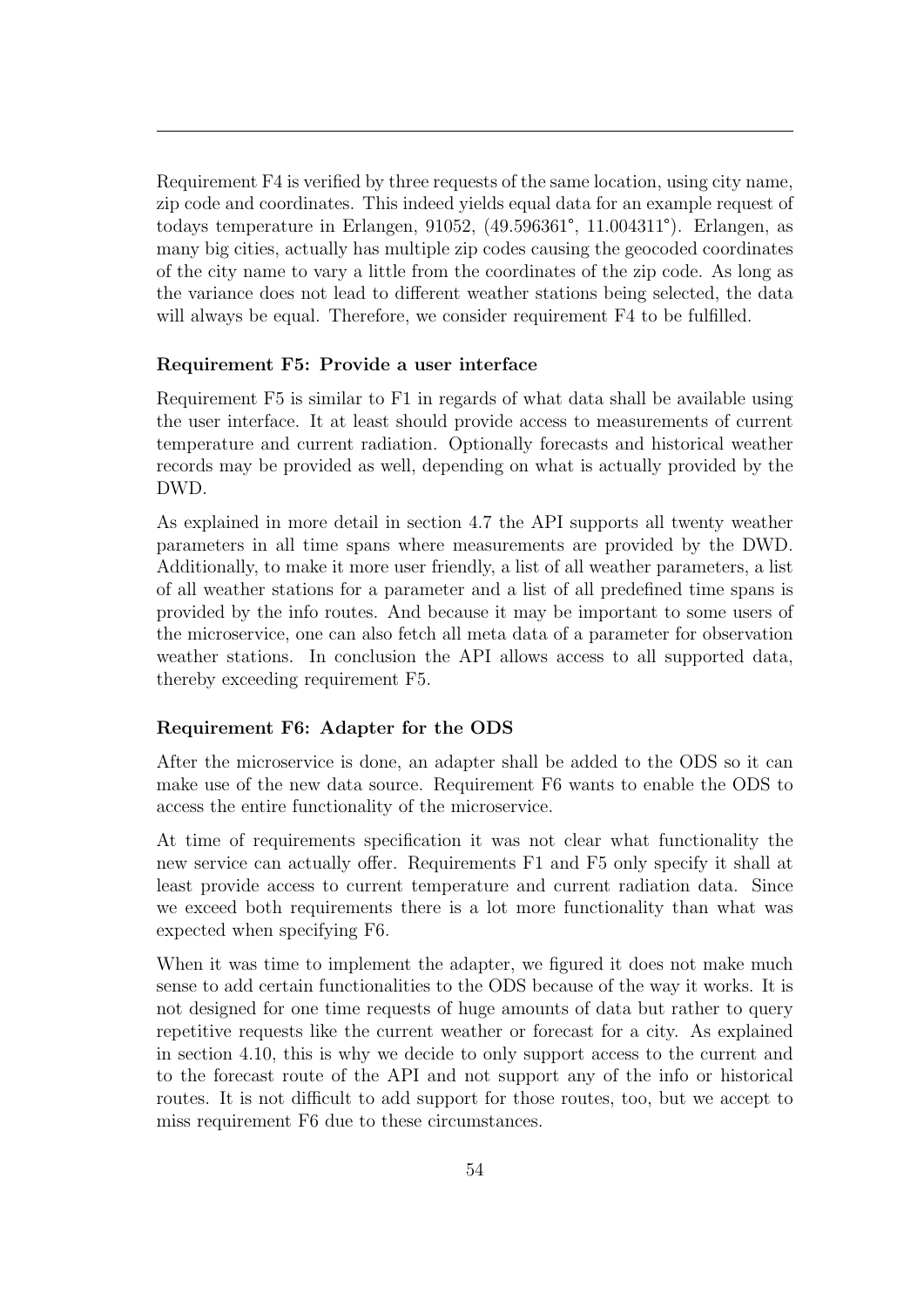Requirement F4 is verified by three requests of the same location, using city name, zip code and coordinates. This indeed yields equal data for an example request of todays temperature in Erlangen, 91052, (49.596361°, 11.004311°). Erlangen, as many big cities, actually has multiple zip codes causing the geocoded coordinates of the city name to vary a little from the coordinates of the zip code. As long as the variance does not lead to different weather stations being selected, the data will always be equal. Therefore, we consider requirement F4 to be fulfilled.

**Requirement F5: Provide a user interface**

Requirement F5 is similar to F1 in regards of what data shall be available using the user interface. It at least should provide access to measurements of current temperature and current radiation. Optionally forecasts and historical weather records may be provided as well, depending on what is actually provided by the DWD.

As explained in more detail in section 4.7 the API supports all twenty weather parameters in all time spans where measurements are provided by the DWD. Additionally, to make it more user friendly, a list of all weather parameters, a list of all weather stations for a parameter and a list of all predefined time spans is provided by the info routes. And because it may be important to some users of the microservice, one can also fetch all meta data of a parameter for observation weather stations. In conclusion the API allows access to all supported data, thereby exceeding requirement F5.

**Requirement F6: Adapter for the ODS**

After the microservice is done, an adapter shall be added to the ODS so it can make use of the new data source. Requirement F6 wants to enable the ODS to access the entire functionality of the microservice.

At time of requirements specification it was not clear what functionality the new service can actually offer. Requirements F1 and F5 only specify it shall at least provide access to current temperature and current radiation data. Since we exceed both requirements there is a lot more functionality than what was expected when specifying F6.

When it was time to implement the adapter, we figured it does not make much sense to add certain functionalities to the ODS because of the way it works. It is not designed for one time requests of huge amounts of data but rather to query repetitive requests like the current weather or forecast for a city. As explained in section 4.10, this is why we decide to only support access to the current and to the forecast route of the API and not support any of the info or historical routes. It is not difficult to add support for those routes, too, but we accept to miss requirement F6 due to these circumstances.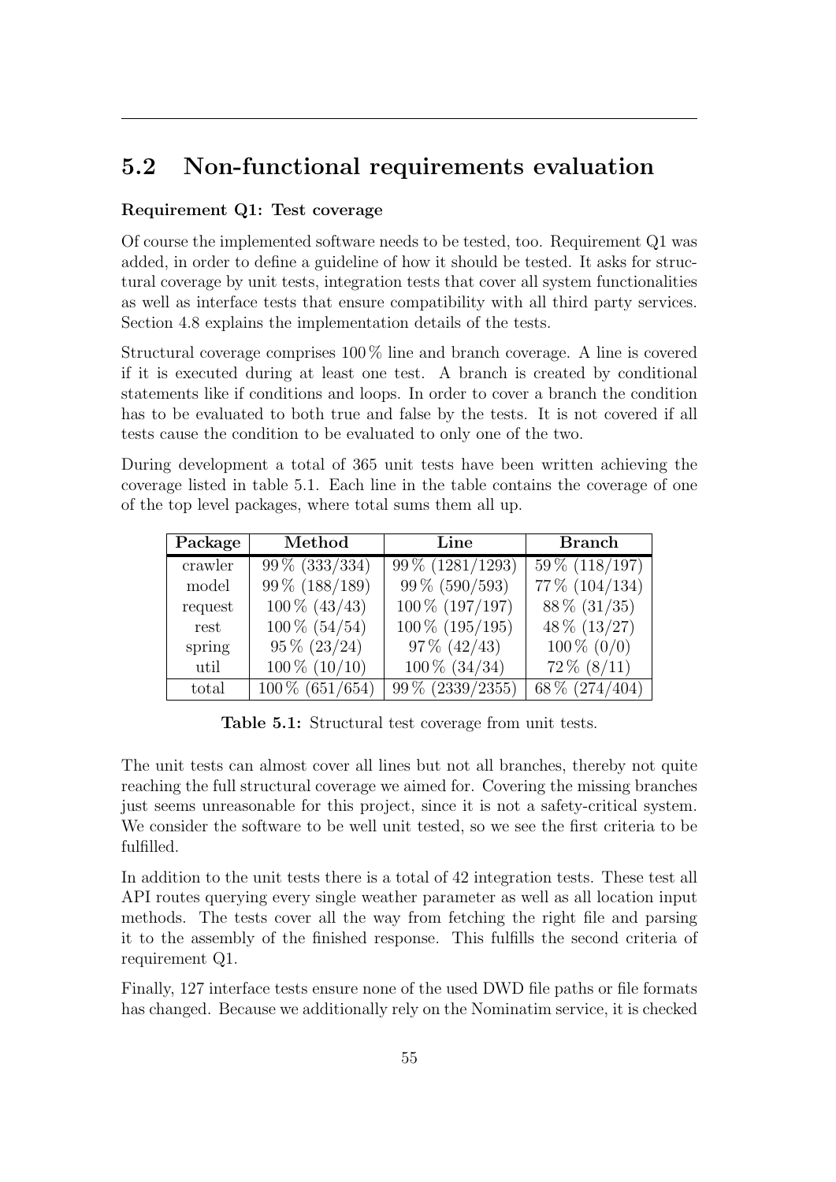## 5.2 Non-functional requirements evaluation

**Requirement Q1: Test coverage**

Of course the implemented software needs to be tested, too. Requirement Q1 was added, in order to define a guideline of how it should be tested. It asks for structural coverage by unit tests, integration tests that cover all system functionalities as well as interface tests that ensure compatibility with all third party services. Section 4.8 explains the implementation details of the tests.

Structural coverage comprises 100 % line and branch coverage. A line is covered if it is executed during at least one test. A branch is created by conditional statements like if conditions and loops. In order to cover a branch the condition has to be evaluated to both true and false by the tests. It is not covered if all tests cause the condition to be evaluated to only one of the two.

During development a total of 365 unit tests have been written achieving the coverage listed in table 5.1. Each line in the table contains the coverage of one of the top level packages, where total sums them all up.

| Package | Method | Line | Branch |
|---|---|---|---|
| crawler | 99 % (333/334) | 99 % (1281/1293) | 59 % (118/197) |
| model | 99 % (188/189) | 99 % (590/593) | 77 % (104/134) |
| request | 100 % (43/43) | 100 % (197/197) | 88 % (31/35) |
| rest | 100 % (54/54) | 100 % (195/195) | 48 % (13/27) |
| spring | 95 % (23/24) | 97 % (42/43) | 100 % (0/0) |
| util | 100 % (10/10) | 100 % (34/34) | 72 % (8/11) |
| total | 100 % (651/654) | 99 % (2339/2355) | 68 % (274/404) |

**Table 5.1:** Structural test coverage from unit tests.

The unit tests can almost cover all lines but not all branches, thereby not quite reaching the full structural coverage we aimed for. Covering the missing branches just seems unreasonable for this project, since it is not a safety-critical system. We consider the software to be well unit tested, so we see the first criteria to be fulfilled.

In addition to the unit tests there is a total of 42 integration tests. These test all API routes querying every single weather parameter as well as all location input methods. The tests cover all the way from fetching the right file and parsing it to the assembly of the finished response. This fulfills the second criteria of requirement Q1.

Finally, 127 interface tests ensure none of the used DWD file paths or file formats has changed. Because we additionally rely on the Nominatim service, it is checked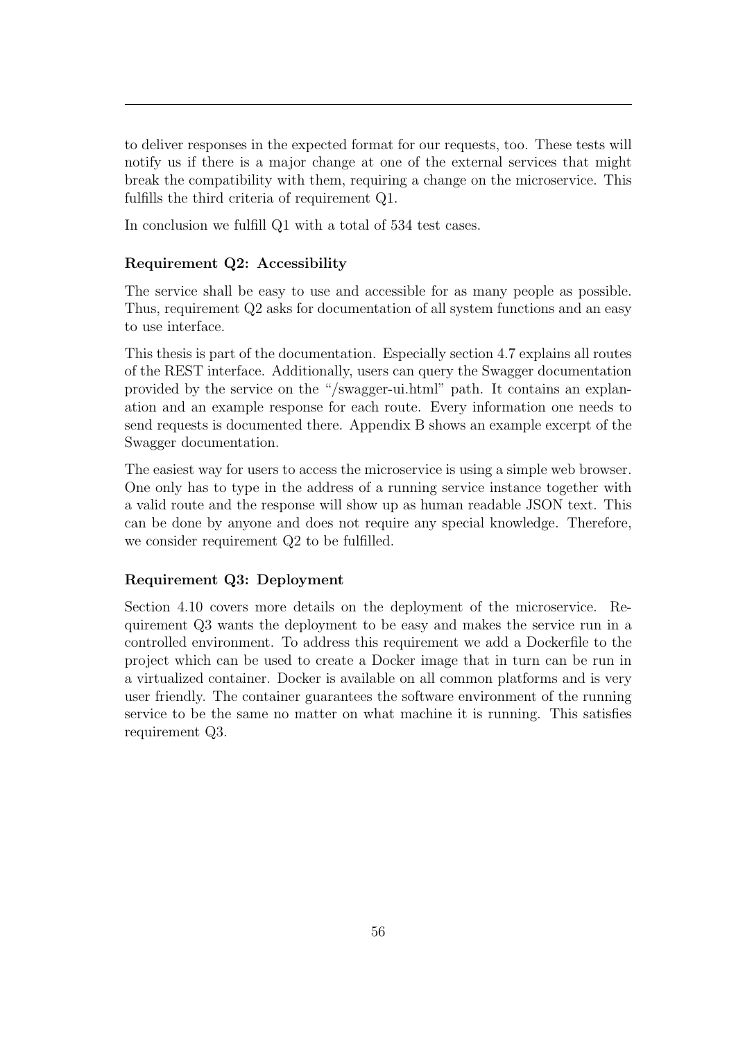to deliver responses in the expected format for our requests, too. These tests will notify us if there is a major change at one of the external services that might break the compatibility with them, requiring a change on the microservice. This fulfills the third criteria of requirement Q1.

In conclusion we fulfill Q1 with a total of 534 test cases.

#### Requirement Q2: Accessibility

The service shall be easy to use and accessible for as many people as possible. Thus, requirement Q2 asks for documentation of all system functions and an easy to use interface.

This thesis is part of the documentation. Especially section 4.7 explains all routes of the REST interface. Additionally, users can query the Swagger documentation provided by the service on the "/swagger-ui.html" path. It contains an explanation and an example response for each route. Every information one needs to send requests is documented there. Appendix B shows an example excerpt of the Swagger documentation.

The easiest way for users to access the microservice is using a simple web browser. One only has to type in the address of a running service instance together with a valid route and the response will show up as human readable JSON text. This can be done by anyone and does not require any special knowledge. Therefore, we consider requirement Q2 to be fulfilled.

#### Requirement Q3: Deployment

Section 4.10 covers more details on the deployment of the microservice. Requirement Q3 wants the deployment to be easy and makes the service run in a controlled environment. To address this requirement we add a Dockerfile to the project which can be used to create a Docker image that in turn can be run in a virtualized container. Docker is available on all common platforms and is very user friendly. The container guarantees the software environment of the running service to be the same no matter on what machine it is running. This satisfies requirement Q3.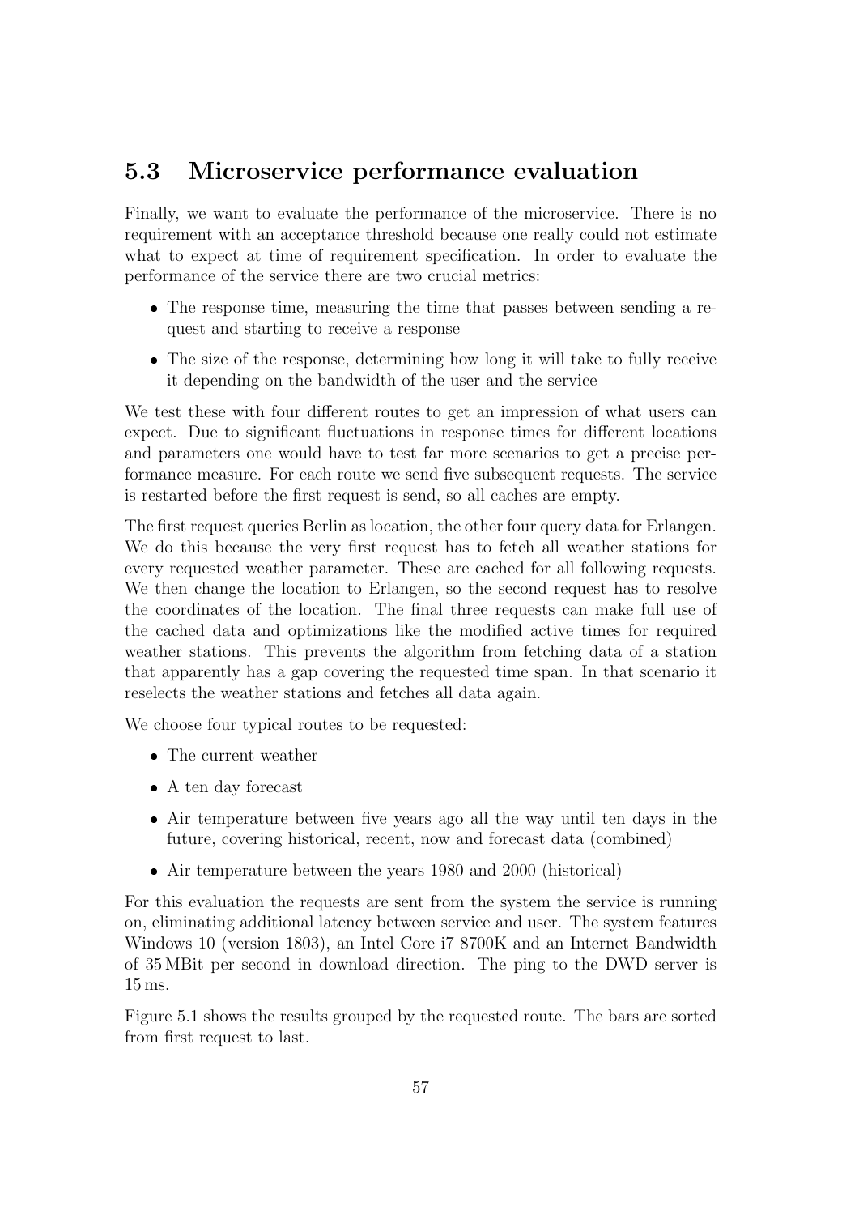## 5.3 Microservice performance evaluation

Finally, we want to evaluate the performance of the microservice. There is no requirement with an acceptance threshold because one really could not estimate what to expect at time of requirement specification. In order to evaluate the performance of the service there are two crucial metrics:

- The response time, measuring the time that passes between sending a request and starting to receive a response
- The size of the response, determining how long it will take to fully receive it depending on the bandwidth of the user and the service

We test these with four different routes to get an impression of what users can expect. Due to significant fluctuations in response times for different locations and parameters one would have to test far more scenarios to get a precise performance measure. For each route we send five subsequent requests. The service is restarted before the first request is send, so all caches are empty.

The first request queries Berlin as location, the other four query data for Erlangen. We do this because the very first request has to fetch all weather stations for every requested weather parameter. These are cached for all following requests. We then change the location to Erlangen, so the second request has to resolve the coordinates of the location. The final three requests can make full use of the cached data and optimizations like the modified active times for required weather stations. This prevents the algorithm from fetching data of a station that apparently has a gap covering the requested time span. In that scenario it reselects the weather stations and fetches all data again.

We choose four typical routes to be requested:

- The current weather
- A ten day forecast
- Air temperature between five years ago all the way until ten days in the future, covering historical, recent, now and forecast data (combined)
- Air temperature between the years 1980 and 2000 (historical)

For this evaluation the requests are sent from the system the service is running on, eliminating additional latency between service and user. The system features Windows 10 (version 1803), an Intel Core i7 8700K and an Internet Bandwidth of 35 MBit per second in download direction. The ping to the DWD server is 15 ms.

Figure 5.1 shows the results grouped by the requested route. The bars are sorted from first request to last.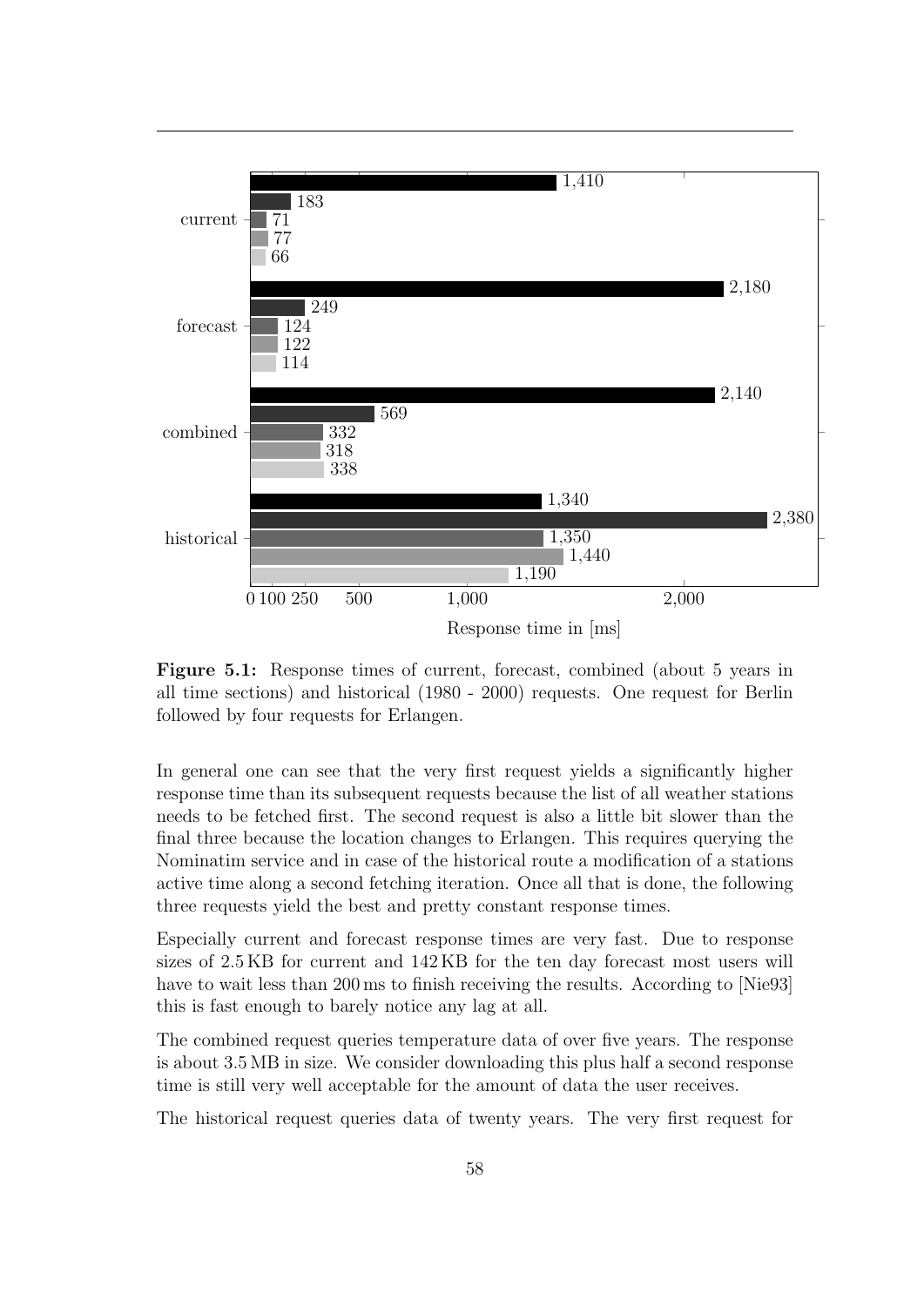**Figure 5.1:** Response times of current, forecast, combined (about 5 years in all time sections) and historical (1980 - 2000) requests. One request for Berlin followed by four requests for Erlangen.

In general one can see that the very first request yields a significantly higher response time than its subsequent requests because the list of all weather stations needs to be fetched first. The second request is also a little bit slower than the final three because the location changes to Erlangen. This requires querying the Nominatim service and in case of the historical route a modification of a stations active time along a second fetching iteration. Once all that is done, the following three requests yield the best and pretty constant response times.

Especially current and forecast response times are very fast. Due to response sizes of 2.5 KB for current and 142 KB for the ten day forecast most users will have to wait less than 200 ms to finish receiving the results. According to [Nie93] this is fast enough to barely notice any lag at all.

The combined request queries temperature data of over five years. The response is about 3.5 MB in size. We consider downloading this plus half a second response time is still very well acceptable for the amount of data the user receives.

The historical request queries data of twenty years. The very first request for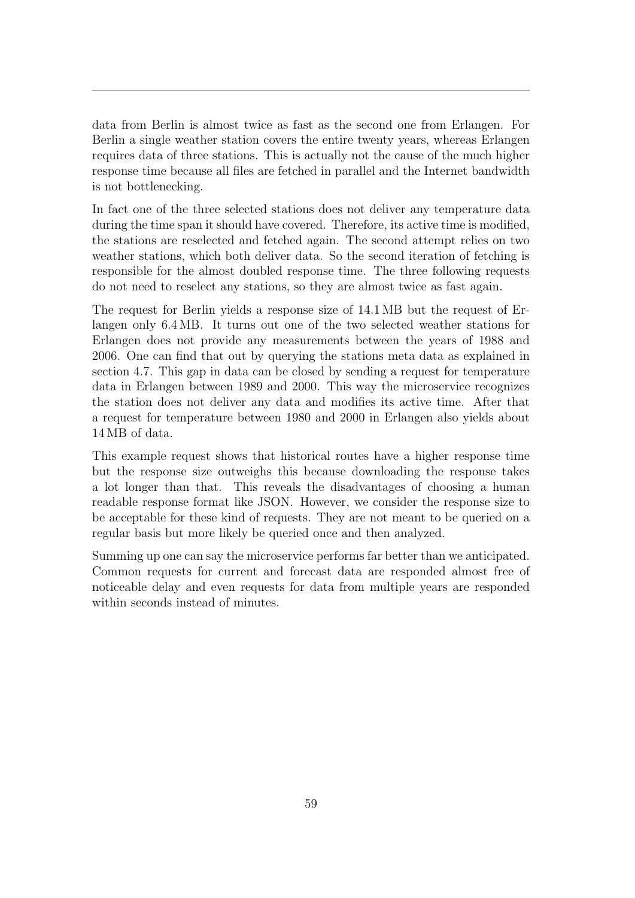data from Berlin is almost twice as fast as the second one from Erlangen. For Berlin a single weather station covers the entire twenty years, whereas Erlangen requires data of three stations. This is actually not the cause of the much higher response time because all files are fetched in parallel and the Internet bandwidth is not bottlenecking.

In fact one of the three selected stations does not deliver any temperature data during the time span it should have covered. Therefore, its active time is modified, the stations are reselected and fetched again. The second attempt relies on two weather stations, which both deliver data. So the second iteration of fetching is responsible for the almost doubled response time. The three following requests do not need to reselect any stations, so they are almost twice as fast again.

The request for Berlin yields a response size of 14.1 MB but the request of Erlangen only 6.4 MB. It turns out one of the two selected weather stations for Erlangen does not provide any measurements between the years of 1988 and 2006. One can find that out by querying the stations meta data as explained in section 4.7. This gap in data can be closed by sending a request for temperature data in Erlangen between 1989 and 2000. This way the microservice recognizes the station does not deliver any data and modifies its active time. After that a request for temperature between 1980 and 2000 in Erlangen also yields about 14 MB of data.

This example request shows that historical routes have a higher response time but the response size outweighs this because downloading the response takes a lot longer than that. This reveals the disadvantages of choosing a human readable response format like JSON. However, we consider the response size to be acceptable for these kind of requests. They are not meant to be queried on a regular basis but more likely be queried once and then analyzed.

Summing up one can say the microservice performs far better than we anticipated. Common requests for current and forecast data are responded almost free of noticeable delay and even requests for data from multiple years are responded within seconds instead of minutes.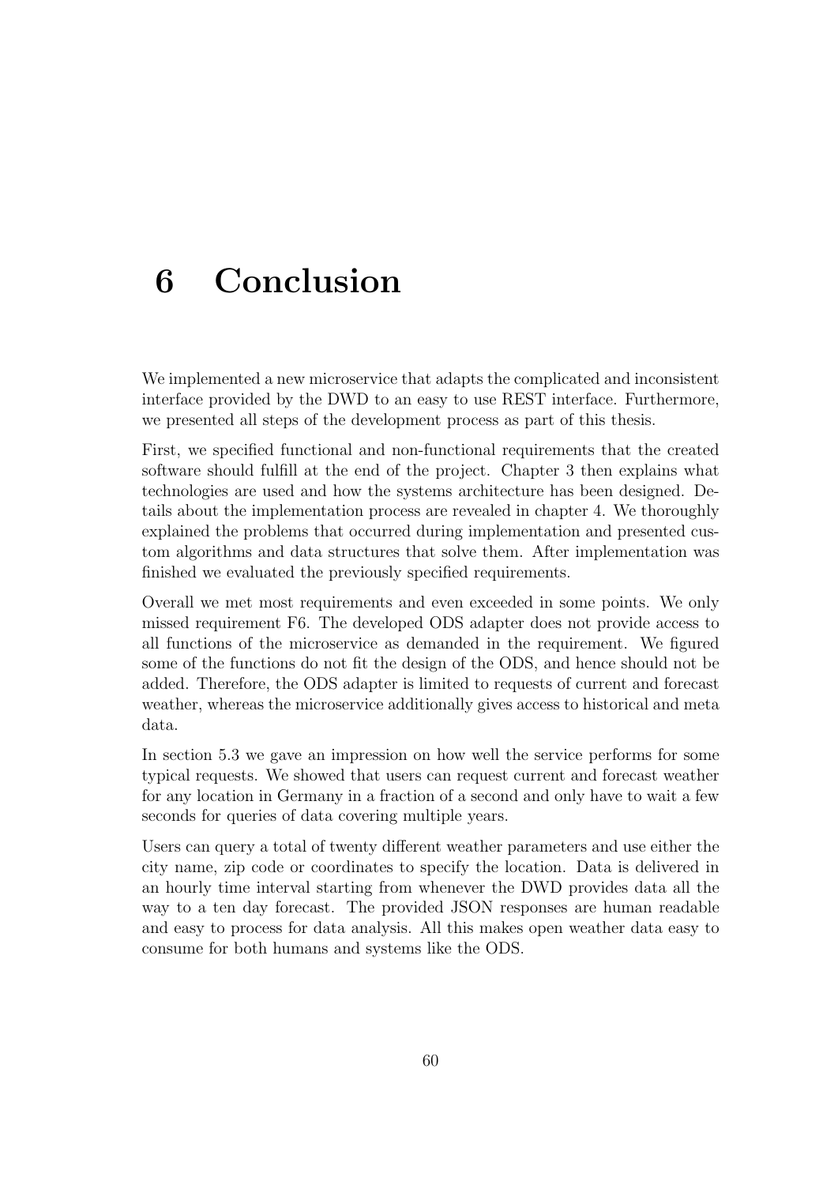# 6 Conclusion

We implemented a new microservice that adapts the complicated and inconsistent interface provided by the DWD to an easy to use REST interface. Furthermore, we presented all steps of the development process as part of this thesis.

First, we specified functional and non-functional requirements that the created software should fulfill at the end of the project. Chapter 3 then explains what technologies are used and how the systems architecture has been designed. Details about the implementation process are revealed in chapter 4. We thoroughly explained the problems that occurred during implementation and presented custom algorithms and data structures that solve them. After implementation was finished we evaluated the previously specified requirements.

Overall we met most requirements and even exceeded in some points. We only missed requirement F6. The developed ODS adapter does not provide access to all functions of the microservice as demanded in the requirement. We figured some of the functions do not fit the design of the ODS, and hence should not be added. Therefore, the ODS adapter is limited to requests of current and forecast weather, whereas the microservice additionally gives access to historical and meta data.

In section 5.3 we gave an impression on how well the service performs for some typical requests. We showed that users can request current and forecast weather for any location in Germany in a fraction of a second and only have to wait a few seconds for queries of data covering multiple years.

Users can query a total of twenty different weather parameters and use either the city name, zip code or coordinates to specify the location. Data is delivered in an hourly time interval starting from whenever the DWD provides data all the way to a ten day forecast. The provided JSON responses are human readable and easy to process for data analysis. All this makes open weather data easy to consume for both humans and systems like the ODS.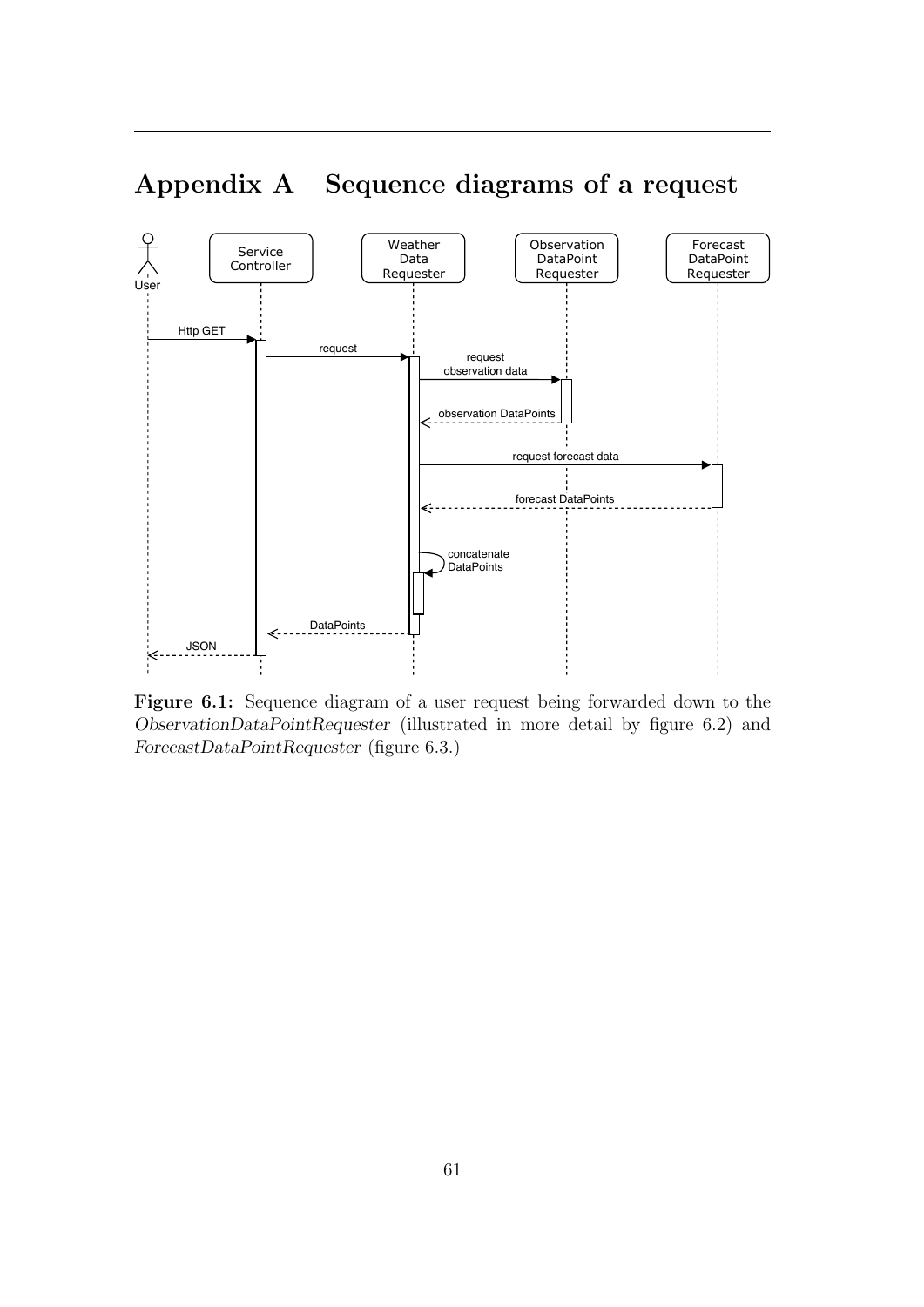# Appendix A Sequence diagrams of a request

**Figure 6.1:** Sequence diagram of a user request being forwarded down to the *ObservationDataPointRequester* (illustrated in more detail by figure 6.2) and *ForecastDataPointRequester* (figure 6.3.)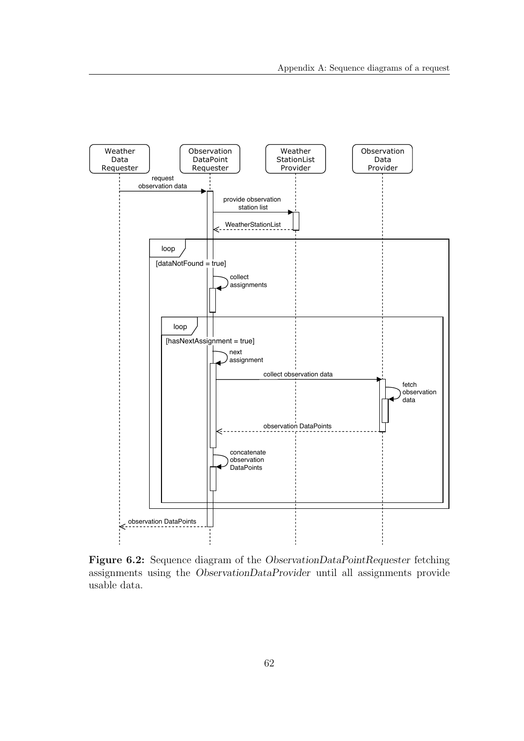**Figure 6.2:** Sequence diagram of the *ObservationDataPointRequester* fetching assignments using the *ObservationDataProvider* until all assignments provide usable data.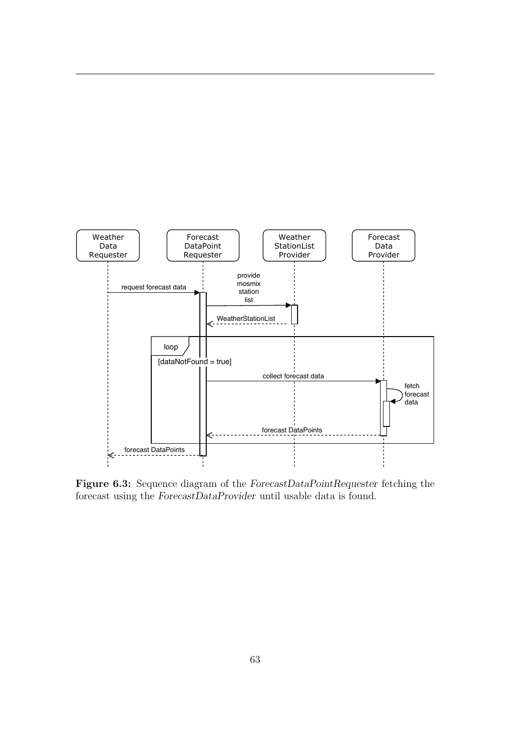**Figure 6.3:** Sequence diagram of the *ForecastDataPointRequester* fetching the forecast using the *ForecastDataProvider* until usable data is found.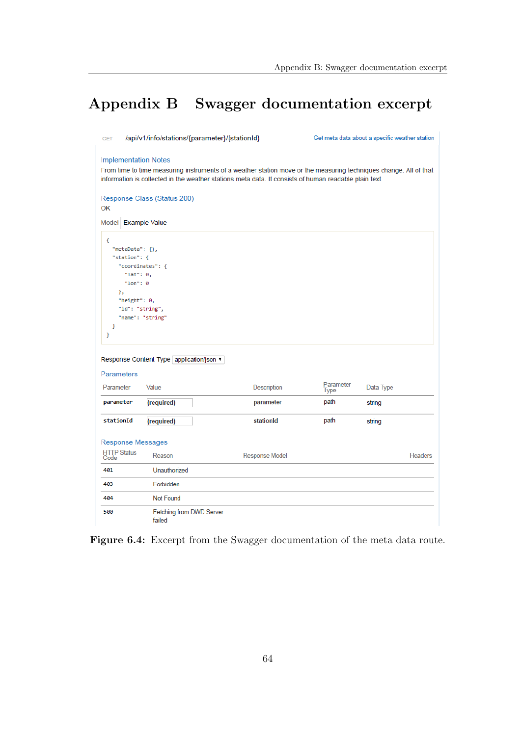# Appendix B Swagger documentation excerpt

GET /api/v1/info/stations/{parameter}/{stationId} Get meta data about a specific weather station

### Implementation Notes

From time to time measuring instruments of a weather station move or the measuring techniques change. All of that information is collected in the weather stations meta data. It consists of human readable plain text

### Response Class (Status 200)

OK

Model | Example Value

```
{
  "metaData": {},
  "station": {
    "coordinates": {
      "lat": 0,
      "lon": 0
    },
    "height": 0,
    "id": "string",
    "name": "string"
  }
}
```

Response Content Type application/json

### Parameters

| Parameter | Value | Description | Parameter Type | Data Type |
|---|---|---|---|---|
| parameter | (required) | parameter | path | string |
| stationId | (required) | stationId | path | string |

### Response Messages

| HTTP Status Code | Reason | Response Model | Headers |
|---|---|---|---|
| 401 | Unauthorized | | |
| 403 | Forbidden | | |
| 404 | Not Found | | |
| 500 | Fetching from DWD Server failed | | |

**Figure 6.4:** Excerpt from the Swagger documentation of the meta data route.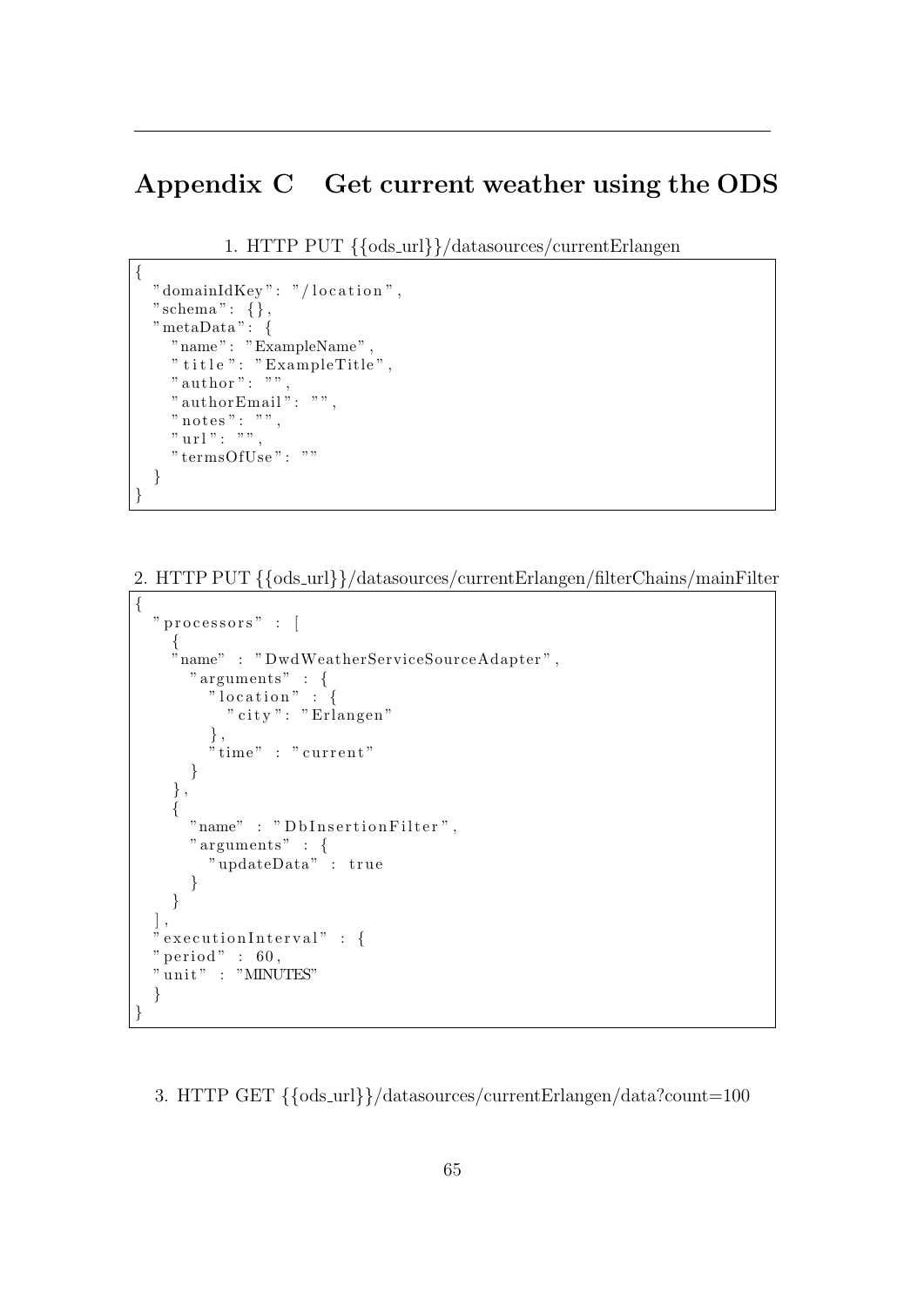# Appendix C  Get current weather using the ODS

1. HTTP PUT {{ods_url}}/datasources/currentErlangen

```
{
  "domainIdKey": "/location",
  "schema": {},
  "metaData": {
    "name": "ExampleName",
    "title": "ExampleTitle",
    "author": "",
    "authorEmail": "",
    "notes": "",
    "url": "",
    "termsOfUse": ""
  }
}
```

2. HTTP PUT {{ods_url}}/datasources/currentErlangen/filterChains/mainFilter

```
{
  "processors" : [
    {
    "name" : "DwdWeatherServiceSourceAdapter",
      "arguments" : {
        "location" : {
          "city": "Erlangen"
        },
        "time" : "current"
      }
    },
    {
      "name" : "DbInsertionFilter",
      "arguments" : {
        "updateData" : true
      }
    }
  ],
  "executionInterval" : {
  "period" : 60,
  "unit" : "MINUTES"
  }
}
```

3. HTTP GET {{ods_url}}/datasources/currentErlangen/data?count=100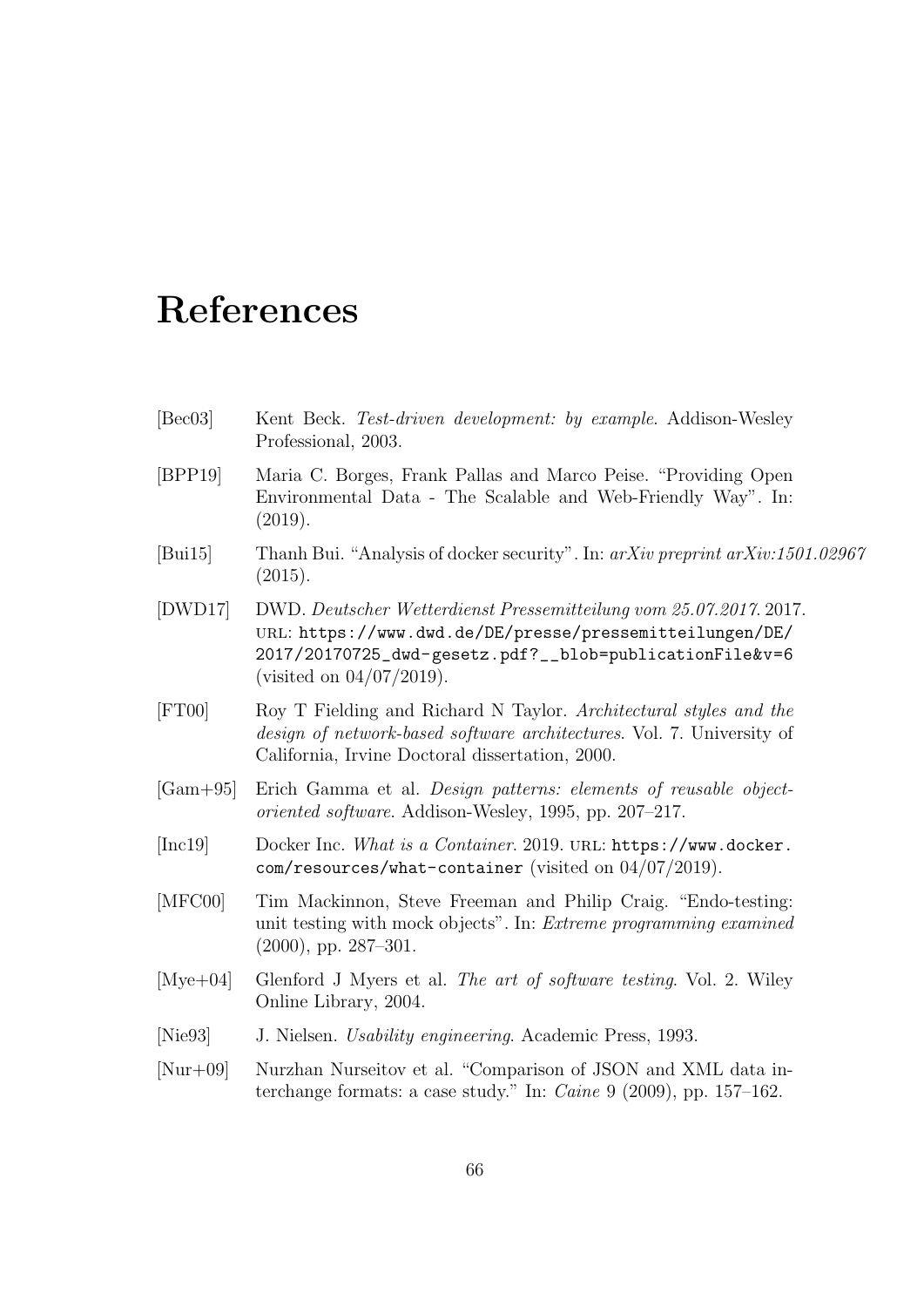# References

[Bec03] Kent Beck. *Test-driven development: by example*. Addison-Wesley Professional, 2003.

[BPP19] Maria C. Borges, Frank Pallas and Marco Peise. "Providing Open Environmental Data - The Scalable and Web-Friendly Way". In: (2019).

[Bui15] Thanh Bui. "Analysis of docker security". In: *arXiv preprint arXiv:1501.02967* (2015).

[DWD17] DWD. *Deutscher Wetterdienst Pressemitteilung vom 25.07.2017*. 2017. URL: https://www.dwd.de/DE/presse/pressemitteilungen/DE/2017/20170725_dwd-gesetz.pdf?__blob=publicationFile&v=6 (visited on 04/07/2019).

[FT00] Roy T Fielding and Richard N Taylor. *Architectural styles and the design of network-based software architectures*. Vol. 7. University of California, Irvine Doctoral dissertation, 2000.

[Gam+95] Erich Gamma et al. *Design patterns: elements of reusable object-oriented software*. Addison-Wesley, 1995, pp. 207–217.

[Inc19] Docker Inc. *What is a Container*. 2019. URL: https://www.docker.com/resources/what-container (visited on 04/07/2019).

[MFC00] Tim Mackinnon, Steve Freeman and Philip Craig. "Endo-testing: unit testing with mock objects". In: *Extreme programming examined* (2000), pp. 287–301.

[Mye+04] Glenford J Myers et al. *The art of software testing*. Vol. 2. Wiley Online Library, 2004.

[Nie93] J. Nielsen. *Usability engineering*. Academic Press, 1993.

[Nur+09] Nurzhan Nurseitov et al. "Comparison of JSON and XML data interchange formats: a case study." In: *Caine* 9 (2009), pp. 157–162.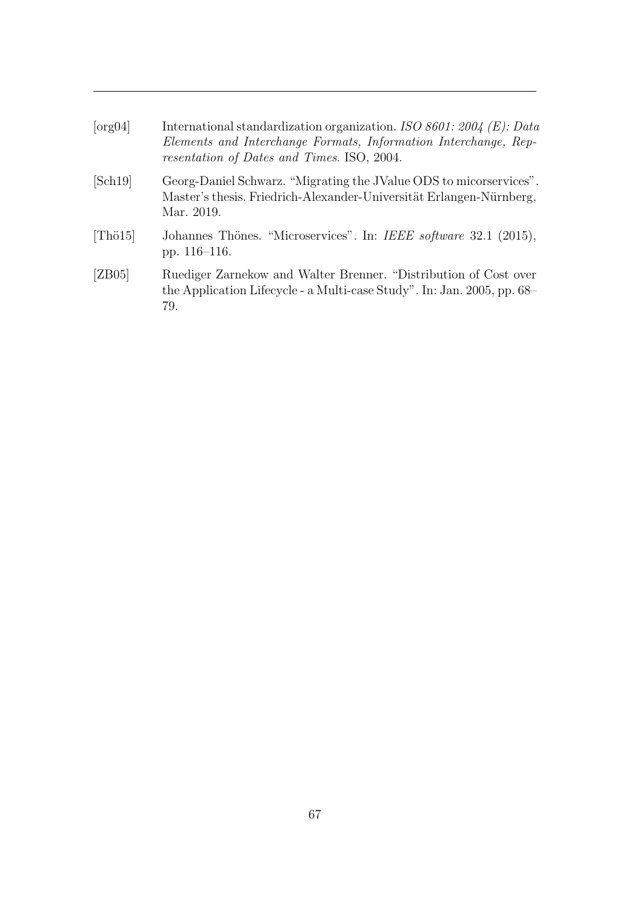[org04] International standardization organization. *ISO 8601: 2004 (E): Data Elements and Interchange Formats, Information Interchange, Representation of Dates and Times*. ISO, 2004.

[Sch19] Georg-Daniel Schwarz. "Migrating the JValue ODS to micorservices". Master's thesis. Friedrich-Alexander-Universität Erlangen-Nürnberg, Mar. 2019.

[Thö15] Johannes Thönes. "Microservices". In: *IEEE software* 32.1 (2015), pp. 116–116.

[ZB05] Ruediger Zarnekow and Walter Brenner. "Distribution of Cost over the Application Lifecycle - a Multi-case Study". In: Jan. 2005, pp. 68–79.